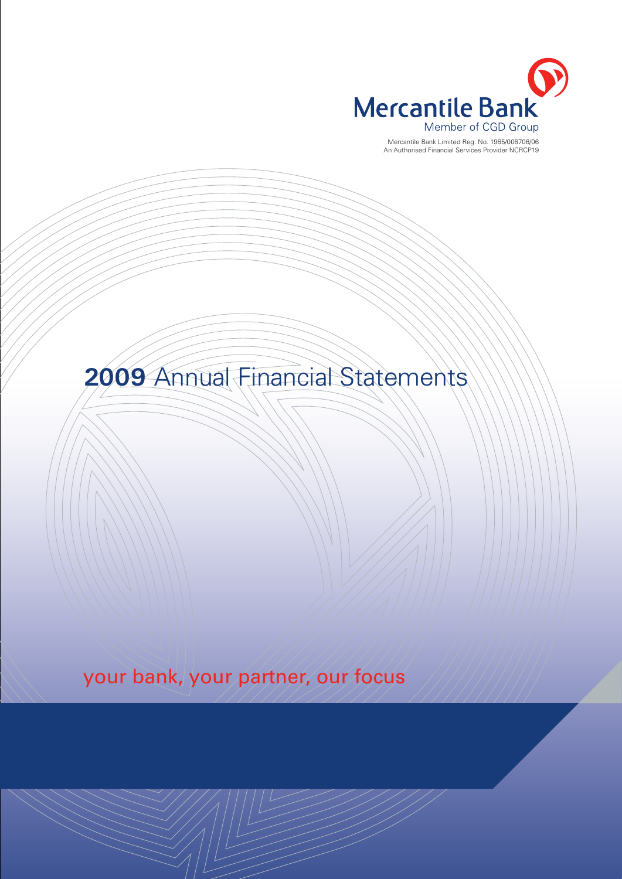Mercantile Bank

Member of CGD Group

Mercantile Bank Limited Reg. No. 1965/006706/06
An Authorised Financial Services Provider NCRCP19

# **2009** Annual Financial Statements

your bank, your partner, our focus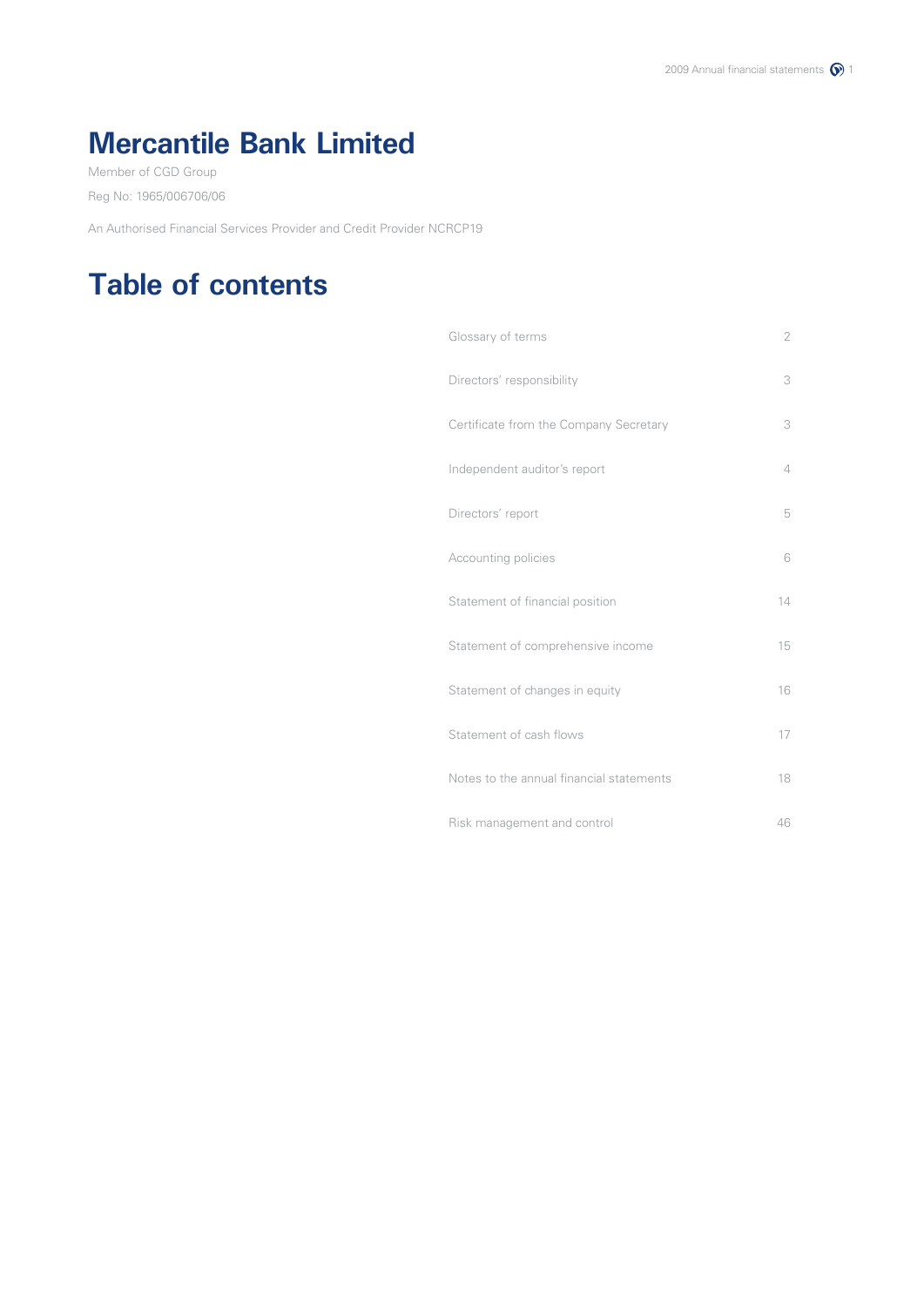# Mercantile Bank Limited

Member of CGD Group

Reg No: 1965/006706/06

An Authorised Financial Services Provider and Credit Provider NCRCP19

# Table of contents

| | |
|---|---|
| Glossary of terms | 2 |
| Directors' responsibility | 3 |
| Certificate from the Company Secretary | 3 |
| Independent auditor's report | 4 |
| Directors' report | 5 |
| Accounting policies | 6 |
| Statement of financial position | 14 |
| Statement of comprehensive income | 15 |
| Statement of changes in equity | 16 |
| Statement of cash flows | 17 |
| Notes to the annual financial statements | 18 |
| Risk management and control | 46 |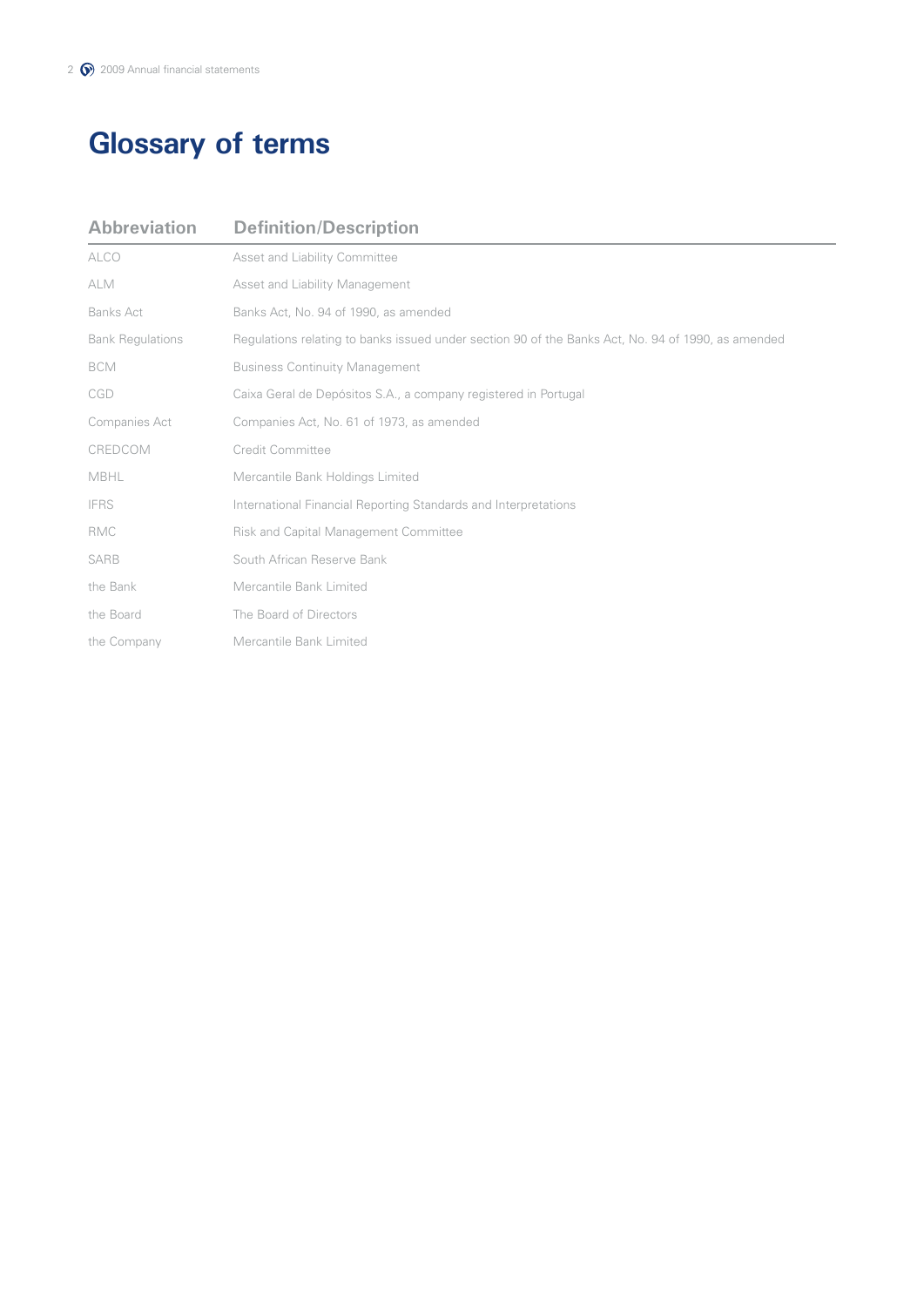# Glossary of terms

| Abbreviation | Definition/Description |
| --- | --- |
| ALCO | Asset and Liability Committee |
| ALM | Asset and Liability Management |
| Banks Act | Banks Act, No. 94 of 1990, as amended |
| Bank Regulations | Regulations relating to banks issued under section 90 of the Banks Act, No. 94 of 1990, as amended |
| BCM | Business Continuity Management |
| CGD | Caixa Geral de Depósitos S.A., a company registered in Portugal |
| Companies Act | Companies Act, No. 61 of 1973, as amended |
| CREDCOM | Credit Committee |
| MBHL | Mercantile Bank Holdings Limited |
| IFRS | International Financial Reporting Standards and Interpretations |
| RMC | Risk and Capital Management Committee |
| SARB | South African Reserve Bank |
| the Bank | Mercantile Bank Limited |
| the Board | The Board of Directors |
| the Company | Mercantile Bank Limited |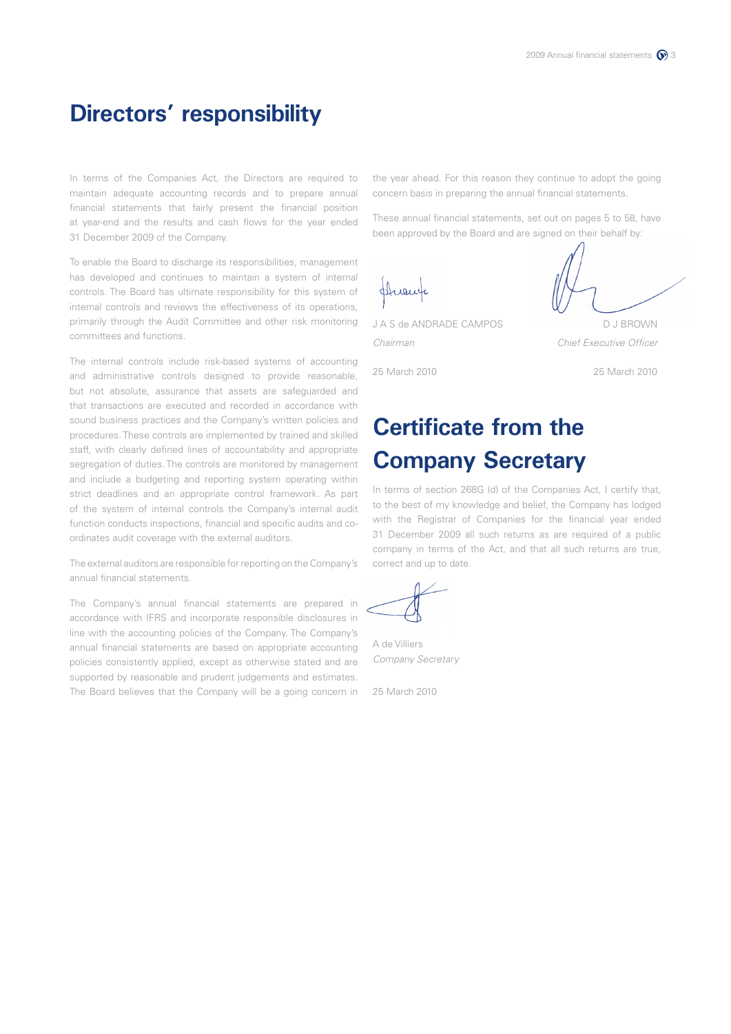# Directors' responsibility

In terms of the Companies Act, the Directors are required to maintain adequate accounting records and to prepare annual financial statements that fairly present the financial position at year-end and the results and cash flows for the year ended 31 December 2009 of the Company.

To enable the Board to discharge its responsibilities, management has developed and continues to maintain a system of internal controls. The Board has ultimate responsibility for this system of internal controls and reviews the effectiveness of its operations, primarily through the Audit Committee and other risk monitoring committees and functions.

The internal controls include risk-based systems of accounting and administrative controls designed to provide reasonable, but not absolute, assurance that assets are safeguarded and that transactions are executed and recorded in accordance with sound business practices and the Company's written policies and procedures. These controls are implemented by trained and skilled staff, with clearly defined lines of accountability and appropriate segregation of duties. The controls are monitored by management and include a budgeting and reporting system operating within strict deadlines and an appropriate control framework. As part of the system of internal controls the Company's internal audit function conducts inspections, financial and specific audits and co-ordinates audit coverage with the external auditors.

The external auditors are responsible for reporting on the Company's annual financial statements.

The Company's annual financial statements are prepared in accordance with IFRS and incorporate responsible disclosures in line with the accounting policies of the Company. The Company's annual financial statements are based on appropriate accounting policies consistently applied, except as otherwise stated and are supported by reasonable and prudent judgements and estimates. The Board believes that the Company will be a going concern in the year ahead. For this reason they continue to adopt the going concern basis in preparing the annual financial statements.

These annual financial statements, set out on pages 5 to 58, have been approved by the Board and are signed on their behalf by:

J A S de ANDRADE CAMPOS
*Chairman*

25 March 2010

D J BROWN
*Chief Executive Officer*

25 March 2010

# Certificate from the Company Secretary

In terms of section 268G (d) of the Companies Act, I certify that, to the best of my knowledge and belief, the Company has lodged with the Registrar of Companies for the financial year ended 31 December 2009 all such returns as are required of a public company in terms of the Act, and that all such returns are true, correct and up to date.

A de Villiers
*Company Secretary*

25 March 2010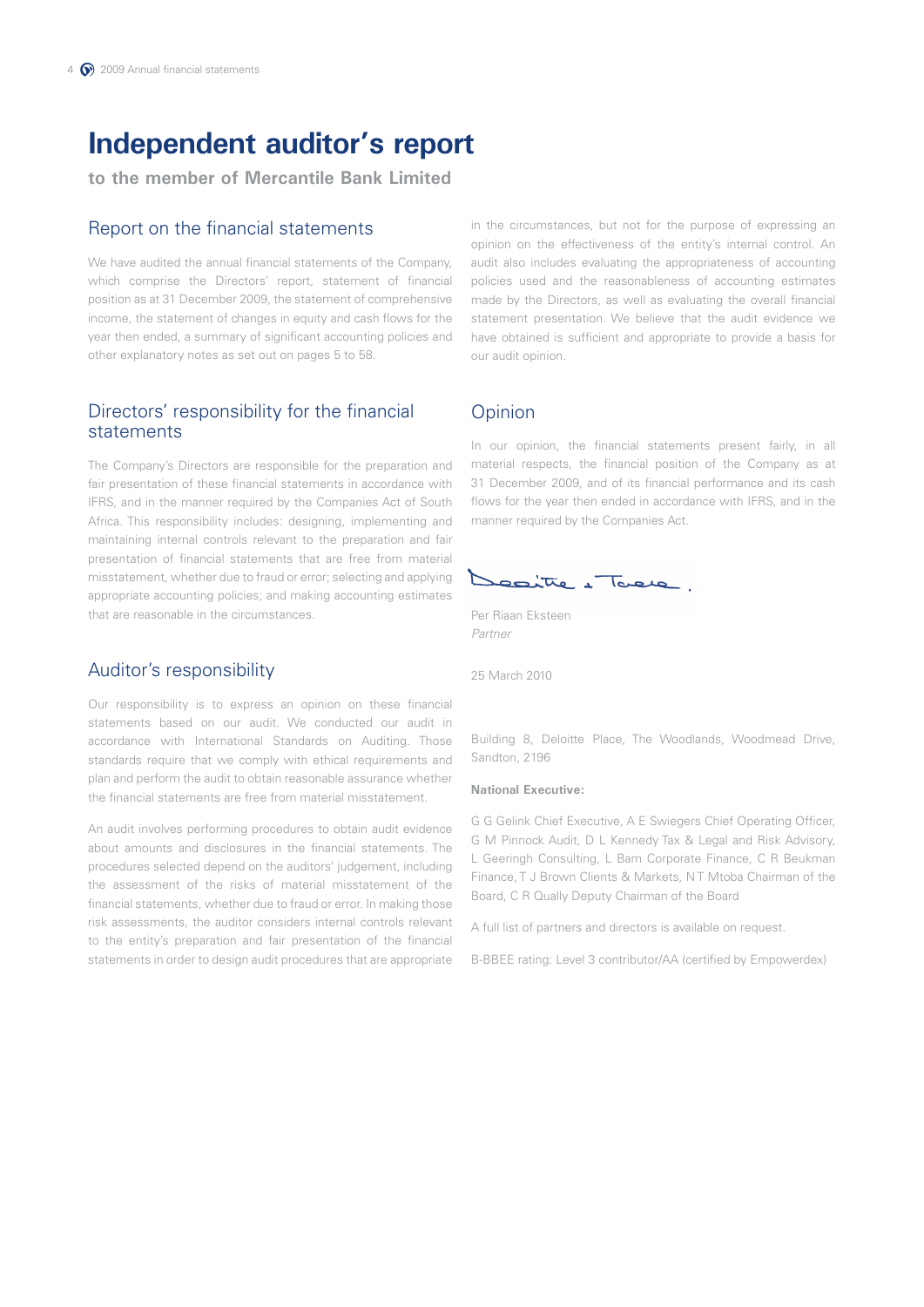# Independent auditor's report

**to the member of Mercantile Bank Limited**

## Report on the financial statements

We have audited the annual financial statements of the Company, which comprise the Directors' report, statement of financial position as at 31 December 2009, the statement of comprehensive income, the statement of changes in equity and cash flows for the year then ended, a summary of significant accounting policies and other explanatory notes as set out on pages 5 to 58.

## Directors' responsibility for the financial statements

The Company's Directors are responsible for the preparation and fair presentation of these financial statements in accordance with IFRS, and in the manner required by the Companies Act of South Africa. This responsibility includes: designing, implementing and maintaining internal controls relevant to the preparation and fair presentation of financial statements that are free from material misstatement, whether due to fraud or error; selecting and applying appropriate accounting policies; and making accounting estimates that are reasonable in the circumstances.

## Auditor's responsibility

Our responsibility is to express an opinion on these financial statements based on our audit. We conducted our audit in accordance with International Standards on Auditing. Those standards require that we comply with ethical requirements and plan and perform the audit to obtain reasonable assurance whether the financial statements are free from material misstatement.

An audit involves performing procedures to obtain audit evidence about amounts and disclosures in the financial statements. The procedures selected depend on the auditors' judgement, including the assessment of the risks of material misstatement of the financial statements, whether due to fraud or error. In making those risk assessments, the auditor considers internal controls relevant to the entity's preparation and fair presentation of the financial statements in order to design audit procedures that are appropriate in the circumstances, but not for the purpose of expressing an opinion on the effectiveness of the entity's internal control. An audit also includes evaluating the appropriateness of accounting policies used and the reasonableness of accounting estimates made by the Directors, as well as evaluating the overall financial statement presentation. We believe that the audit evidence we have obtained is sufficient and appropriate to provide a basis for our audit opinion.

## Opinion

In our opinion, the financial statements present fairly, in all material respects, the financial position of the Company as at 31 December 2009, and of its financial performance and its cash flows for the year then ended in accordance with IFRS, and in the manner required by the Companies Act.

Deloitte & Touche

Per Riaan Eksteen
*Partner*

25 March 2010

Building 8, Deloitte Place, The Woodlands, Woodmead Drive, Sandton, 2196

**National Executive:**

G G Gelink Chief Executive, A E Swiegers Chief Operating Officer, G M Pinnock Audit, D L Kennedy Tax & Legal and Risk Advisory, L Geeringh Consulting, L Bam Corporate Finance, C R Beukman Finance, T J Brown Clients & Markets, N T Mtoba Chairman of the Board, C R Qually Deputy Chairman of the Board

A full list of partners and directors is available on request.

B-BBEE rating: Level 3 contributor/AA (certified by Empowerdex)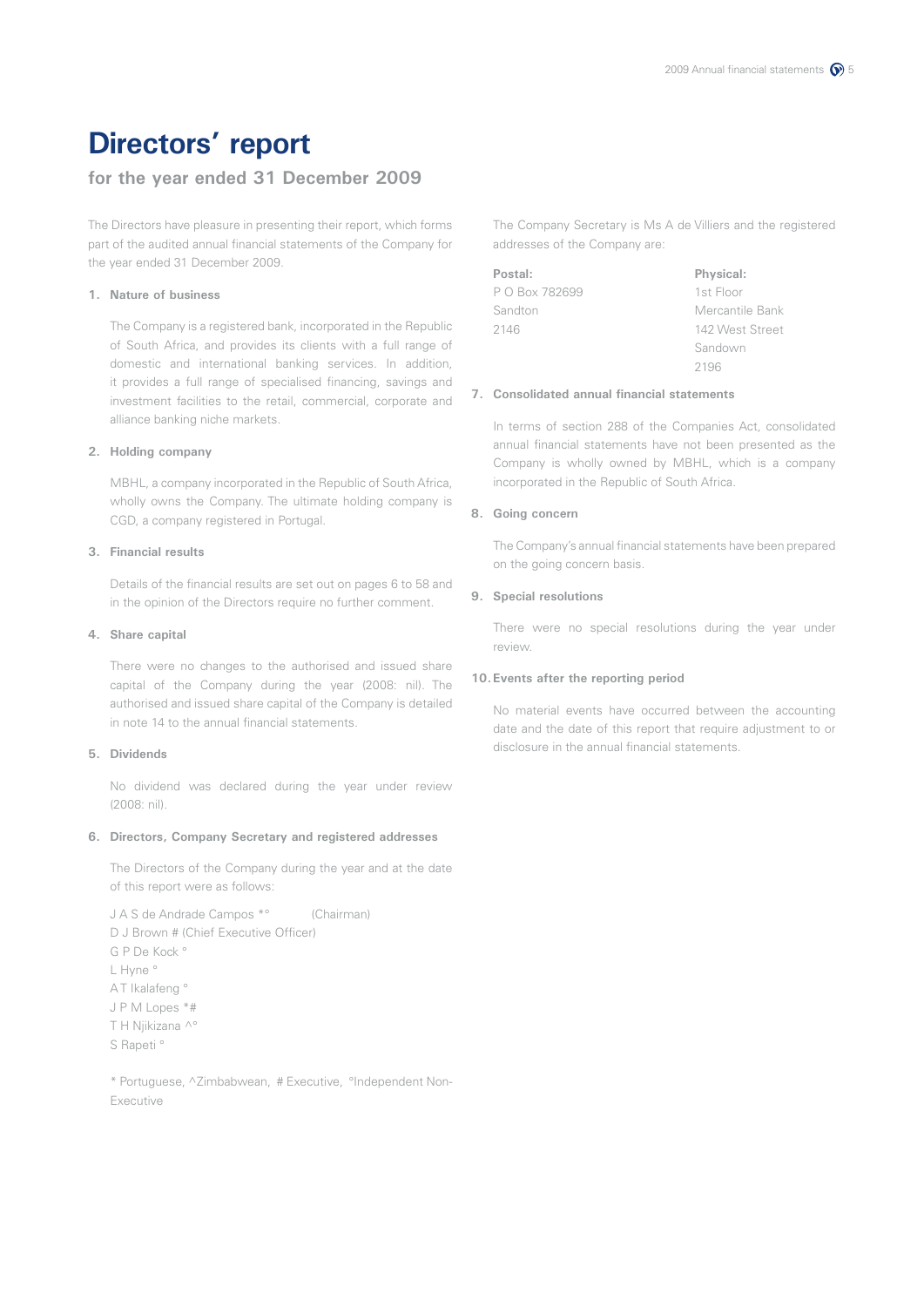# Directors' report

## for the year ended 31 December 2009

The Directors have pleasure in presenting their report, which forms part of the audited annual financial statements of the Company for the year ended 31 December 2009.

### 1. Nature of business

The Company is a registered bank, incorporated in the Republic of South Africa, and provides its clients with a full range of domestic and international banking services. In addition, it provides a full range of specialised financing, savings and investment facilities to the retail, commercial, corporate and alliance banking niche markets.

### 2. Holding company

MBHL, a company incorporated in the Republic of South Africa, wholly owns the Company. The ultimate holding company is CGD, a company registered in Portugal.

### 3. Financial results

Details of the financial results are set out on pages 6 to 58 and in the opinion of the Directors require no further comment.

### 4. Share capital

There were no changes to the authorised and issued share capital of the Company during the year (2008: nil). The authorised and issued share capital of the Company is detailed in note 14 to the annual financial statements.

### 5. Dividends

No dividend was declared during the year under review (2008: nil).

### 6. Directors, Company Secretary and registered addresses

The Directors of the Company during the year and at the date of this report were as follows:

J A S de Andrade Campos *° (Chairman)
D J Brown # (Chief Executive Officer)
G P De Kock °
L Hyne °
A T Ikalafeng °
J P M Lopes *#
T H Njikizana ^°
S Rapeti °

* Portuguese, ^Zimbabwean, # Executive, °Independent Non-Executive

The Company Secretary is Ms A de Villiers and the registered addresses of the Company are:

| **Postal:** | **Physical:** |
|---|---|
| P O Box 782699 | 1st Floor |
| Sandton | Mercantile Bank |
| 2146 | 142 West Street |
| | Sandown |
| | 2196 |

### 7. Consolidated annual financial statements

In terms of section 288 of the Companies Act, consolidated annual financial statements have not been presented as the Company is wholly owned by MBHL, which is a company incorporated in the Republic of South Africa.

### 8. Going concern

The Company's annual financial statements have been prepared on the going concern basis.

### 9. Special resolutions

There were no special resolutions during the year under review.

### 10. Events after the reporting period

No material events have occurred between the accounting date and the date of this report that require adjustment to or disclosure in the annual financial statements.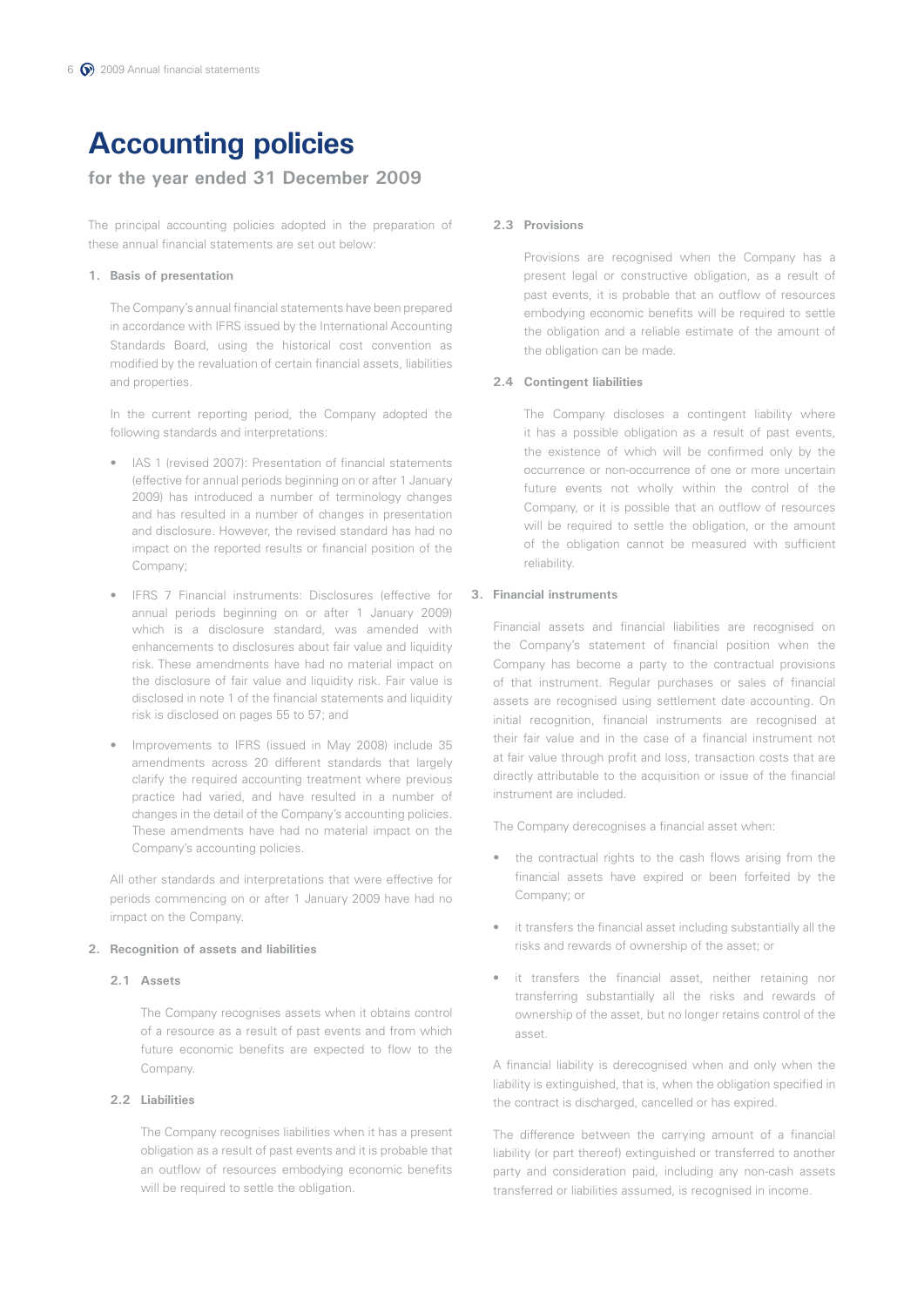# Accounting policies

## for the year ended 31 December 2009

The principal accounting policies adopted in the preparation of these annual financial statements are set out below:

### 1. Basis of presentation

The Company's annual financial statements have been prepared in accordance with IFRS issued by the International Accounting Standards Board, using the historical cost convention as modified by the revaluation of certain financial assets, liabilities and properties.

In the current reporting period, the Company adopted the following standards and interpretations:

- IAS 1 (revised 2007): Presentation of financial statements (effective for annual periods beginning on or after 1 January 2009) has introduced a number of terminology changes and has resulted in a number of changes in presentation and disclosure. However, the revised standard has had no impact on the reported results or financial position of the Company;
- IFRS 7 Financial instruments: Disclosures (effective for annual periods beginning on or after 1 January 2009) which is a disclosure standard, was amended with enhancements to disclosures about fair value and liquidity risk. These amendments have had no material impact on the disclosure of fair value and liquidity risk. Fair value is disclosed in note 1 of the financial statements and liquidity risk is disclosed on pages 55 to 57; and
- Improvements to IFRS (issued in May 2008) include 35 amendments across 20 different standards that largely clarify the required accounting treatment where previous practice had varied, and have resulted in a number of changes in the detail of the Company's accounting policies. These amendments have had no material impact on the Company's accounting policies.

All other standards and interpretations that were effective for periods commencing on or after 1 January 2009 have had no impact on the Company.

### 2. Recognition of assets and liabilities

#### 2.1 Assets

The Company recognises assets when it obtains control of a resource as a result of past events and from which future economic benefits are expected to flow to the Company.

#### 2.2 Liabilities

The Company recognises liabilities when it has a present obligation as a result of past events and it is probable that an outflow of resources embodying economic benefits will be required to settle the obligation.

#### 2.3 Provisions

Provisions are recognised when the Company has a present legal or constructive obligation, as a result of past events, it is probable that an outflow of resources embodying economic benefits will be required to settle the obligation and a reliable estimate of the amount of the obligation can be made.

#### 2.4 Contingent liabilities

The Company discloses a contingent liability where it has a possible obligation as a result of past events, the existence of which will be confirmed only by the occurrence or non-occurrence of one or more uncertain future events not wholly within the control of the Company, or it is possible that an outflow of resources will be required to settle the obligation, or the amount of the obligation cannot be measured with sufficient reliability.

### 3. Financial instruments

Financial assets and financial liabilities are recognised on the Company's statement of financial position when the Company has become a party to the contractual provisions of that instrument. Regular purchases or sales of financial assets are recognised using settlement date accounting. On initial recognition, financial instruments are recognised at their fair value and in the case of a financial instrument not at fair value through profit and loss, transaction costs that are directly attributable to the acquisition or issue of the financial instrument are included.

The Company derecognises a financial asset when:

- the contractual rights to the cash flows arising from the financial assets have expired or been forfeited by the Company; or
- it transfers the financial asset including substantially all the risks and rewards of ownership of the asset; or
- it transfers the financial asset, neither retaining nor transferring substantially all the risks and rewards of ownership of the asset, but no longer retains control of the asset.

A financial liability is derecognised when and only when the liability is extinguished, that is, when the obligation specified in the contract is discharged, cancelled or has expired.

The difference between the carrying amount of a financial liability (or part thereof) extinguished or transferred to another party and consideration paid, including any non-cash assets transferred or liabilities assumed, is recognised in income.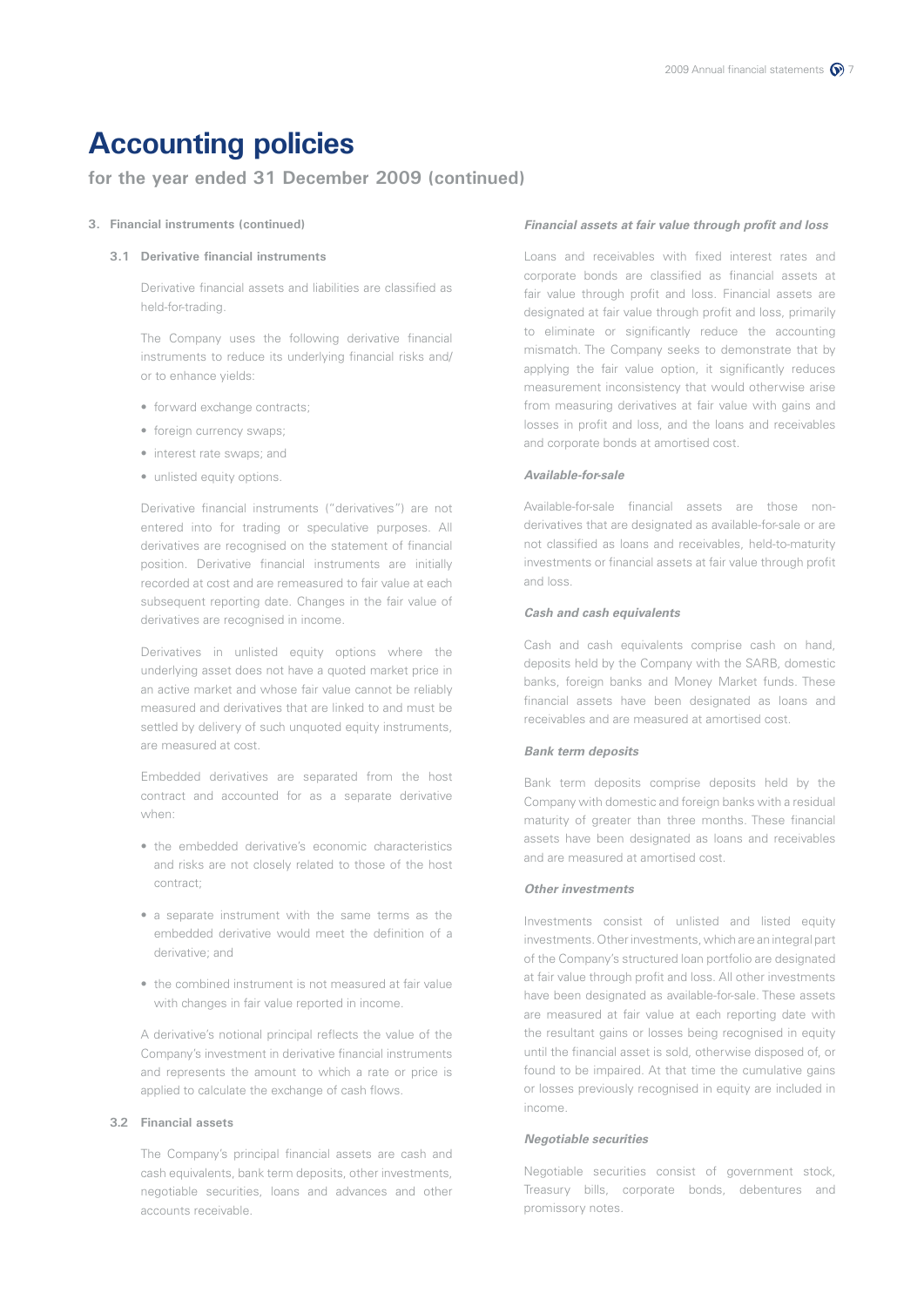# Accounting policies

## for the year ended 31 December 2009 (continued)

**3. Financial instruments (continued)**

**3.1 Derivative financial instruments**

Derivative financial assets and liabilities are classified as held-for-trading.

The Company uses the following derivative financial instruments to reduce its underlying financial risks and/or to enhance yields:

- forward exchange contracts;
- foreign currency swaps;
- interest rate swaps; and
- unlisted equity options.

Derivative financial instruments ("derivatives") are not entered into for trading or speculative purposes. All derivatives are recognised on the statement of financial position. Derivative financial instruments are initially recorded at cost and are remeasured to fair value at each subsequent reporting date. Changes in the fair value of derivatives are recognised in income.

Derivatives in unlisted equity options where the underlying asset does not have a quoted market price in an active market and whose fair value cannot be reliably measured and derivatives that are linked to and must be settled by delivery of such unquoted equity instruments, are measured at cost.

Embedded derivatives are separated from the host contract and accounted for as a separate derivative when:

- the embedded derivative's economic characteristics and risks are not closely related to those of the host contract;
- a separate instrument with the same terms as the embedded derivative would meet the definition of a derivative; and
- the combined instrument is not measured at fair value with changes in fair value reported in income.

A derivative's notional principal reflects the value of the Company's investment in derivative financial instruments and represents the amount to which a rate or price is applied to calculate the exchange of cash flows.

**3.2 Financial assets**

The Company's principal financial assets are cash and cash equivalents, bank term deposits, other investments, negotiable securities, loans and advances and other accounts receivable.

***Financial assets at fair value through profit and loss***

Loans and receivables with fixed interest rates and corporate bonds are classified as financial assets at fair value through profit and loss. Financial assets are designated at fair value through profit and loss, primarily to eliminate or significantly reduce the accounting mismatch. The Company seeks to demonstrate that by applying the fair value option, it significantly reduces measurement inconsistency that would otherwise arise from measuring derivatives at fair value with gains and losses in profit and loss, and the loans and receivables and corporate bonds at amortised cost.

***Available-for-sale***

Available-for-sale financial assets are those non-derivatives that are designated as available-for-sale or are not classified as loans and receivables, held-to-maturity investments or financial assets at fair value through profit and loss.

***Cash and cash equivalents***

Cash and cash equivalents comprise cash on hand, deposits held by the Company with the SARB, domestic banks, foreign banks and Money Market funds. These financial assets have been designated as loans and receivables and are measured at amortised cost.

***Bank term deposits***

Bank term deposits comprise deposits held by the Company with domestic and foreign banks with a residual maturity of greater than three months. These financial assets have been designated as loans and receivables and are measured at amortised cost.

***Other investments***

Investments consist of unlisted and listed equity investments. Other investments, which are an integral part of the Company's structured loan portfolio are designated at fair value through profit and loss. All other investments have been designated as available-for-sale. These assets are measured at fair value at each reporting date with the resultant gains or losses being recognised in equity until the financial asset is sold, otherwise disposed of, or found to be impaired. At that time the cumulative gains or losses previously recognised in equity are included in income.

***Negotiable securities***

Negotiable securities consist of government stock, Treasury bills, corporate bonds, debentures and promissory notes.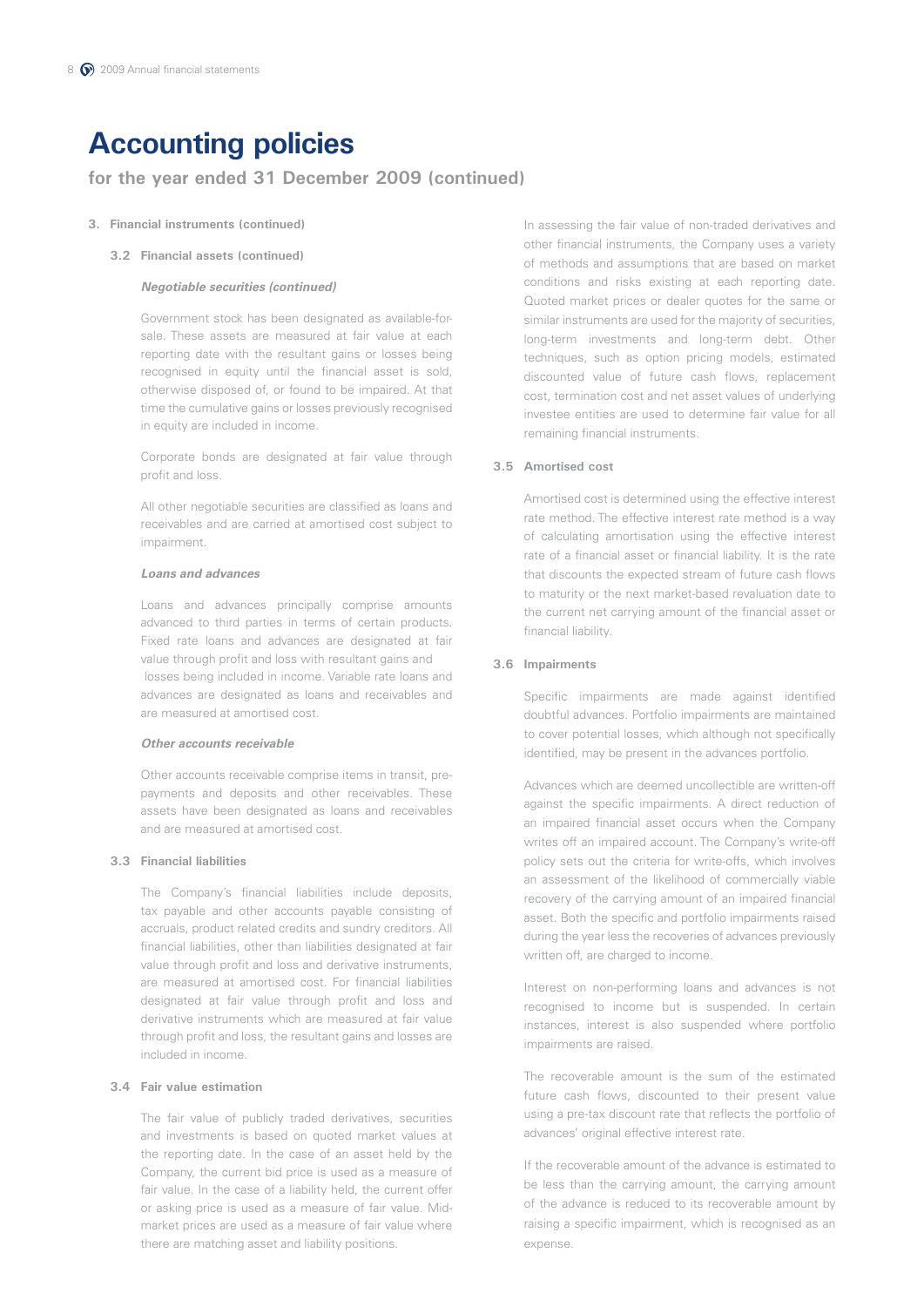# Accounting policies

**for the year ended 31 December 2009 (continued)**

**3. Financial instruments (continued)**

**3.2 Financial assets (continued)**

***Negotiable securities (continued)***

Government stock has been designated as available-for-sale. These assets are measured at fair value at each reporting date with the resultant gains or losses being recognised in equity until the financial asset is sold, otherwise disposed of, or found to be impaired. At that time the cumulative gains or losses previously recognised in equity are included in income.

Corporate bonds are designated at fair value through profit and loss.

All other negotiable securities are classified as loans and receivables and are carried at amortised cost subject to impairment.

***Loans and advances***

Loans and advances principally comprise amounts advanced to third parties in terms of certain products. Fixed rate loans and advances are designated at fair value through profit and loss with resultant gains and losses being included in income. Variable rate loans and advances are designated as loans and receivables and are measured at amortised cost.

***Other accounts receivable***

Other accounts receivable comprise items in transit, pre-payments and deposits and other receivables. These assets have been designated as loans and receivables and are measured at amortised cost.

**3.3 Financial liabilities**

The Company's financial liabilities include deposits, tax payable and other accounts payable consisting of accruals, product related credits and sundry creditors. All financial liabilities, other than liabilities designated at fair value through profit and loss and derivative instruments, are measured at amortised cost. For financial liabilities designated at fair value through profit and loss and derivative instruments which are measured at fair value through profit and loss, the resultant gains and losses are included in income.

**3.4 Fair value estimation**

The fair value of publicly traded derivatives, securities and investments is based on quoted market values at the reporting date. In the case of an asset held by the Company, the current bid price is used as a measure of fair value. In the case of a liability held, the current offer or asking price is used as a measure of fair value. Mid-market prices are used as a measure of fair value where there are matching asset and liability positions.

In assessing the fair value of non-traded derivatives and other financial instruments, the Company uses a variety of methods and assumptions that are based on market conditions and risks existing at each reporting date. Quoted market prices or dealer quotes for the same or similar instruments are used for the majority of securities, long-term investments and long-term debt. Other techniques, such as option pricing models, estimated discounted value of future cash flows, replacement cost, termination cost and net asset values of underlying investee entities are used to determine fair value for all remaining financial instruments.

**3.5 Amortised cost**

Amortised cost is determined using the effective interest rate method. The effective interest rate method is a way of calculating amortisation using the effective interest rate of a financial asset or financial liability. It is the rate that discounts the expected stream of future cash flows to maturity or the next market-based revaluation date to the current net carrying amount of the financial asset or financial liability.

**3.6 Impairments**

Specific impairments are made against identified doubtful advances. Portfolio impairments are maintained to cover potential losses, which although not specifically identified, may be present in the advances portfolio.

Advances which are deemed uncollectible are written-off against the specific impairments. A direct reduction of an impaired financial asset occurs when the Company writes off an impaired account. The Company's write-off policy sets out the criteria for write-offs, which involves an assessment of the likelihood of commercially viable recovery of the carrying amount of an impaired financial asset. Both the specific and portfolio impairments raised during the year less the recoveries of advances previously written off, are charged to income.

Interest on non-performing loans and advances is not recognised to income but is suspended. In certain instances, interest is also suspended where portfolio impairments are raised.

The recoverable amount is the sum of the estimated future cash flows, discounted to their present value using a pre-tax discount rate that reflects the portfolio of advances' original effective interest rate.

If the recoverable amount of the advance is estimated to be less than the carrying amount, the carrying amount of the advance is reduced to its recoverable amount by raising a specific impairment, which is recognised as an expense.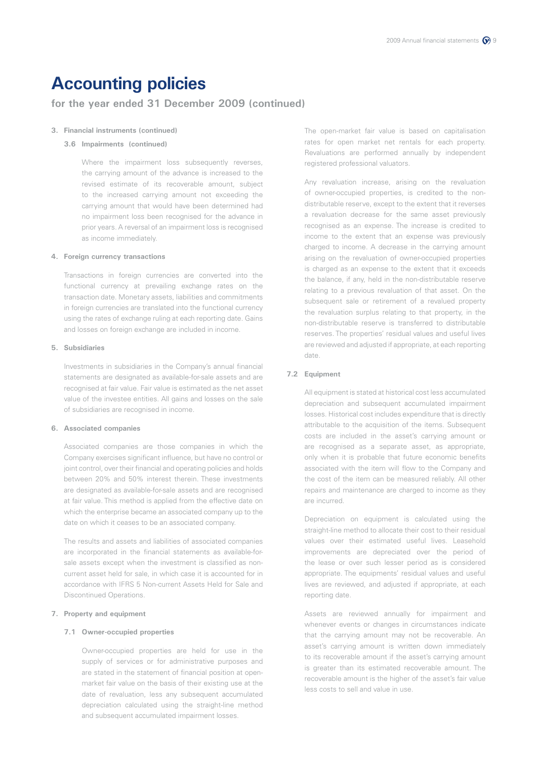# Accounting policies

## for the year ended 31 December 2009 (continued)

### 3. Financial instruments (continued)

#### 3.6 Impairments (continued)

Where the impairment loss subsequently reverses, the carrying amount of the advance is increased to the revised estimate of its recoverable amount, subject to the increased carrying amount not exceeding the carrying amount that would have been determined had no impairment loss been recognised for the advance in prior years. A reversal of an impairment loss is recognised as income immediately.

### 4. Foreign currency transactions

Transactions in foreign currencies are converted into the functional currency at prevailing exchange rates on the transaction date. Monetary assets, liabilities and commitments in foreign currencies are translated into the functional currency using the rates of exchange ruling at each reporting date. Gains and losses on foreign exchange are included in income.

### 5. Subsidiaries

Investments in subsidiaries in the Company's annual financial statements are designated as available-for-sale assets and are recognised at fair value. Fair value is estimated as the net asset value of the investee entities. All gains and losses on the sale of subsidiaries are recognised in income.

### 6. Associated companies

Associated companies are those companies in which the Company exercises significant influence, but have no control or joint control, over their financial and operating policies and holds between 20% and 50% interest therein. These investments are designated as available-for-sale assets and are recognised at fair value. This method is applied from the effective date on which the enterprise became an associated company up to the date on which it ceases to be an associated company.

The results and assets and liabilities of associated companies are incorporated in the financial statements as available-for-sale assets except when the investment is classified as non-current asset held for sale, in which case it is accounted for in accordance with IFRS 5 Non-current Assets Held for Sale and Discontinued Operations.

### 7. Property and equipment

#### 7.1 Owner-occupied properties

Owner-occupied properties are held for use in the supply of services or for administrative purposes and are stated in the statement of financial position at open-market fair value on the basis of their existing use at the date of revaluation, less any subsequent accumulated depreciation calculated using the straight-line method and subsequent accumulated impairment losses.

The open-market fair value is based on capitalisation rates for open market net rentals for each property. Revaluations are performed annually by independent registered professional valuators.

Any revaluation increase, arising on the revaluation of owner-occupied properties, is credited to the non-distributable reserve, except to the extent that it reverses a revaluation decrease for the same asset previously recognised as an expense. The increase is credited to income to the extent that an expense was previously charged to income. A decrease in the carrying amount arising on the revaluation of owner-occupied properties is charged as an expense to the extent that it exceeds the balance, if any, held in the non-distributable reserve relating to a previous revaluation of that asset. On the subsequent sale or retirement of a revalued property the revaluation surplus relating to that property, in the non-distributable reserve is transferred to distributable reserves. The properties' residual values and useful lives are reviewed and adjusted if appropriate, at each reporting date.

#### 7.2 Equipment

All equipment is stated at historical cost less accumulated depreciation and subsequent accumulated impairment losses. Historical cost includes expenditure that is directly attributable to the acquisition of the items. Subsequent costs are included in the asset's carrying amount or are recognised as a separate asset, as appropriate, only when it is probable that future economic benefits associated with the item will flow to the Company and the cost of the item can be measured reliably. All other repairs and maintenance are charged to income as they are incurred.

Depreciation on equipment is calculated using the straight-line method to allocate their cost to their residual values over their estimated useful lives. Leasehold improvements are depreciated over the period of the lease or over such lesser period as is considered appropriate. The equipments' residual values and useful lives are reviewed, and adjusted if appropriate, at each reporting date.

Assets are reviewed annually for impairment and whenever events or changes in circumstances indicate that the carrying amount may not be recoverable. An asset's carrying amount is written down immediately to its recoverable amount if the asset's carrying amount is greater than its estimated recoverable amount. The recoverable amount is the higher of the asset's fair value less costs to sell and value in use.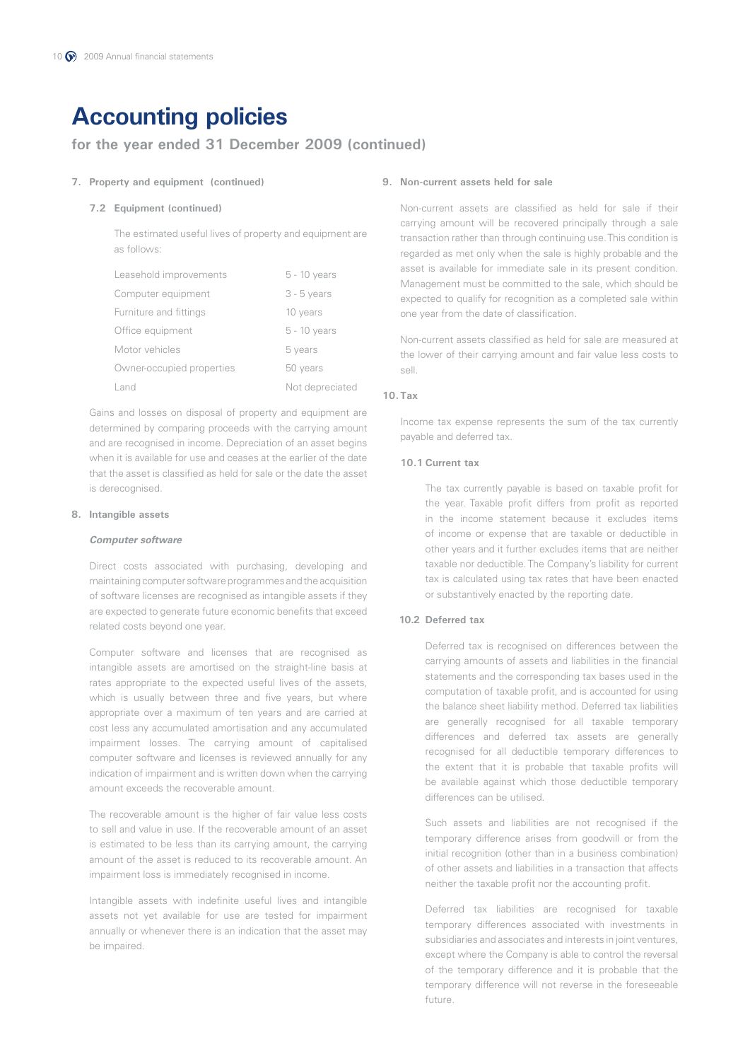# Accounting policies

## for the year ended 31 December 2009 (continued)

### 7. Property and equipment (continued)

#### 7.2 Equipment (continued)

The estimated useful lives of property and equipment are as follows:

| | |
|---|---|
| Leasehold improvements | 5 - 10 years |
| Computer equipment | 3 - 5 years |
| Furniture and fittings | 10 years |
| Office equipment | 5 - 10 years |
| Motor vehicles | 5 years |
| Owner-occupied properties | 50 years |
| Land | Not depreciated |

Gains and losses on disposal of property and equipment are determined by comparing proceeds with the carrying amount and are recognised in income. Depreciation of an asset begins when it is available for use and ceases at the earlier of the date that the asset is classified as held for sale or the date the asset is derecognised.

### 8. Intangible assets

***Computer software***

Direct costs associated with purchasing, developing and maintaining computer software programmes and the acquisition of software licenses are recognised as intangible assets if they are expected to generate future economic benefits that exceed related costs beyond one year.

Computer software and licenses that are recognised as intangible assets are amortised on the straight-line basis at rates appropriate to the expected useful lives of the assets, which is usually between three and five years, but where appropriate over a maximum of ten years and are carried at cost less any accumulated amortisation and any accumulated impairment losses. The carrying amount of capitalised computer software and licenses is reviewed annually for any indication of impairment and is written down when the carrying amount exceeds the recoverable amount.

The recoverable amount is the higher of fair value less costs to sell and value in use. If the recoverable amount of an asset is estimated to be less than its carrying amount, the carrying amount of the asset is reduced to its recoverable amount. An impairment loss is immediately recognised in income.

Intangible assets with indefinite useful lives and intangible assets not yet available for use are tested for impairment annually or whenever there is an indication that the asset may be impaired.

### 9. Non-current assets held for sale

Non-current assets are classified as held for sale if their carrying amount will be recovered principally through a sale transaction rather than through continuing use. This condition is regarded as met only when the sale is highly probable and the asset is available for immediate sale in its present condition. Management must be committed to the sale, which should be expected to qualify for recognition as a completed sale within one year from the date of classification.

Non-current assets classified as held for sale are measured at the lower of their carrying amount and fair value less costs to sell.

### 10. Tax

Income tax expense represents the sum of the tax currently payable and deferred tax.

#### 10.1 Current tax

The tax currently payable is based on taxable profit for the year. Taxable profit differs from profit as reported in the income statement because it excludes items of income or expense that are taxable or deductible in other years and it further excludes items that are neither taxable nor deductible. The Company's liability for current tax is calculated using tax rates that have been enacted or substantively enacted by the reporting date.

#### 10.2 Deferred tax

Deferred tax is recognised on differences between the carrying amounts of assets and liabilities in the financial statements and the corresponding tax bases used in the computation of taxable profit, and is accounted for using the balance sheet liability method. Deferred tax liabilities are generally recognised for all taxable temporary differences and deferred tax assets are generally recognised for all deductible temporary differences to the extent that it is probable that taxable profits will be available against which those deductible temporary differences can be utilised.

Such assets and liabilities are not recognised if the temporary difference arises from goodwill or from the initial recognition (other than in a business combination) of other assets and liabilities in a transaction that affects neither the taxable profit nor the accounting profit.

Deferred tax liabilities are recognised for taxable temporary differences associated with investments in subsidiaries and associates and interests in joint ventures, except where the Company is able to control the reversal of the temporary difference and it is probable that the temporary difference will not reverse in the foreseeable future.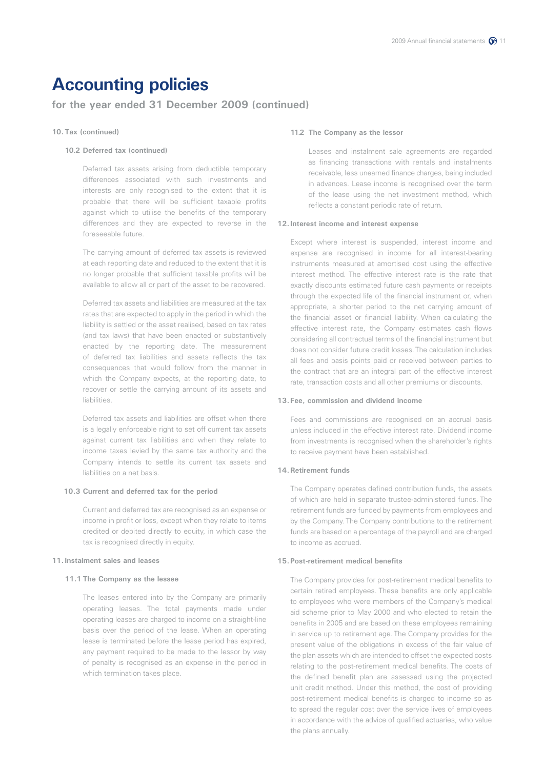# Accounting policies

## for the year ended 31 December 2009 (continued)

### 10. Tax (continued)

#### 10.2 Deferred tax (continued)

Deferred tax assets arising from deductible temporary differences associated with such investments and interests are only recognised to the extent that it is probable that there will be sufficient taxable profits against which to utilise the benefits of the temporary differences and they are expected to reverse in the foreseeable future.

The carrying amount of deferred tax assets is reviewed at each reporting date and reduced to the extent that it is no longer probable that sufficient taxable profits will be available to allow all or part of the asset to be recovered.

Deferred tax assets and liabilities are measured at the tax rates that are expected to apply in the period in which the liability is settled or the asset realised, based on tax rates (and tax laws) that have been enacted or substantively enacted by the reporting date. The measurement of deferred tax liabilities and assets reflects the tax consequences that would follow from the manner in which the Company expects, at the reporting date, to recover or settle the carrying amount of its assets and liabilities.

Deferred tax assets and liabilities are offset when there is a legally enforceable right to set off current tax assets against current tax liabilities and when they relate to income taxes levied by the same tax authority and the Company intends to settle its current tax assets and liabilities on a net basis.

#### 10.3 Current and deferred tax for the period

Current and deferred tax are recognised as an expense or income in profit or loss, except when they relate to items credited or debited directly to equity, in which case the tax is recognised directly in equity.

### 11. Instalment sales and leases

#### 11.1 The Company as the lessee

The leases entered into by the Company are primarily operating leases. The total payments made under operating leases are charged to income on a straight-line basis over the period of the lease. When an operating lease is terminated before the lease period has expired, any payment required to be made to the lessor by way of penalty is recognised as an expense in the period in which termination takes place.

#### 11.2 The Company as the lessor

Leases and instalment sale agreements are regarded as financing transactions with rentals and instalments receivable, less unearned finance charges, being included in advances. Lease income is recognised over the term of the lease using the net investment method, which reflects a constant periodic rate of return.

### 12. Interest income and interest expense

Except where interest is suspended, interest income and expense are recognised in income for all interest-bearing instruments measured at amortised cost using the effective interest method. The effective interest rate is the rate that exactly discounts estimated future cash payments or receipts through the expected life of the financial instrument or, when appropriate, a shorter period to the net carrying amount of the financial asset or financial liability. When calculating the effective interest rate, the Company estimates cash flows considering all contractual terms of the financial instrument but does not consider future credit losses. The calculation includes all fees and basis points paid or received between parties to the contract that are an integral part of the effective interest rate, transaction costs and all other premiums or discounts.

### 13. Fee, commission and dividend income

Fees and commissions are recognised on an accrual basis unless included in the effective interest rate. Dividend income from investments is recognised when the shareholder's rights to receive payment have been established.

### 14. Retirement funds

The Company operates defined contribution funds, the assets of which are held in separate trustee-administered funds. The retirement funds are funded by payments from employees and by the Company. The Company contributions to the retirement funds are based on a percentage of the payroll and are charged to income as accrued.

### 15. Post-retirement medical benefits

The Company provides for post-retirement medical benefits to certain retired employees. These benefits are only applicable to employees who were members of the Company's medical aid scheme prior to May 2000 and who elected to retain the benefits in 2005 and are based on these employees remaining in service up to retirement age. The Company provides for the present value of the obligations in excess of the fair value of the plan assets which are intended to offset the expected costs relating to the post-retirement medical benefits. The costs of the defined benefit plan are assessed using the projected unit credit method. Under this method, the cost of providing post-retirement medical benefits is charged to income so as to spread the regular cost over the service lives of employees in accordance with the advice of qualified actuaries, who value the plans annually.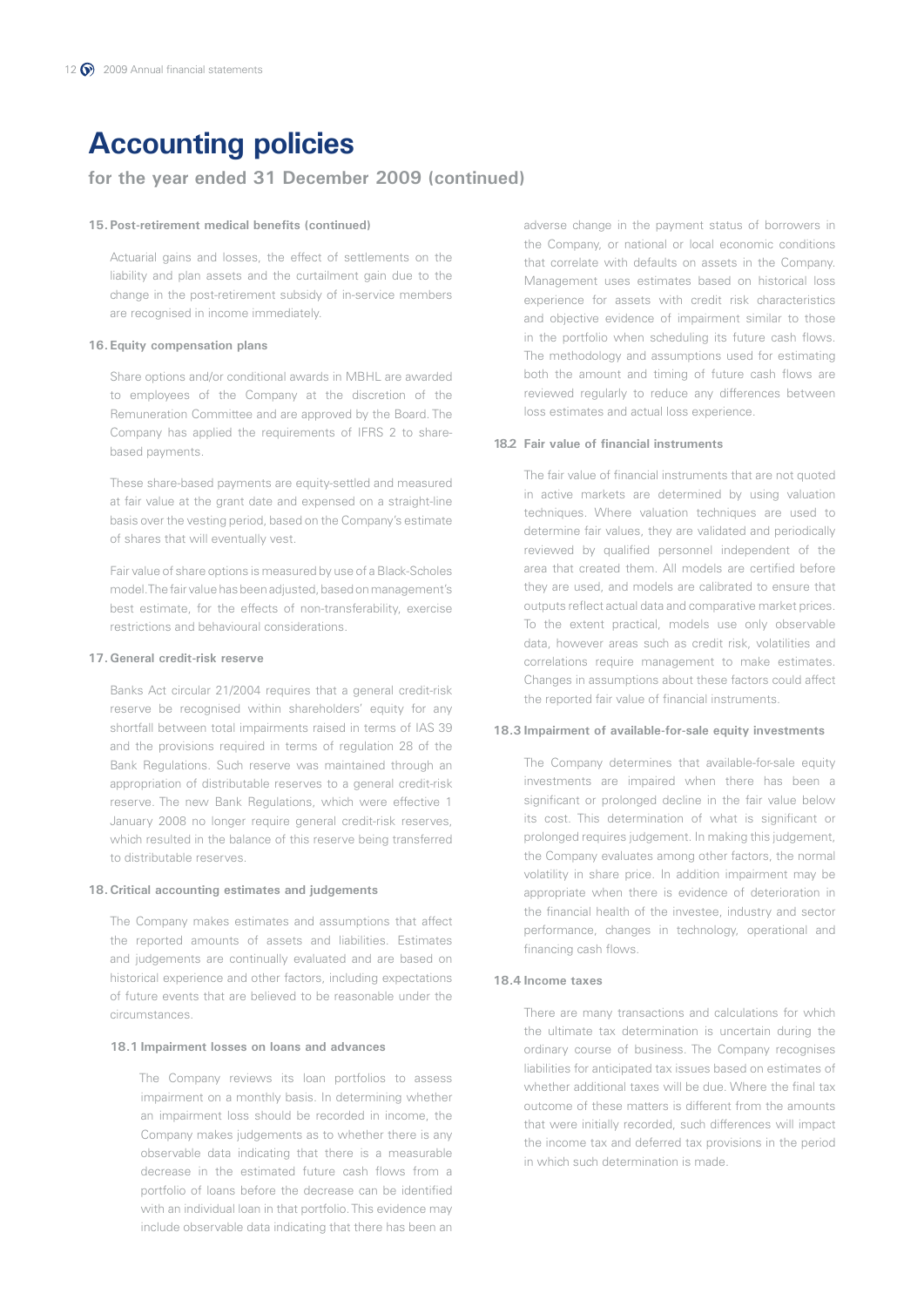# Accounting policies

## for the year ended 31 December 2009 (continued)

### 15. Post-retirement medical benefits (continued)

Actuarial gains and losses, the effect of settlements on the liability and plan assets and the curtailment gain due to the change in the post-retirement subsidy of in-service members are recognised in income immediately.

### 16. Equity compensation plans

Share options and/or conditional awards in MBHL are awarded to employees of the Company at the discretion of the Remuneration Committee and are approved by the Board. The Company has applied the requirements of IFRS 2 to share-based payments.

These share-based payments are equity-settled and measured at fair value at the grant date and expensed on a straight-line basis over the vesting period, based on the Company's estimate of shares that will eventually vest.

Fair value of share options is measured by use of a Black-Scholes model. The fair value has been adjusted, based on management's best estimate, for the effects of non-transferability, exercise restrictions and behavioural considerations.

### 17. General credit-risk reserve

Banks Act circular 21/2004 requires that a general credit-risk reserve be recognised within shareholders' equity for any shortfall between total impairments raised in terms of IAS 39 and the provisions required in terms of regulation 28 of the Bank Regulations. Such reserve was maintained through an appropriation of distributable reserves to a general credit-risk reserve. The new Bank Regulations, which were effective 1 January 2008 no longer require general credit-risk reserves, which resulted in the balance of this reserve being transferred to distributable reserves.

### 18. Critical accounting estimates and judgements

The Company makes estimates and assumptions that affect the reported amounts of assets and liabilities. Estimates and judgements are continually evaluated and are based on historical experience and other factors, including expectations of future events that are believed to be reasonable under the circumstances.

#### 18.1 Impairment losses on loans and advances

The Company reviews its loan portfolios to assess impairment on a monthly basis. In determining whether an impairment loss should be recorded in income, the Company makes judgements as to whether there is any observable data indicating that there is a measurable decrease in the estimated future cash flows from a portfolio of loans before the decrease can be identified with an individual loan in that portfolio. This evidence may include observable data indicating that there has been an adverse change in the payment status of borrowers in the Company, or national or local economic conditions that correlate with defaults on assets in the Company. Management uses estimates based on historical loss experience for assets with credit risk characteristics and objective evidence of impairment similar to those in the portfolio when scheduling its future cash flows. The methodology and assumptions used for estimating both the amount and timing of future cash flows are reviewed regularly to reduce any differences between loss estimates and actual loss experience.

#### 18.2 Fair value of financial instruments

The fair value of financial instruments that are not quoted in active markets are determined by using valuation techniques. Where valuation techniques are used to determine fair values, they are validated and periodically reviewed by qualified personnel independent of the area that created them. All models are certified before they are used, and models are calibrated to ensure that outputs reflect actual data and comparative market prices. To the extent practical, models use only observable data, however areas such as credit risk, volatilities and correlations require management to make estimates. Changes in assumptions about these factors could affect the reported fair value of financial instruments.

#### 18.3 Impairment of available-for-sale equity investments

The Company determines that available-for-sale equity investments are impaired when there has been a significant or prolonged decline in the fair value below its cost. This determination of what is significant or prolonged requires judgement. In making this judgement, the Company evaluates among other factors, the normal volatility in share price. In addition impairment may be appropriate when there is evidence of deterioration in the financial health of the investee, industry and sector performance, changes in technology, operational and financing cash flows.

#### 18.4 Income taxes

There are many transactions and calculations for which the ultimate tax determination is uncertain during the ordinary course of business. The Company recognises liabilities for anticipated tax issues based on estimates of whether additional taxes will be due. Where the final tax outcome of these matters is different from the amounts that were initially recorded, such differences will impact the income tax and deferred tax provisions in the period in which such determination is made.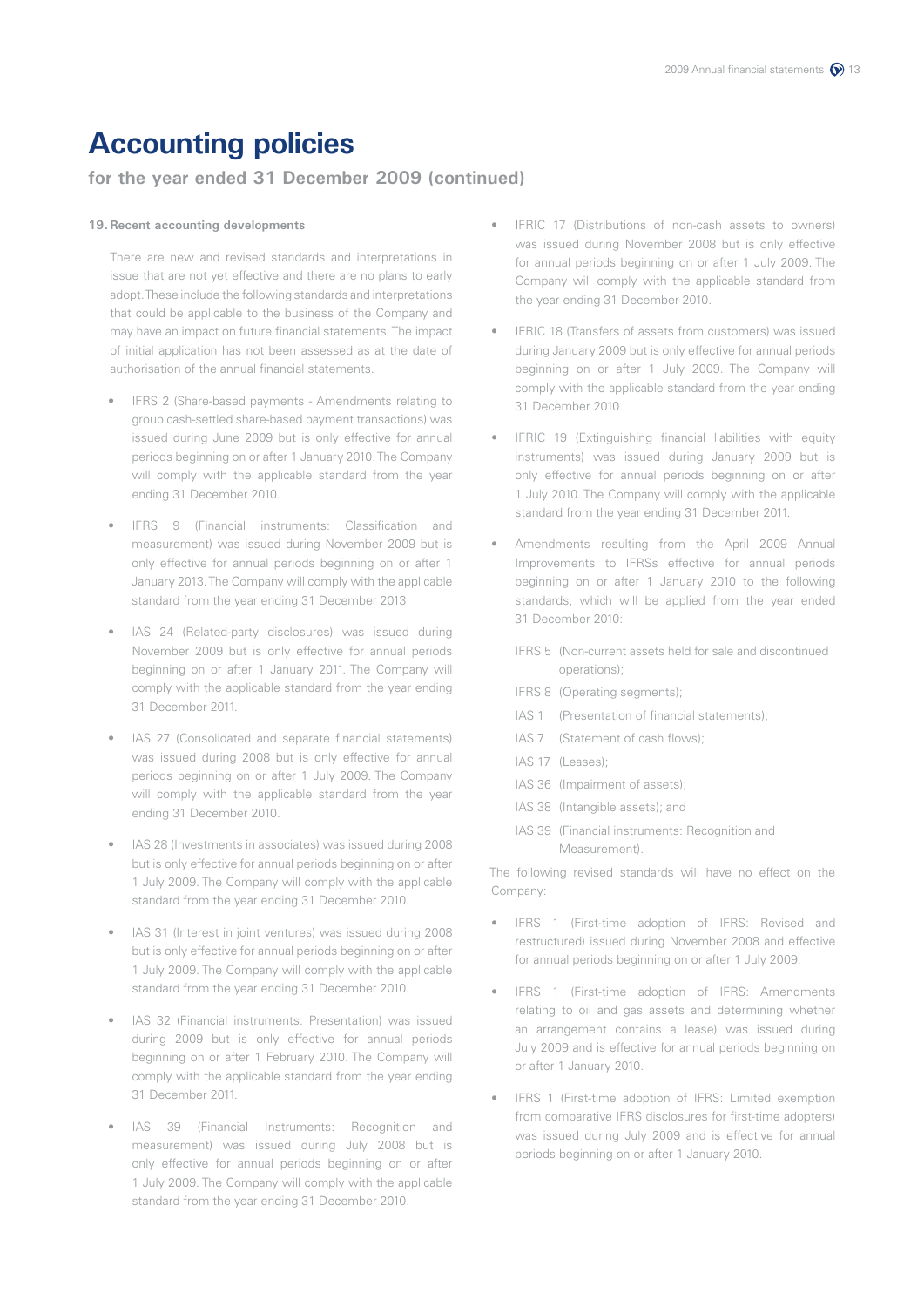# Accounting policies

## for the year ended 31 December 2009 (continued)

### 19. Recent accounting developments

There are new and revised standards and interpretations in issue that are not yet effective and there are no plans to early adopt. These include the following standards and interpretations that could be applicable to the business of the Company and may have an impact on future financial statements. The impact of initial application has not been assessed as at the date of authorisation of the annual financial statements.

- IFRS 2 (Share-based payments - Amendments relating to group cash-settled share-based payment transactions) was issued during June 2009 but is only effective for annual periods beginning on or after 1 January 2010. The Company will comply with the applicable standard from the year ending 31 December 2010.
- IFRS 9 (Financial instruments: Classification and measurement) was issued during November 2009 but is only effective for annual periods beginning on or after 1 January 2013. The Company will comply with the applicable standard from the year ending 31 December 2013.
- IAS 24 (Related-party disclosures) was issued during November 2009 but is only effective for annual periods beginning on or after 1 January 2011. The Company will comply with the applicable standard from the year ending 31 December 2011.
- IAS 27 (Consolidated and separate financial statements) was issued during 2008 but is only effective for annual periods beginning on or after 1 July 2009. The Company will comply with the applicable standard from the year ending 31 December 2010.
- IAS 28 (Investments in associates) was issued during 2008 but is only effective for annual periods beginning on or after 1 July 2009. The Company will comply with the applicable standard from the year ending 31 December 2010.
- IAS 31 (Interest in joint ventures) was issued during 2008 but is only effective for annual periods beginning on or after 1 July 2009. The Company will comply with the applicable standard from the year ending 31 December 2010.
- IAS 32 (Financial instruments: Presentation) was issued during 2009 but is only effective for annual periods beginning on or after 1 February 2010. The Company will comply with the applicable standard from the year ending 31 December 2011.
- IAS 39 (Financial Instruments: Recognition and measurement) was issued during July 2008 but is only effective for annual periods beginning on or after 1 July 2009. The Company will comply with the applicable standard from the year ending 31 December 2010.
- IFRIC 17 (Distributions of non-cash assets to owners) was issued during November 2008 but is only effective for annual periods beginning on or after 1 July 2009. The Company will comply with the applicable standard from the year ending 31 December 2010.
- IFRIC 18 (Transfers of assets from customers) was issued during January 2009 but is only effective for annual periods beginning on or after 1 July 2009. The Company will comply with the applicable standard from the year ending 31 December 2010.
- IFRIC 19 (Extinguishing financial liabilities with equity instruments) was issued during January 2009 but is only effective for annual periods beginning on or after 1 July 2010. The Company will comply with the applicable standard from the year ending 31 December 2011.
- Amendments resulting from the April 2009 Annual Improvements to IFRSs effective for annual periods beginning on or after 1 January 2010 to the following standards, which will be applied from the year ended 31 December 2010:

  IFRS 5 (Non-current assets held for sale and discontinued operations);

  IFRS 8 (Operating segments);

  IAS 1 (Presentation of financial statements);

  IAS 7 (Statement of cash flows);

  IAS 17 (Leases);

  IAS 36 (Impairment of assets);

  IAS 38 (Intangible assets); and

  IAS 39 (Financial instruments: Recognition and Measurement).

The following revised standards will have no effect on the Company:

- IFRS 1 (First-time adoption of IFRS: Revised and restructured) issued during November 2008 and effective for annual periods beginning on or after 1 July 2009.
- IFRS 1 (First-time adoption of IFRS: Amendments relating to oil and gas assets and determining whether an arrangement contains a lease) was issued during July 2009 and is effective for annual periods beginning on or after 1 January 2010.
- IFRS 1 (First-time adoption of IFRS: Limited exemption from comparative IFRS disclosures for first-time adopters) was issued during July 2009 and is effective for annual periods beginning on or after 1 January 2010.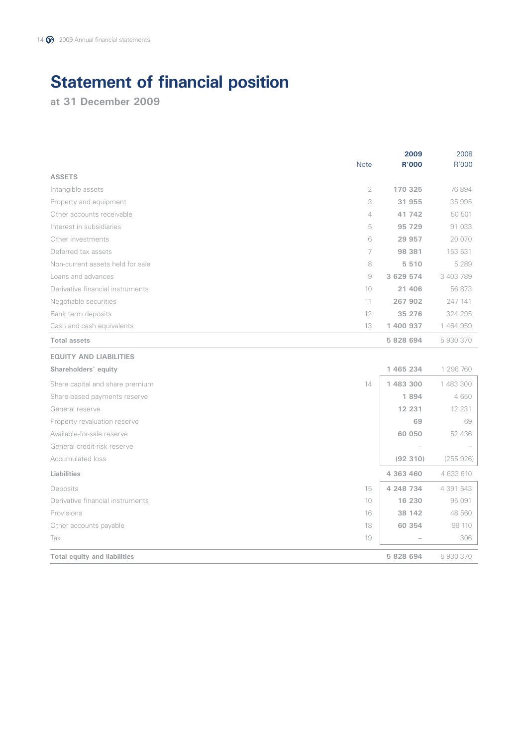# Statement of financial position

**at 31 December 2009**

| | Note | 2009 R'000 | 2008 R'000 |
|---|---|---|---|
| **ASSETS** | | | |
| Intangible assets | 2 | **170 325** | 76 894 |
| Property and equipment | 3 | **31 955** | 35 995 |
| Other accounts receivable | 4 | **41 742** | 50 501 |
| Interest in subsidiaries | 5 | **95 729** | 91 033 |
| Other investments | 6 | **29 957** | 20 070 |
| Deferred tax assets | 7 | **98 381** | 153 531 |
| Non-current assets held for sale | 8 | **5 510** | 5 289 |
| Loans and advances | 9 | **3 629 574** | 3 403 789 |
| Derivative financial instruments | 10 | **21 406** | 56 873 |
| Negotiable securities | 11 | **267 902** | 247 141 |
| Bank term deposits | 12 | **35 276** | 324 295 |
| Cash and cash equivalents | 13 | **1 400 937** | 1 464 959 |
| **Total assets** | | **5 828 694** | 5 930 370 |
| **EQUITY AND LIABILITIES** | | | |
| **Shareholders' equity** | | **1 465 234** | 1 296 760 |
| Share capital and share premium | 14 | **1 483 300** | 1 483 300 |
| Share-based payments reserve | | **1 894** | 4 650 |
| General reserve | | **12 231** | 12 231 |
| Property revaluation reserve | | **69** | 69 |
| Available-for-sale reserve | | **60 050** | 52 436 |
| General credit-risk reserve | | – | – |
| Accumulated loss | | **(92 310)** | (255 926) |
| **Liabilities** | | **4 363 460** | 4 633 610 |
| Deposits | 15 | **4 248 734** | 4 391 543 |
| Derivative financial instruments | 10 | **16 230** | 95 091 |
| Provisions | 16 | **38 142** | 48 560 |
| Other accounts payable | 18 | **60 354** | 98 110 |
| Tax | 19 | – | 306 |
| **Total equity and liabilities** | | **5 828 694** | 5 930 370 |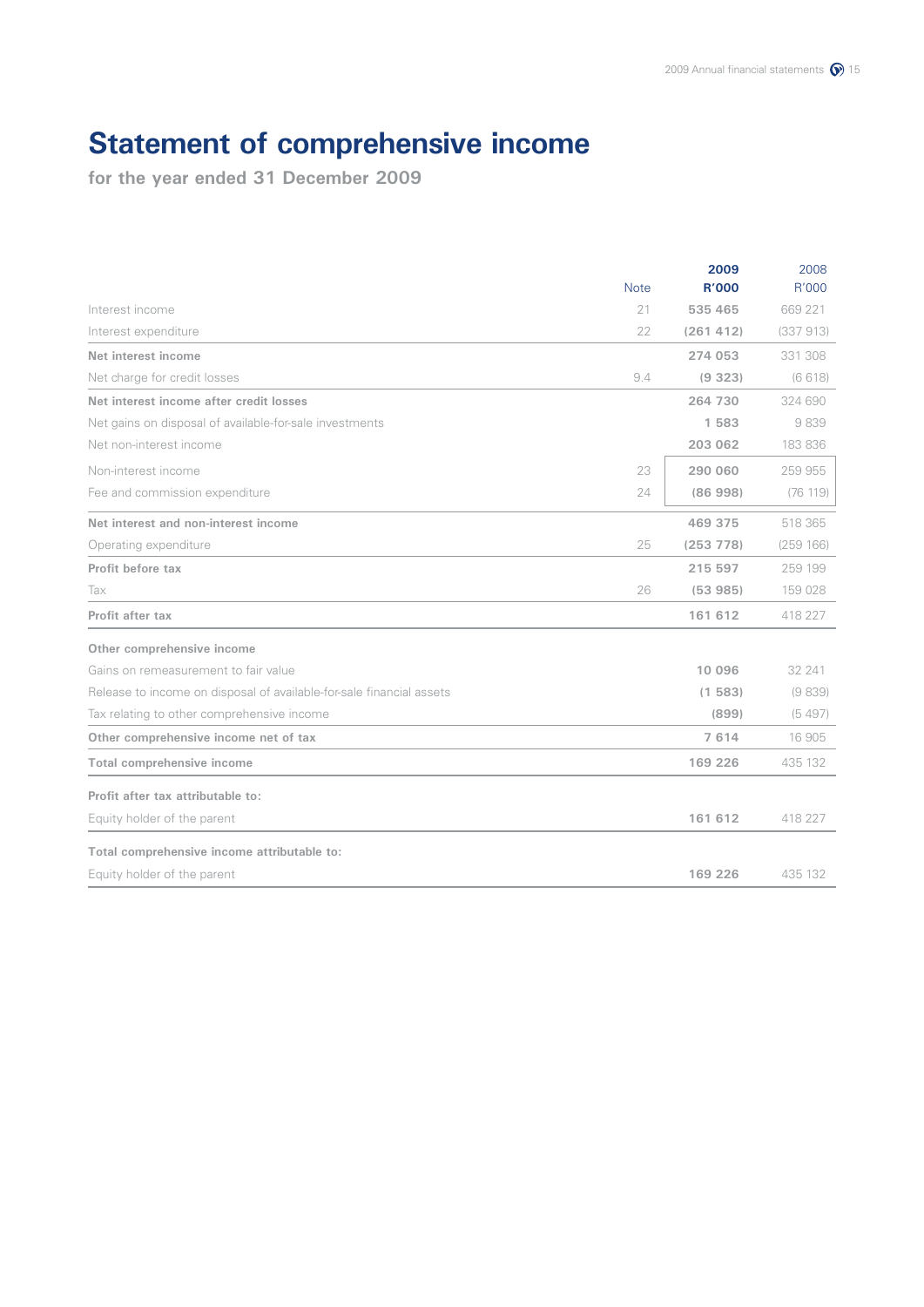# Statement of comprehensive income

## for the year ended 31 December 2009

| | Note | 2009 R'000 | 2008 R'000 |
|---|---|---|---|
| Interest income | 21 | **535 465** | 669 221 |
| Interest expenditure | 22 | **(261 412)** | (337 913) |
| **Net interest income** | | **274 053** | 331 308 |
| Net charge for credit losses | 9.4 | **(9 323)** | (6 618) |
| **Net interest income after credit losses** | | **264 730** | 324 690 |
| Net gains on disposal of available-for-sale investments | | **1 583** | 9 839 |
| Net non-interest income | | **203 062** | 183 836 |
| Non-interest income | 23 | **290 060** | 259 955 |
| Fee and commission expenditure | 24 | **(86 998)** | (76 119) |
| **Net interest and non-interest income** | | **469 375** | 518 365 |
| Operating expenditure | 25 | **(253 778)** | (259 166) |
| **Profit before tax** | | **215 597** | 259 199 |
| Tax | 26 | **(53 985)** | 159 028 |
| **Profit after tax** | | **161 612** | 418 227 |
| **Other comprehensive income** | | | |
| Gains on remeasurement to fair value | | **10 096** | 32 241 |
| Release to income on disposal of available-for-sale financial assets | | **(1 583)** | (9 839) |
| Tax relating to other comprehensive income | | **(899)** | (5 497) |
| **Other comprehensive income net of tax** | | **7 614** | 16 905 |
| **Total comprehensive income** | | **169 226** | 435 132 |
| **Profit after tax attributable to:** | | | |
| Equity holder of the parent | | **161 612** | 418 227 |
| **Total comprehensive income attributable to:** | | | |
| Equity holder of the parent | | **169 226** | 435 132 |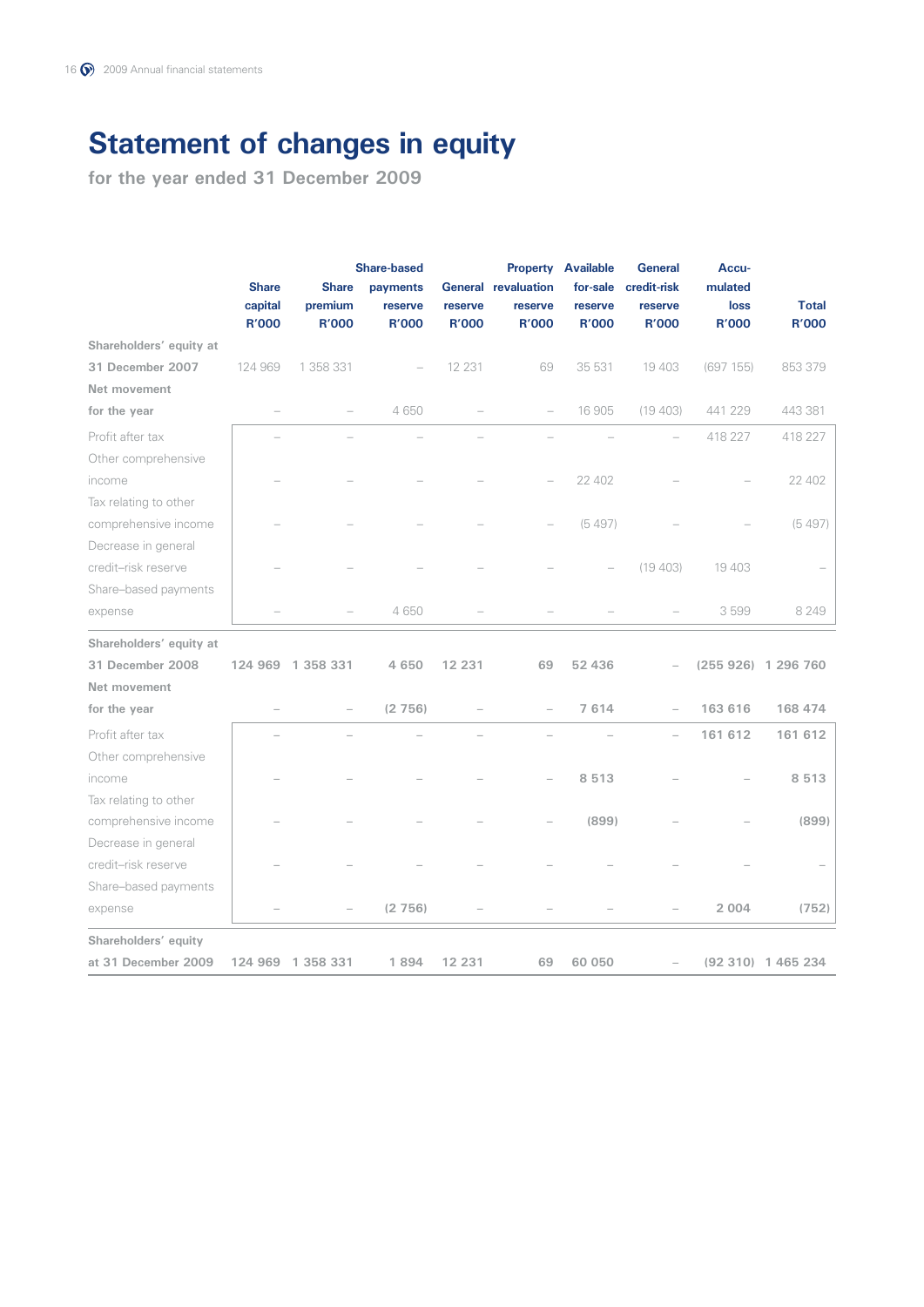# Statement of changes in equity

**for the year ended 31 December 2009**

| | Share capital R'000 | Share premium R'000 | Share-based payments reserve R'000 | General reserve R'000 | Property revaluation reserve R'000 | Available for-sale reserve R'000 | General credit-risk reserve R'000 | Accu-mulated loss R'000 | Total R'000 |
|---|---|---|---|---|---|---|---|---|---|
| **Shareholders' equity at 31 December 2007** | 124 969 | 1 358 331 | – | 12 231 | 69 | 35 531 | 19 403 | (697 155) | 853 379 |
| **Net movement for the year** | – | – | 4 650 | – | – | 16 905 | (19 403) | 441 229 | 443 381 |
| Profit after tax | – | – | – | – | – | – | – | 418 227 | 418 227 |
| Other comprehensive income | – | – | – | – | – | 22 402 | – | – | 22 402 |
| Tax relating to other comprehensive income | – | – | – | – | – | (5 497) | – | – | (5 497) |
| Decrease in general credit–risk reserve | – | – | – | – | – | – | (19 403) | 19 403 | – |
| Share–based payments expense | – | – | 4 650 | – | – | – | – | 3 599 | 8 249 |
| **Shareholders' equity at 31 December 2008** | **124 969** | **1 358 331** | **4 650** | **12 231** | **69** | **52 436** | – | **(255 926)** | **1 296 760** |
| **Net movement for the year** | – | – | **(2 756)** | – | – | **7 614** | – | **163 616** | **168 474** |
| Profit after tax | – | – | – | – | – | – | – | **161 612** | **161 612** |
| Other comprehensive income | – | – | – | – | – | **8 513** | – | – | **8 513** |
| Tax relating to other comprehensive income | – | – | – | – | – | **(899)** | – | – | **(899)** |
| Decrease in general credit–risk reserve | – | – | – | – | – | – | – | – | – |
| Share–based payments expense | – | – | **(2 756)** | – | – | – | – | **2 004** | **(752)** |
| **Shareholders' equity at 31 December 2009** | **124 969** | **1 358 331** | **1 894** | **12 231** | **69** | **60 050** | – | **(92 310)** | **1 465 234** |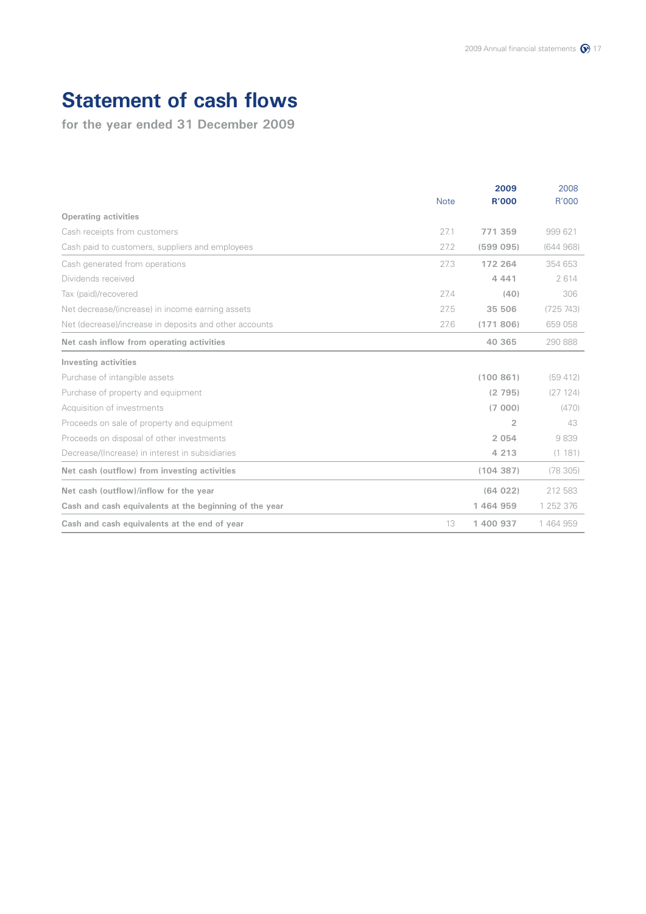# Statement of cash flows

## for the year ended 31 December 2009

| | Note | 2009<br>R'000 | 2008<br>R'000 |
|---|---|---|---|
| **Operating activities** | | | |
| Cash receipts from customers | 27.1 | **771 359** | 999 621 |
| Cash paid to customers, suppliers and employees | 27.2 | **(599 095)** | (644 968) |
| Cash generated from operations | 27.3 | **172 264** | 354 653 |
| Dividends received | | **4 441** | 2 614 |
| Tax (paid)/recovered | 27.4 | **(40)** | 306 |
| Net decrease/(increase) in income earning assets | 27.5 | **35 506** | (725 743) |
| Net (decrease)/increase in deposits and other accounts | 27.6 | **(171 806)** | 659 058 |
| **Net cash inflow from operating activities** | | **40 365** | 290 888 |
| **Investing activities** | | | |
| Purchase of intangible assets | | **(100 861)** | (59 412) |
| Purchase of property and equipment | | **(2 795)** | (27 124) |
| Acquisition of investments | | **(7 000)** | (470) |
| Proceeds on sale of property and equipment | | **2** | 43 |
| Proceeds on disposal of other investments | | **2 054** | 9 839 |
| Decrease/(Increase) in interest in subsidiaries | | **4 213** | (1 181) |
| **Net cash (outflow) from investing activities** | | **(104 387)** | (78 305) |
| **Net cash (outflow)/inflow for the year** | | **(64 022)** | 212 583 |
| **Cash and cash equivalents at the beginning of the year** | | **1 464 959** | 1 252 376 |
| **Cash and cash equivalents at the end of year** | 13 | **1 400 937** | 1 464 959 |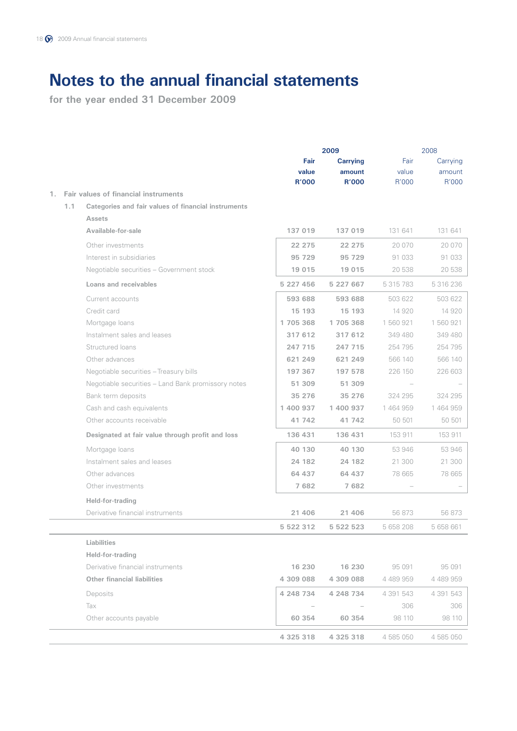# Notes to the annual financial statements

**for the year ended 31 December 2009**

| | 2009 | | 2008 | |
|---|---|---|---|---|
| | **Fair value R'000** | **Carrying amount R'000** | Fair value R'000 | Carrying amount R'000 |
| **1. Fair values of financial instruments** | | | | |
| **1.1 Categories and fair values of financial instruments** | | | | |
| **Assets** | | | | |
| **Available-for-sale** | 137 019 | 137 019 | 131 641 | 131 641 |
| Other investments | 22 275 | 22 275 | 20 070 | 20 070 |
| Interest in subsidiaries | 95 729 | 95 729 | 91 033 | 91 033 |
| Negotiable securities – Government stock | 19 015 | 19 015 | 20 538 | 20 538 |
| **Loans and receivables** | 5 227 456 | 5 227 667 | 5 315 783 | 5 316 236 |
| Current accounts | 593 688 | 593 688 | 503 622 | 503 622 |
| Credit card | 15 193 | 15 193 | 14 920 | 14 920 |
| Mortgage loans | 1 705 368 | 1 705 368 | 1 560 921 | 1 560 921 |
| Instalment sales and leases | 317 612 | 317 612 | 349 480 | 349 480 |
| Structured loans | 247 715 | 247 715 | 254 795 | 254 795 |
| Other advances | 621 249 | 621 249 | 566 140 | 566 140 |
| Negotiable securities – Treasury bills | 197 367 | 197 578 | 226 150 | 226 603 |
| Negotiable securities – Land Bank promissory notes | 51 309 | 51 309 | – | – |
| Bank term deposits | 35 276 | 35 276 | 324 295 | 324 295 |
| Cash and cash equivalents | 1 400 937 | 1 400 937 | 1 464 959 | 1 464 959 |
| Other accounts receivable | 41 742 | 41 742 | 50 501 | 50 501 |
| **Designated at fair value through profit and loss** | 136 431 | 136 431 | 153 911 | 153 911 |
| Mortgage loans | 40 130 | 40 130 | 53 946 | 53 946 |
| Instalment sales and leases | 24 182 | 24 182 | 21 300 | 21 300 |
| Other advances | 64 437 | 64 437 | 78 665 | 78 665 |
| Other investments | 7 682 | 7 682 | – | – |
| **Held-for-trading** | | | | |
| Derivative financial instruments | 21 406 | 21 406 | 56 873 | 56 873 |
| | 5 522 312 | 5 522 523 | 5 658 208 | 5 658 661 |
| **Liabilities** | | | | |
| **Held-for-trading** | | | | |
| Derivative financial instruments | 16 230 | 16 230 | 95 091 | 95 091 |
| **Other financial liabilities** | 4 309 088 | 4 309 088 | 4 489 959 | 4 489 959 |
| Deposits | 4 248 734 | 4 248 734 | 4 391 543 | 4 391 543 |
| Tax | – | – | 306 | 306 |
| Other accounts payable | 60 354 | 60 354 | 98 110 | 98 110 |
| | 4 325 318 | 4 325 318 | 4 585 050 | 4 585 050 |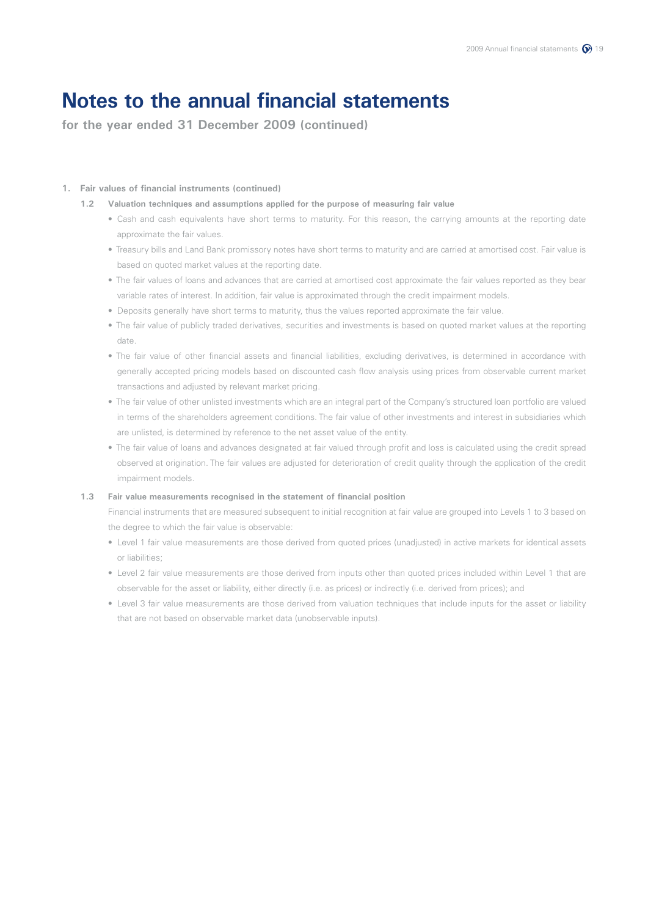# Notes to the annual financial statements

**for the year ended 31 December 2009 (continued)**

**1. Fair values of financial instruments (continued)**

**1.2 Valuation techniques and assumptions applied for the purpose of measuring fair value**

- Cash and cash equivalents have short terms to maturity. For this reason, the carrying amounts at the reporting date approximate the fair values.
- Treasury bills and Land Bank promissory notes have short terms to maturity and are carried at amortised cost. Fair value is based on quoted market values at the reporting date.
- The fair values of loans and advances that are carried at amortised cost approximate the fair values reported as they bear variable rates of interest. In addition, fair value is approximated through the credit impairment models.
- Deposits generally have short terms to maturity, thus the values reported approximate the fair value.
- The fair value of publicly traded derivatives, securities and investments is based on quoted market values at the reporting date.
- The fair value of other financial assets and financial liabilities, excluding derivatives, is determined in accordance with generally accepted pricing models based on discounted cash flow analysis using prices from observable current market transactions and adjusted by relevant market pricing.
- The fair value of other unlisted investments which are an integral part of the Company's structured loan portfolio are valued in terms of the shareholders agreement conditions. The fair value of other investments and interest in subsidiaries which are unlisted, is determined by reference to the net asset value of the entity.
- The fair value of loans and advances designated at fair valued through profit and loss is calculated using the credit spread observed at origination. The fair values are adjusted for deterioration of credit quality through the application of the credit impairment models.

**1.3 Fair value measurements recognised in the statement of financial position**

Financial instruments that are measured subsequent to initial recognition at fair value are grouped into Levels 1 to 3 based on the degree to which the fair value is observable:

- Level 1 fair value measurements are those derived from quoted prices (unadjusted) in active markets for identical assets or liabilities;
- Level 2 fair value measurements are those derived from inputs other than quoted prices included within Level 1 that are observable for the asset or liability, either directly (i.e. as prices) or indirectly (i.e. derived from prices); and
- Level 3 fair value measurements are those derived from valuation techniques that include inputs for the asset or liability that are not based on observable market data (unobservable inputs).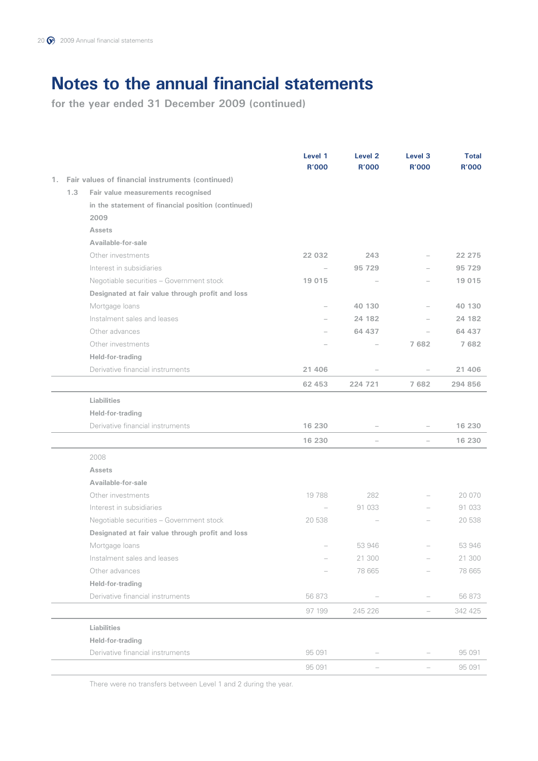# Notes to the annual financial statements

**for the year ended 31 December 2009 (continued)**

| | Level 1 R'000 | Level 2 R'000 | Level 3 R'000 | Total R'000 |
|---|---|---|---|---|
| **1. Fair values of financial instruments (continued)** | | | | |
| **1.3 Fair value measurements recognised in the statement of financial position (continued)** | | | | |
| **2009** | | | | |
| **Assets** | | | | |
| **Available-for-sale** | | | | |
| Other investments | **22 032** | **243** | – | **22 275** |
| Interest in subsidiaries | – | **95 729** | – | **95 729** |
| Negotiable securities – Government stock | **19 015** | – | – | **19 015** |
| **Designated at fair value through profit and loss** | | | | |
| Mortgage loans | – | **40 130** | – | **40 130** |
| Instalment sales and leases | – | **24 182** | – | **24 182** |
| Other advances | – | **64 437** | – | **64 437** |
| Other investments | – | – | **7 682** | **7 682** |
| **Held-for-trading** | | | | |
| Derivative financial instruments | **21 406** | – | – | **21 406** |
| | **62 453** | **224 721** | **7 682** | **294 856** |
| **Liabilities** | | | | |
| **Held-for-trading** | | | | |
| Derivative financial instruments | **16 230** | – | – | **16 230** |
| | **16 230** | – | – | **16 230** |
| 2008 | | | | |
| **Assets** | | | | |
| **Available-for-sale** | | | | |
| Other investments | 19 788 | 282 | – | 20 070 |
| Interest in subsidiaries | – | 91 033 | – | 91 033 |
| Negotiable securities – Government stock | 20 538 | – | – | 20 538 |
| **Designated at fair value through profit and loss** | | | | |
| Mortgage loans | – | 53 946 | – | 53 946 |
| Instalment sales and leases | – | 21 300 | – | 21 300 |
| Other advances | – | 78 665 | – | 78 665 |
| **Held-for-trading** | | | | |
| Derivative financial instruments | 56 873 | – | – | 56 873 |
| | 97 199 | 245 226 | – | 342 425 |
| **Liabilities** | | | | |
| **Held-for-trading** | | | | |
| Derivative financial instruments | 95 091 | – | – | 95 091 |
| | 95 091 | – | – | 95 091 |

There were no transfers between Level 1 and 2 during the year.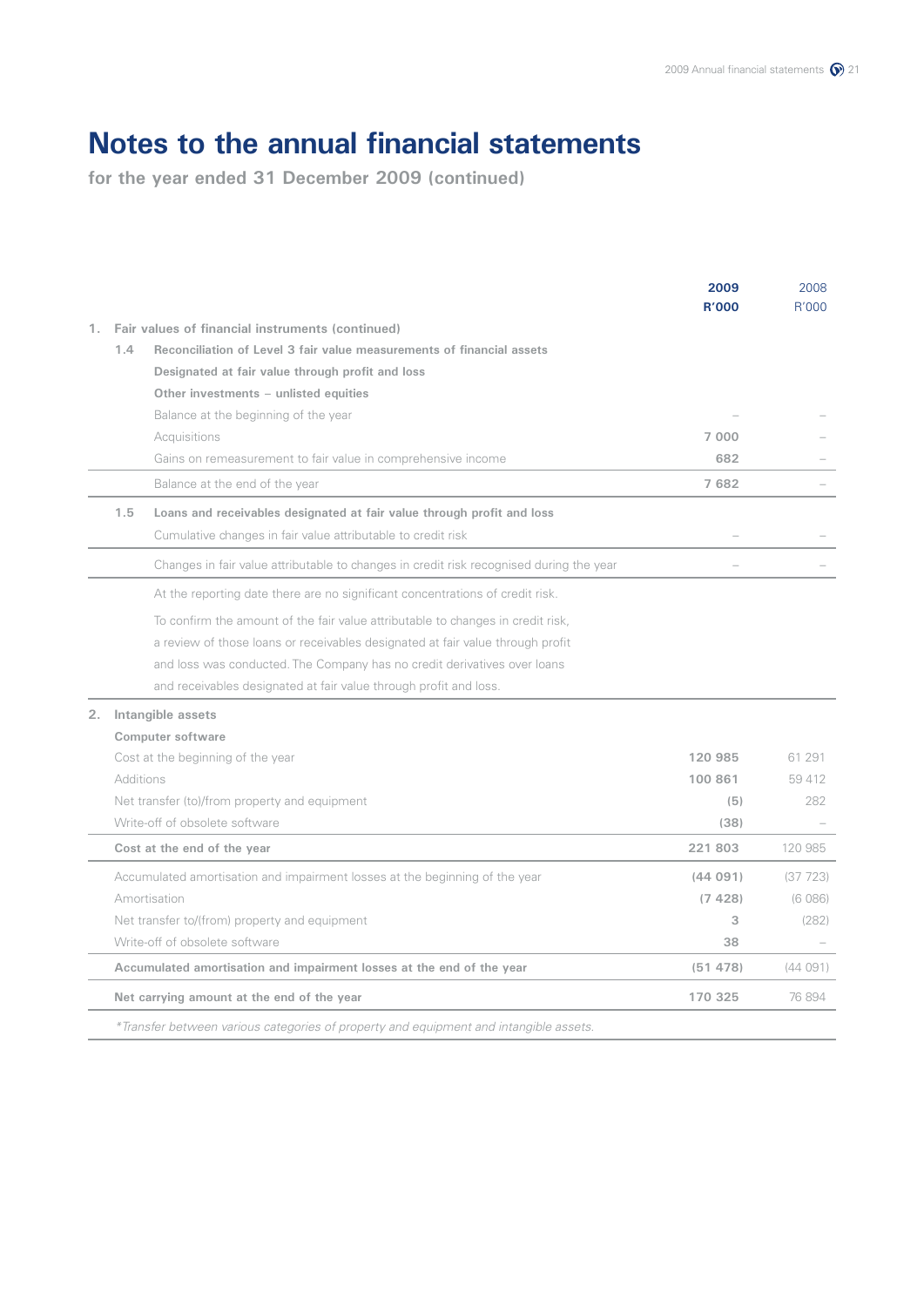# Notes to the annual financial statements

**for the year ended 31 December 2009 (continued)**

| | | 2009 R'000 | 2008 R'000 |
|---|---|---|---|
| **1.** | **Fair values of financial instruments (continued)** | | |
| **1.4** | **Reconciliation of Level 3 fair value measurements of financial assets** | | |
| | **Designated at fair value through profit and loss** | | |
| | **Other investments – unlisted equities** | | |
| | Balance at the beginning of the year | – | – |
| | Acquisitions | **7 000** | – |
| | Gains on remeasurement to fair value in comprehensive income | **682** | – |
| | Balance at the end of the year | **7 682** | – |
| **1.5** | **Loans and receivables designated at fair value through profit and loss** | | |
| | Cumulative changes in fair value attributable to credit risk | – | – |
| | Changes in fair value attributable to changes in credit risk recognised during the year | – | – |

At the reporting date there are no significant concentrations of credit risk.

To confirm the amount of the fair value attributable to changes in credit risk, a review of those loans or receivables designated at fair value through profit and loss was conducted. The Company has no credit derivatives over loans and receivables designated at fair value through profit and loss.

| | 2009 R'000 | 2008 R'000 |
|---|---|---|
| **2. Intangible assets** | | |
| **Computer software** | | |
| Cost at the beginning of the year | **120 985** | 61 291 |
| Additions | **100 861** | 59 412 |
| Net transfer (to)/from property and equipment | **(5)** | 282 |
| Write-off of obsolete software | **(38)** | – |
| **Cost at the end of the year** | **221 803** | 120 985 |
| Accumulated amortisation and impairment losses at the beginning of the year | **(44 091)** | (37 723) |
| Amortisation | **(7 428)** | (6 086) |
| Net transfer to/(from) property and equipment | **3** | (282) |
| Write-off of obsolete software | **38** | – |
| **Accumulated amortisation and impairment losses at the end of the year** | **(51 478)** | (44 091) |
| **Net carrying amount at the end of the year** | **170 325** | 76 894 |

*\*Transfer between various categories of property and equipment and intangible assets.*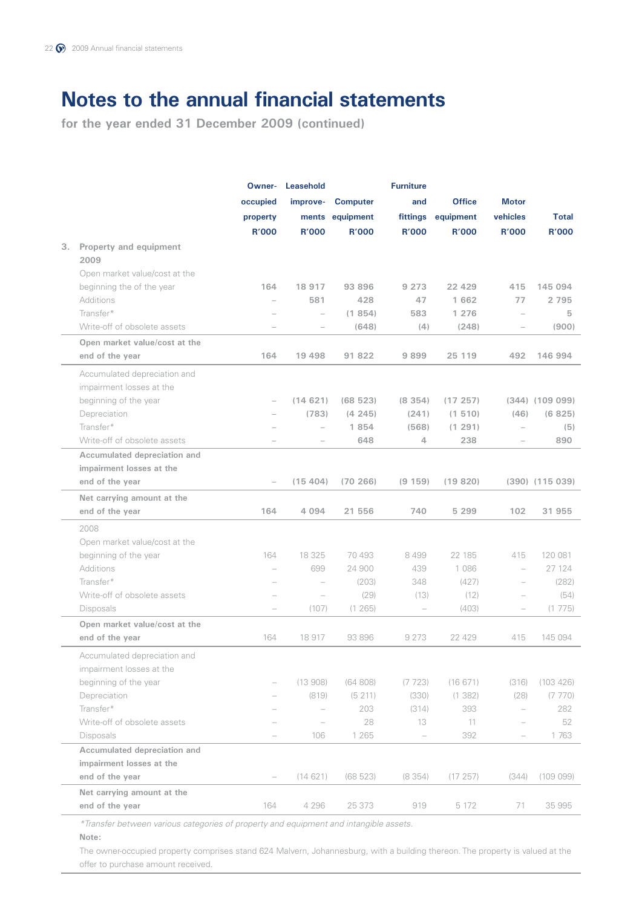# Notes to the annual financial statements

**for the year ended 31 December 2009 (continued)**

| | Owner-occupied property R'000 | Leasehold improve-ments R'000 | Computer equipment R'000 | Furniture and fittings R'000 | Office equipment R'000 | Motor vehicles R'000 | Total R'000 |
|---|---|---|---|---|---|---|---|
| **3. Property and equipment** | | | | | | | |
| **2009** | | | | | | | |
| Open market value/cost at the beginning the of the year | **164** | **18 917** | **93 896** | **9 273** | **22 429** | **415** | **145 094** |
| Additions | – | **581** | **428** | **47** | **1 662** | **77** | **2 795** |
| Transfer* | – | – | **(1 854)** | **583** | **1 276** | – | **5** |
| Write-off of obsolete assets | – | – | **(648)** | **(4)** | **(248)** | – | **(900)** |
| **Open market value/cost at the end of the year** | **164** | **19 498** | **91 822** | **9 899** | **25 119** | **492** | **146 994** |
| Accumulated depreciation and impairment losses at the beginning of the year | – | **(14 621)** | **(68 523)** | **(8 354)** | **(17 257)** | **(344)** | **(109 099)** |
| Depreciation | – | **(783)** | **(4 245)** | **(241)** | **(1 510)** | **(46)** | **(6 825)** |
| Transfer* | – | – | **1 854** | **(568)** | **(1 291)** | – | **(5)** |
| Write-off of obsolete assets | – | – | **648** | **4** | **238** | – | **890** |
| **Accumulated depreciation and impairment losses at the end of the year** | – | **(15 404)** | **(70 266)** | **(9 159)** | **(19 820)** | **(390)** | **(115 039)** |
| **Net carrying amount at the end of the year** | **164** | **4 094** | **21 556** | **740** | **5 299** | **102** | **31 955** |
| 2008 | | | | | | | |
| Open market value/cost at the beginning of the year | 164 | 18 325 | 70 493 | 8 499 | 22 185 | 415 | 120 081 |
| Additions | – | 699 | 24 900 | 439 | 1 086 | – | 27 124 |
| Transfer* | – | – | (203) | 348 | (427) | – | (282) |
| Write-off of obsolete assets | – | – | (29) | (13) | (12) | – | (54) |
| Disposals | – | (107) | (1 265) | – | (403) | – | (1 775) |
| **Open market value/cost at the end of the year** | 164 | 18 917 | 93 896 | 9 273 | 22 429 | 415 | 145 094 |
| Accumulated depreciation and impairment losses at the beginning of the year | – | (13 908) | (64 808) | (7 723) | (16 671) | (316) | (103 426) |
| Depreciation | – | (819) | (5 211) | (330) | (1 382) | (28) | (7 770) |
| Transfer* | – | – | 203 | (314) | 393 | – | 282 |
| Write-off of obsolete assets | – | – | 28 | 13 | 11 | – | 52 |
| Disposals | – | 106 | 1 265 | – | 392 | – | 1 763 |
| **Accumulated depreciation and impairment losses at the end of the year** | – | (14 621) | (68 523) | (8 354) | (17 257) | (344) | (109 099) |
| **Net carrying amount at the end of the year** | 164 | 4 296 | 25 373 | 919 | 5 172 | 71 | 35 995 |

*\*Transfer between various categories of property and equipment and intangible assets.*

**Note:**

The owner-occupied property comprises stand 624 Malvern, Johannesburg, with a building thereon. The property is valued at the offer to purchase amount received.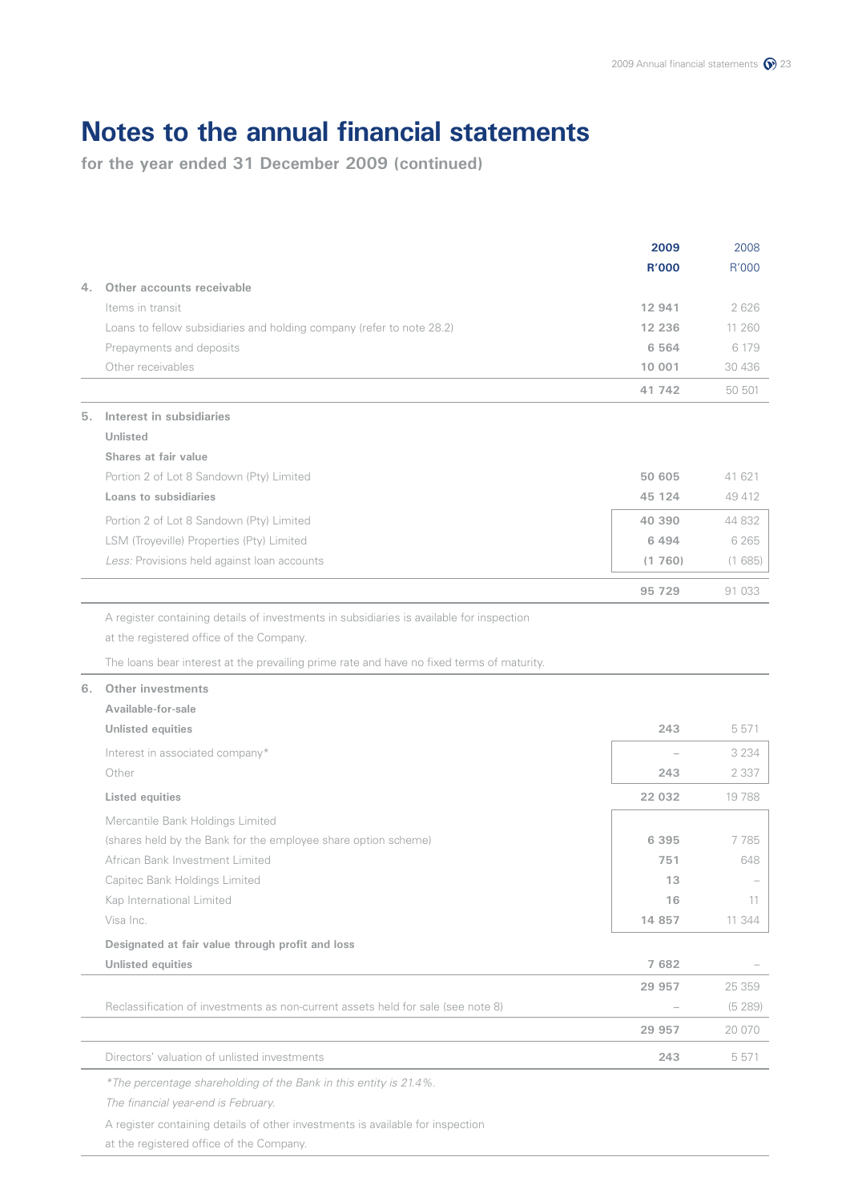# Notes to the annual financial statements

**for the year ended 31 December 2009 (continued)**

| | | 2009 R'000 | 2008 R'000 |
|---|---|---|---|
| **4.** | **Other accounts receivable** | | |
| | Items in transit | **12 941** | 2 626 |
| | Loans to fellow subsidiaries and holding company (refer to note 28.2) | **12 236** | 11 260 |
| | Prepayments and deposits | **6 564** | 6 179 |
| | Other receivables | **10 001** | 30 436 |
| | | **41 742** | 50 501 |
| **5.** | **Interest in subsidiaries** | | |
| | **Unlisted** | | |
| | **Shares at fair value** | | |
| | Portion 2 of Lot 8 Sandown (Pty) Limited | **50 605** | 41 621 |
| | **Loans to subsidiaries** | **45 124** | 49 412 |
| | Portion 2 of Lot 8 Sandown (Pty) Limited | **40 390** | 44 832 |
| | LSM (Troyeville) Properties (Pty) Limited | **6 494** | 6 265 |
| | *Less:* Provisions held against loan accounts | **(1 760)** | (1 685) |
| | | **95 729** | 91 033 |

A register containing details of investments in subsidiaries is available for inspection at the registered office of the Company.

The loans bear interest at the prevailing prime rate and have no fixed terms of maturity.

| | | 2009 R'000 | 2008 R'000 |
|---|---|---|---|
| **6.** | **Other investments** | | |
| | **Available-for-sale** | | |
| | **Unlisted equities** | **243** | 5 571 |
| | Interest in associated company* | – | 3 234 |
| | Other | **243** | 2 337 |
| | **Listed equities** | **22 032** | 19 788 |
| | Mercantile Bank Holdings Limited (shares held by the Bank for the employee share option scheme) | **6 395** | 7 785 |
| | African Bank Investment Limited | **751** | 648 |
| | Capitec Bank Holdings Limited | **13** | – |
| | Kap International Limited | **16** | 11 |
| | Visa Inc. | **14 857** | 11 344 |
| | **Designated at fair value through profit and loss** | | |
| | **Unlisted equities** | **7 682** | – |
| | | **29 957** | 25 359 |
| | Reclassification of investments as non-current assets held for sale (see note 8) | – | (5 289) |
| | | **29 957** | 20 070 |
| | Directors' valuation of unlisted investments | **243** | 5 571 |

*\*The percentage shareholding of the Bank in this entity is 21.4%.*

*The financial year-end is February.*

A register containing details of other investments is available for inspection at the registered office of the Company.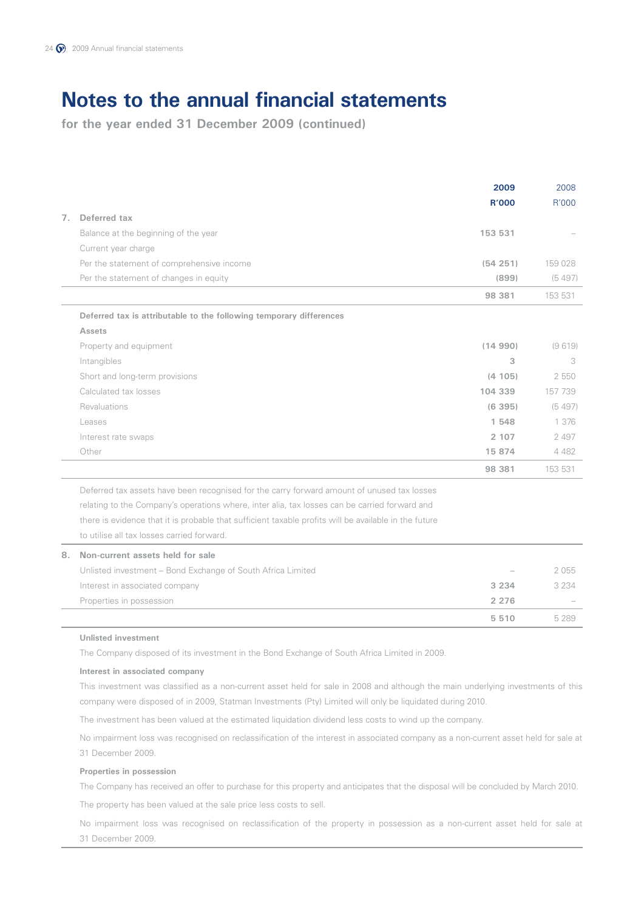# Notes to the annual financial statements

**for the year ended 31 December 2009 (continued)**

| | 2009 R'000 | 2008 R'000 |
|---|---|---|
| **7. Deferred tax** | | |
| Balance at the beginning of the year | **153 531** | – |
| Current year charge | | |
| Per the statement of comprehensive income | **(54 251)** | 159 028 |
| Per the statement of changes in equity | **(899)** | (5 497) |
| | **98 381** | 153 531 |
| **Deferred tax is attributable to the following temporary differences** | | |
| **Assets** | | |
| Property and equipment | **(14 990)** | (9 619) |
| Intangibles | **3** | 3 |
| Short and long-term provisions | **(4 105)** | 2 550 |
| Calculated tax losses | **104 339** | 157 739 |
| Revaluations | **(6 395)** | (5 497) |
| Leases | **1 548** | 1 376 |
| Interest rate swaps | **2 107** | 2 497 |
| Other | **15 874** | 4 482 |
| | **98 381** | 153 531 |

Deferred tax assets have been recognised for the carry forward amount of unused tax losses relating to the Company's operations where, inter alia, tax losses can be carried forward and there is evidence that it is probable that sufficient taxable profits will be available in the future to utilise all tax losses carried forward.

| | 2009 R'000 | 2008 R'000 |
|---|---|---|
| **8. Non-current assets held for sale** | | |
| Unlisted investment – Bond Exchange of South Africa Limited | – | 2 055 |
| Interest in associated company | **3 234** | 3 234 |
| Properties in possession | **2 276** | – |
| | **5 510** | 5 289 |

**Unlisted investment**

The Company disposed of its investment in the Bond Exchange of South Africa Limited in 2009.

**Interest in associated company**

This investment was classified as a non-current asset held for sale in 2008 and although the main underlying investments of this company were disposed of in 2009, Statman Investments (Pty) Limited will only be liquidated during 2010.

The investment has been valued at the estimated liquidation dividend less costs to wind up the company.

No impairment loss was recognised on reclassification of the interest in associated company as a non-current asset held for sale at 31 December 2009.

**Properties in possession**

The Company has received an offer to purchase for this property and anticipates that the disposal will be concluded by March 2010.

The property has been valued at the sale price less costs to sell.

No impairment loss was recognised on reclassification of the property in possession as a non-current asset held for sale at 31 December 2009.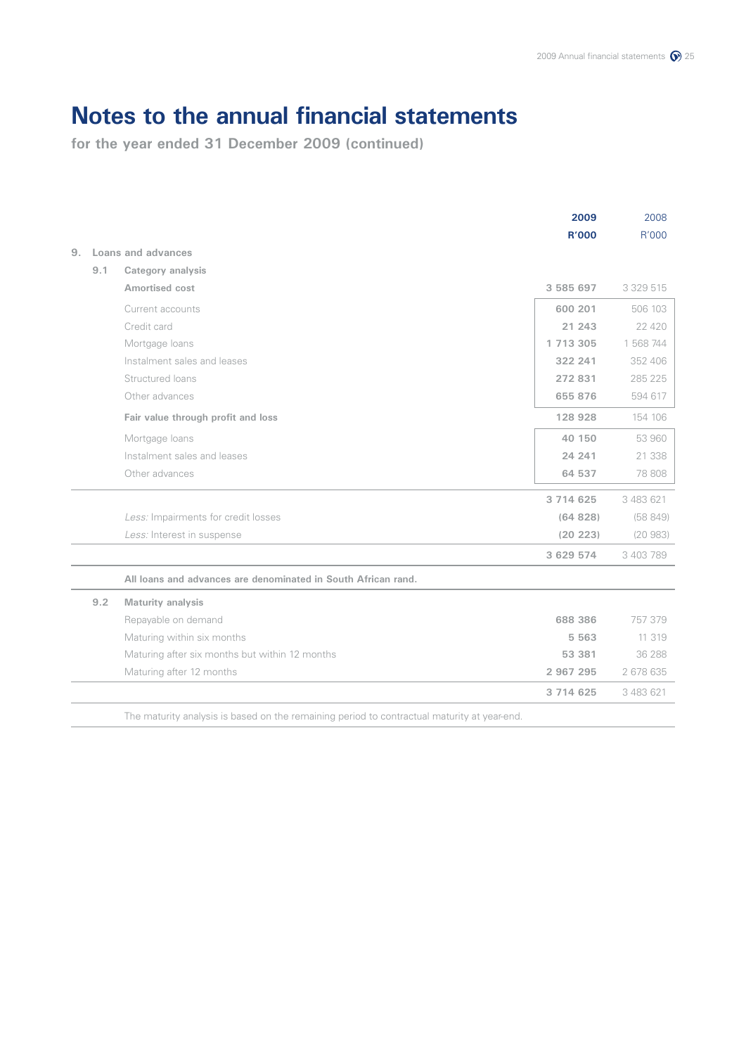# Notes to the annual financial statements

**for the year ended 31 December 2009 (continued)**

| | | 2009 R'000 | 2008 R'000 |
|---|---|---|---|
| **9.** | **Loans and advances** | | |
| **9.1** | **Category analysis** | | |
| | **Amortised cost** | **3 585 697** | 3 329 515 |
| | Current accounts | **600 201** | 506 103 |
| | Credit card | **21 243** | 22 420 |
| | Mortgage loans | **1 713 305** | 1 568 744 |
| | Instalment sales and leases | **322 241** | 352 406 |
| | Structured loans | **272 831** | 285 225 |
| | Other advances | **655 876** | 594 617 |
| | **Fair value through profit and loss** | **128 928** | 154 106 |
| | Mortgage loans | **40 150** | 53 960 |
| | Instalment sales and leases | **24 241** | 21 338 |
| | Other advances | **64 537** | 78 808 |
| | | **3 714 625** | 3 483 621 |
| | *Less:* Impairments for credit losses | **(64 828)** | (58 849) |
| | *Less:* Interest in suspense | **(20 223)** | (20 983) |
| | | **3 629 574** | 3 403 789 |

**All loans and advances are denominated in South African rand.**

| | | 2009 R'000 | 2008 R'000 |
|---|---|---|---|
| **9.2** | **Maturity analysis** | | |
| | Repayable on demand | **688 386** | 757 379 |
| | Maturing within six months | **5 563** | 11 319 |
| | Maturing after six months but within 12 months | **53 381** | 36 288 |
| | Maturing after 12 months | **2 967 295** | 2 678 635 |
| | | **3 714 625** | 3 483 621 |

The maturity analysis is based on the remaining period to contractual maturity at year-end.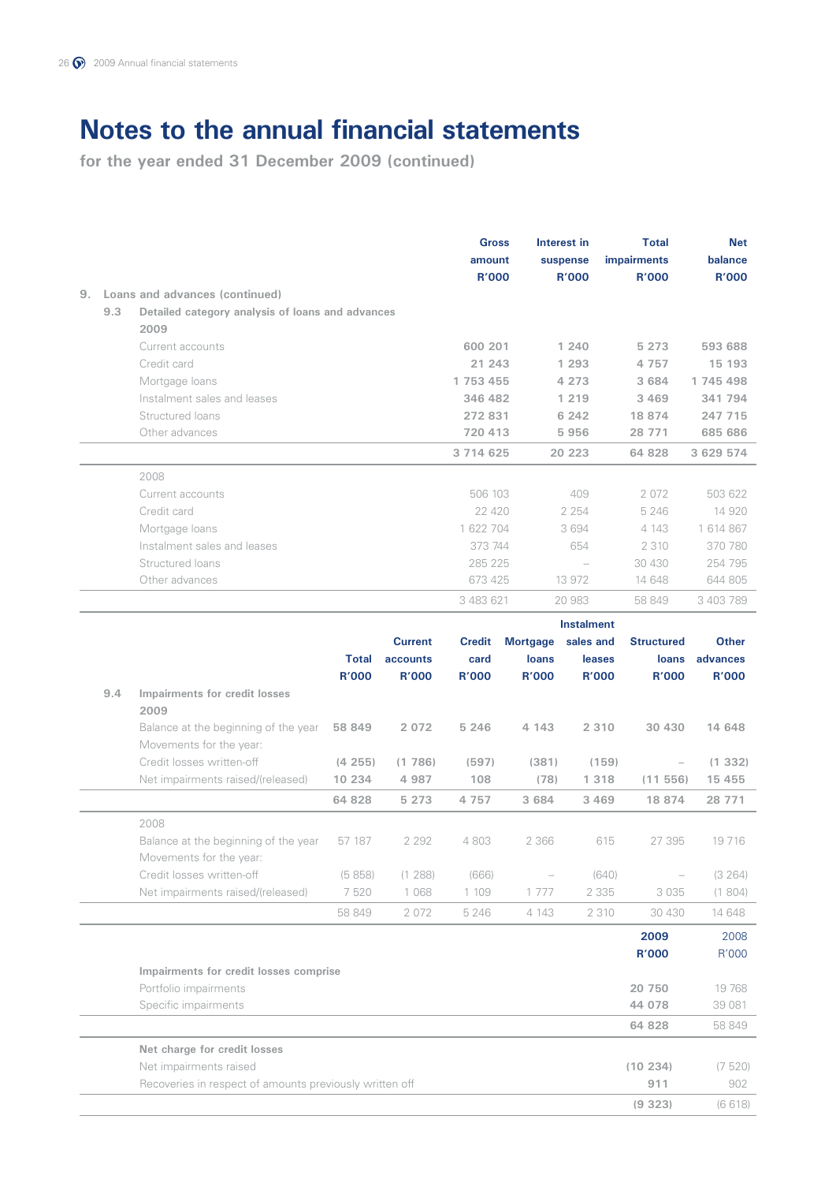# Notes to the annual financial statements

**for the year ended 31 December 2009 (continued)**

| | Gross amount R'000 | Interest in suspense R'000 | Total impairments R'000 | Net balance R'000 |
|---|---|---|---|---|
| **9. Loans and advances (continued)** | | | | |
| **9.3 Detailed category analysis of loans and advances** | | | | |
| **2009** | | | | |
| Current accounts | **600 201** | **1 240** | **5 273** | **593 688** |
| Credit card | **21 243** | **1 293** | **4 757** | **15 193** |
| Mortgage loans | **1 753 455** | **4 273** | **3 684** | **1 745 498** |
| Instalment sales and leases | **346 482** | **1 219** | **3 469** | **341 794** |
| Structured loans | **272 831** | **6 242** | **18 874** | **247 715** |
| Other advances | **720 413** | **5 956** | **28 771** | **685 686** |
| | **3 714 625** | **20 223** | **64 828** | **3 629 574** |
| 2008 | | | | |
| Current accounts | 506 103 | 409 | 2 072 | 503 622 |
| Credit card | 22 420 | 2 254 | 5 246 | 14 920 |
| Mortgage loans | 1 622 704 | 3 694 | 4 143 | 1 614 867 |
| Instalment sales and leases | 373 744 | 654 | 2 310 | 370 780 |
| Structured loans | 285 225 | – | 30 430 | 254 795 |
| Other advances | 673 425 | 13 972 | 14 648 | 644 805 |
| | 3 483 621 | 20 983 | 58 849 | 3 403 789 |

| | Total R'000 | Current accounts R'000 | Credit card R'000 | Mortgage loans R'000 | Instalment sales and leases R'000 | Structured loans R'000 | Other advances R'000 |
|---|---|---|---|---|---|---|---|
| **9.4 Impairments for credit losses** | | | | | | | |
| **2009** | | | | | | | |
| Balance at the beginning of the year | **58 849** | **2 072** | **5 246** | **4 143** | **2 310** | **30 430** | **14 648** |
| Movements for the year: | | | | | | | |
| Credit losses written-off | **(4 255)** | **(1 786)** | **(597)** | **(381)** | **(159)** | – | **(1 332)** |
| Net impairments raised/(released) | **10 234** | **4 987** | **108** | **(78)** | **1 318** | **(11 556)** | **15 455** |
| | **64 828** | **5 273** | **4 757** | **3 684** | **3 469** | **18 874** | **28 771** |
| 2008 | | | | | | | |
| Balance at the beginning of the year | 57 187 | 2 292 | 4 803 | 2 366 | 615 | 27 395 | 19 716 |
| Movements for the year: | | | | | | | |
| Credit losses written-off | (5 858) | (1 288) | (666) | – | (640) | – | (3 264) |
| Net impairments raised/(released) | 7 520 | 1 068 | 1 109 | 1 777 | 2 335 | 3 035 | (1 804) |
| | 58 849 | 2 072 | 5 246 | 4 143 | 2 310 | 30 430 | 14 648 |

| | 2009 R'000 | 2008 R'000 |
|---|---|---|
| **Impairments for credit losses comprise** | | |
| Portfolio impairments | **20 750** | 19 768 |
| Specific impairments | **44 078** | 39 081 |
| | **64 828** | 58 849 |
| **Net charge for credit losses** | | |
| Net impairments raised | **(10 234)** | (7 520) |
| Recoveries in respect of amounts previously written off | **911** | 902 |
| | **(9 323)** | (6 618) |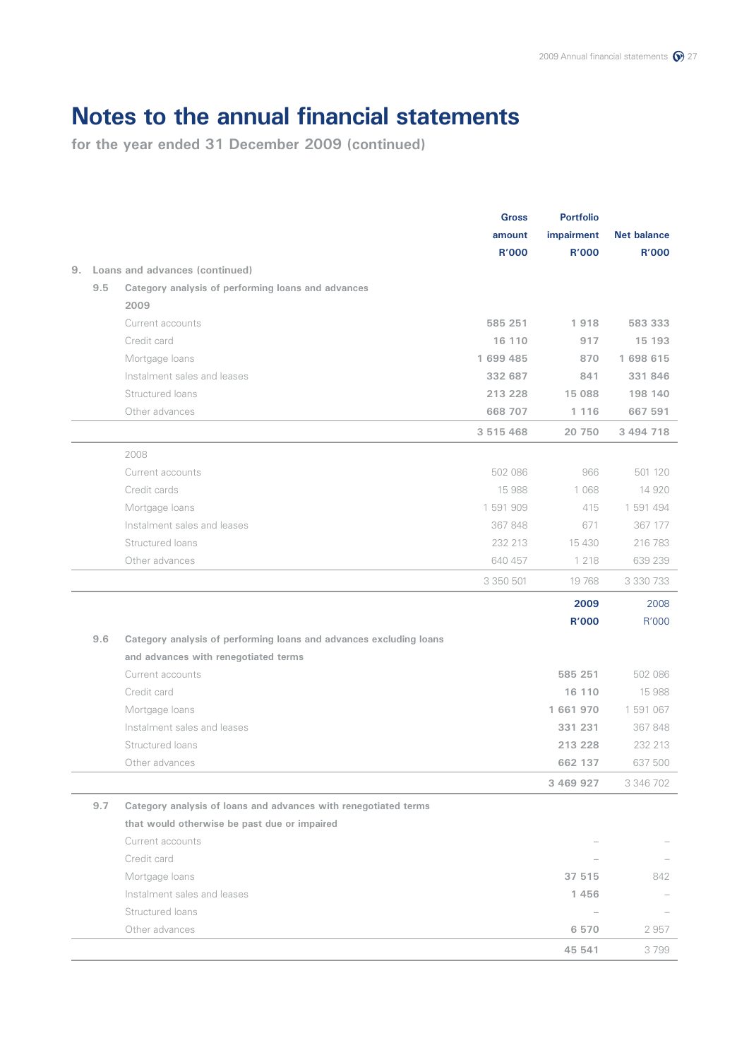# Notes to the annual financial statements

**for the year ended 31 December 2009 (continued)**

| | Gross amount R'000 | Portfolio impairment R'000 | Net balance R'000 |
|---|---|---|---|
| **9. Loans and advances (continued)** | | | |
| **9.5 Category analysis of performing loans and advances** | | | |
| **2009** | | | |
| Current accounts | **585 251** | **1 918** | **583 333** |
| Credit card | **16 110** | **917** | **15 193** |
| Mortgage loans | **1 699 485** | **870** | **1 698 615** |
| Instalment sales and leases | **332 687** | **841** | **331 846** |
| Structured loans | **213 228** | **15 088** | **198 140** |
| Other advances | **668 707** | **1 116** | **667 591** |
| | **3 515 468** | **20 750** | **3 494 718** |
| 2008 | | | |
| Current accounts | 502 086 | 966 | 501 120 |
| Credit cards | 15 988 | 1 068 | 14 920 |
| Mortgage loans | 1 591 909 | 415 | 1 591 494 |
| Instalment sales and leases | 367 848 | 671 | 367 177 |
| Structured loans | 232 213 | 15 430 | 216 783 |
| Other advances | 640 457 | 1 218 | 639 239 |
| | 3 350 501 | 19 768 | 3 330 733 |

| | 2009 R'000 | 2008 R'000 |
|---|---|---|
| **9.6 Category analysis of performing loans and advances excluding loans and advances with renegotiated terms** | | |
| Current accounts | **585 251** | 502 086 |
| Credit card | **16 110** | 15 988 |
| Mortgage loans | **1 661 970** | 1 591 067 |
| Instalment sales and leases | **331 231** | 367 848 |
| Structured loans | **213 228** | 232 213 |
| Other advances | **662 137** | 637 500 |
| | **3 469 927** | 3 346 702 |
| **9.7 Category analysis of loans and advances with renegotiated terms that would otherwise be past due or impaired** | | |
| Current accounts | – | – |
| Credit card | – | – |
| Mortgage loans | **37 515** | 842 |
| Instalment sales and leases | **1 456** | – |
| Structured loans | – | – |
| Other advances | **6 570** | 2 957 |
| | **45 541** | 3 799 |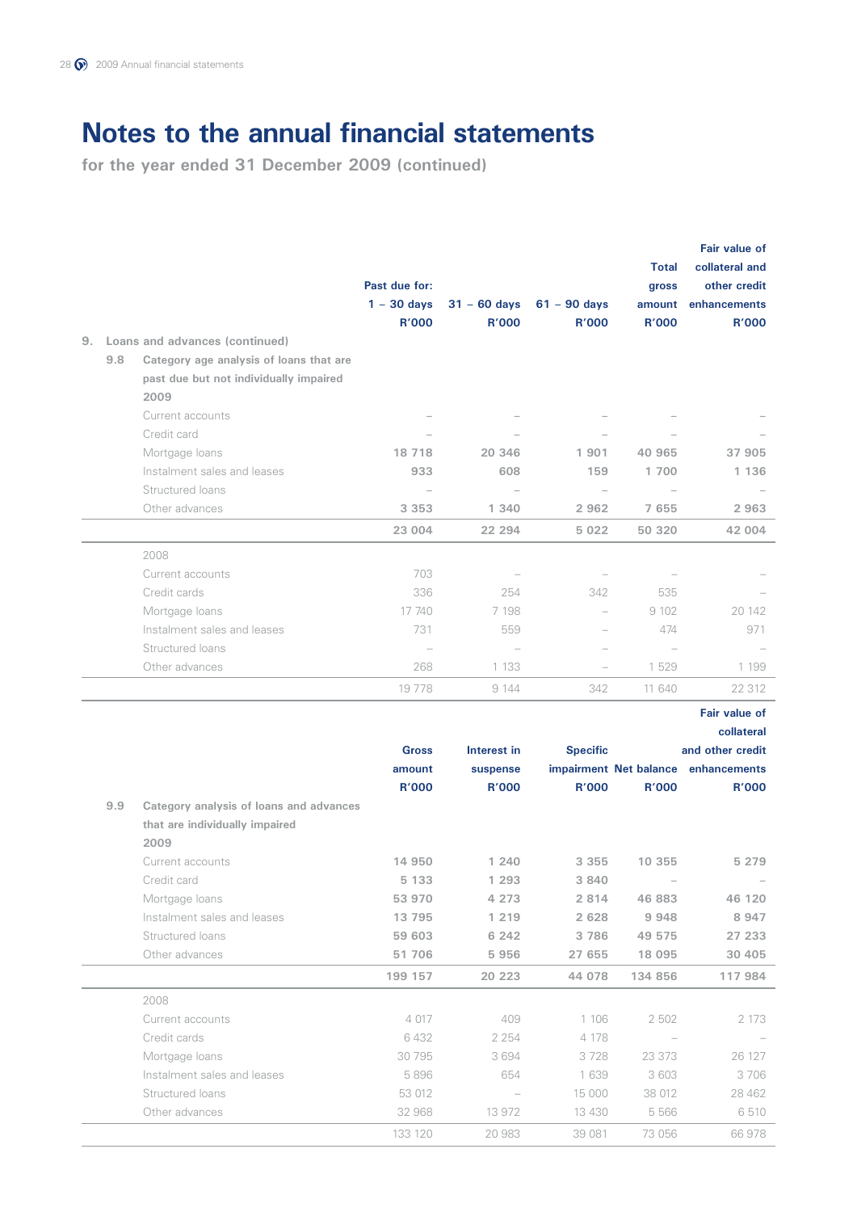# Notes to the annual financial statements

**for the year ended 31 December 2009 (continued)**

| | Past due for: 1 – 30 days R'000 | 31 – 60 days R'000 | 61 – 90 days R'000 | Total gross amount R'000 | Fair value of collateral and other credit enhancements R'000 |
|---|---|---|---|---|---|
| **9. Loans and advances (continued)** | | | | | |
| **9.8 Category age analysis of loans that are past due but not individually impaired** | | | | | |
| **2009** | | | | | |
| Current accounts | – | – | – | – | – |
| Credit card | – | – | – | – | – |
| Mortgage loans | **18 718** | **20 346** | **1 901** | **40 965** | **37 905** |
| Instalment sales and leases | **933** | **608** | **159** | **1 700** | **1 136** |
| Structured loans | – | – | – | – | – |
| Other advances | **3 353** | **1 340** | **2 962** | **7 655** | **2 963** |
| | **23 004** | **22 294** | **5 022** | **50 320** | **42 004** |
| 2008 | | | | | |
| Current accounts | 703 | – | – | – | – |
| Credit cards | 336 | 254 | 342 | 535 | – |
| Mortgage loans | 17 740 | 7 198 | – | 9 102 | 20 142 |
| Instalment sales and leases | 731 | 559 | – | 474 | 971 |
| Structured loans | – | – | – | – | – |
| Other advances | 268 | 1 133 | – | 1 529 | 1 199 |
| | 19 778 | 9 144 | 342 | 11 640 | 22 312 |

| | Gross amount R'000 | Interest in suspense R'000 | Specific impairment R'000 | Net balance R'000 | Fair value of collateral and other credit enhancements R'000 |
|---|---|---|---|---|---|
| **9.9 Category analysis of loans and advances that are individually impaired** | | | | | |
| **2009** | | | | | |
| Current accounts | **14 950** | **1 240** | **3 355** | **10 355** | **5 279** |
| Credit card | **5 133** | **1 293** | **3 840** | – | – |
| Mortgage loans | **53 970** | **4 273** | **2 814** | **46 883** | **46 120** |
| Instalment sales and leases | **13 795** | **1 219** | **2 628** | **9 948** | **8 947** |
| Structured loans | **59 603** | **6 242** | **3 786** | **49 575** | **27 233** |
| Other advances | **51 706** | **5 956** | **27 655** | **18 095** | **30 405** |
| | **199 157** | **20 223** | **44 078** | **134 856** | **117 984** |
| 2008 | | | | | |
| Current accounts | 4 017 | 409 | 1 106 | 2 502 | 2 173 |
| Credit cards | 6 432 | 2 254 | 4 178 | – | – |
| Mortgage loans | 30 795 | 3 694 | 3 728 | 23 373 | 26 127 |
| Instalment sales and leases | 5 896 | 654 | 1 639 | 3 603 | 3 706 |
| Structured loans | 53 012 | – | 15 000 | 38 012 | 28 462 |
| Other advances | 32 968 | 13 972 | 13 430 | 5 566 | 6 510 |
| | 133 120 | 20 983 | 39 081 | 73 056 | 66 978 |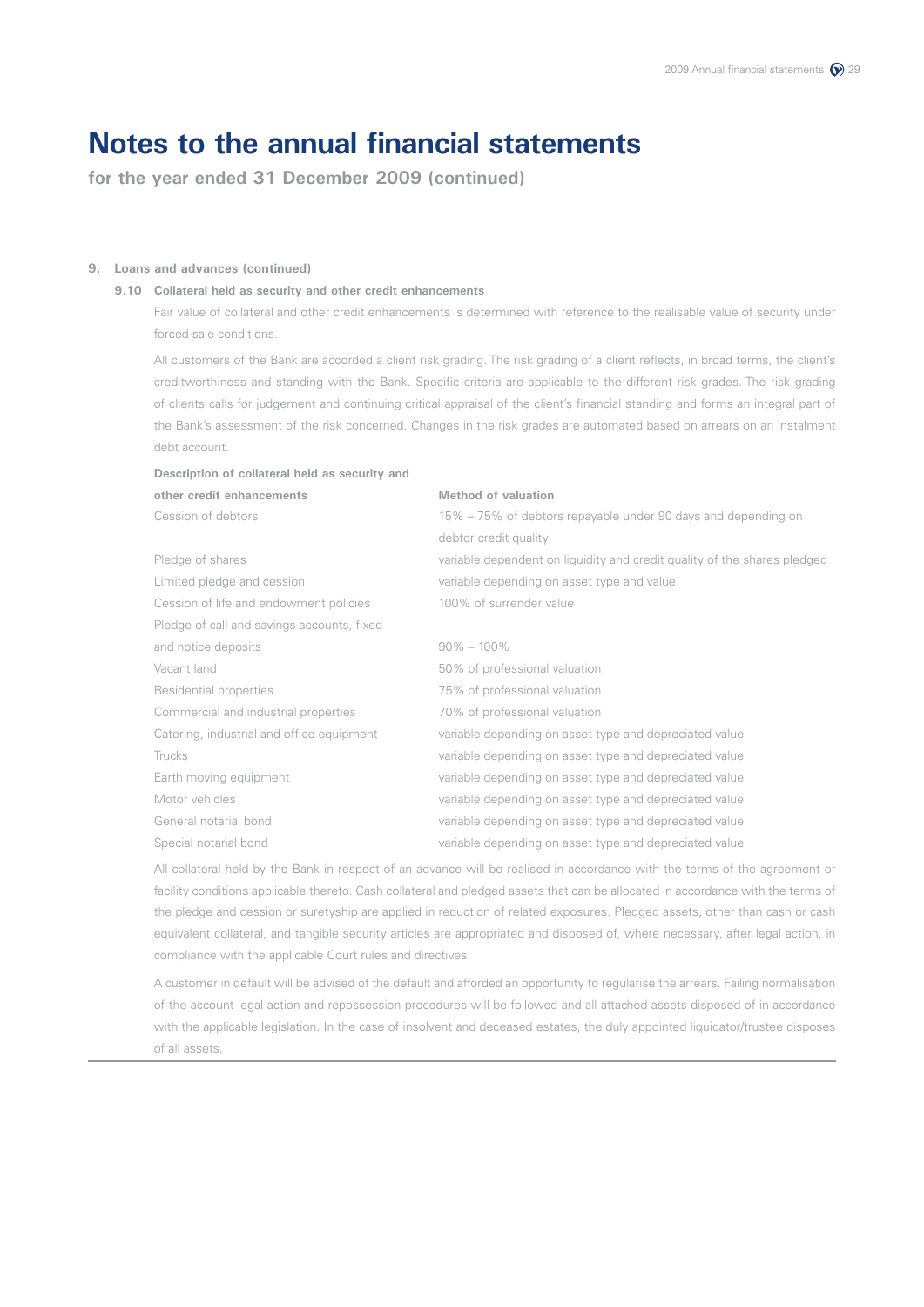# Notes to the annual financial statements

**for the year ended 31 December 2009 (continued)**

## 9. Loans and advances (continued)

### 9.10 Collateral held as security and other credit enhancements

Fair value of collateral and other credit enhancements is determined with reference to the realisable value of security under forced-sale conditions.

All customers of the Bank are accorded a client risk grading. The risk grading of a client reflects, in broad terms, the client's creditworthiness and standing with the Bank. Specific criteria are applicable to the different risk grades. The risk grading of clients calls for judgement and continuing critical appraisal of the client's financial standing and forms an integral part of the Bank's assessment of the risk concerned. Changes in the risk grades are automated based on arrears on an instalment debt account.

| Description of collateral held as security and other credit enhancements | Method of valuation |
|---|---|
| Cession of debtors | 15% – 75% of debtors repayable under 90 days and depending on debtor credit quality |
| Pledge of shares | variable dependent on liquidity and credit quality of the shares pledged |
| Limited pledge and cession | variable depending on asset type and value |
| Cession of life and endowment policies | 100% of surrender value |
| Pledge of call and savings accounts, fixed and notice deposits | 90% – 100% |
| Vacant land | 50% of professional valuation |
| Residential properties | 75% of professional valuation |
| Commercial and industrial properties | 70% of professional valuation |
| Catering, industrial and office equipment | variable depending on asset type and depreciated value |
| Trucks | variable depending on asset type and depreciated value |
| Earth moving equipment | variable depending on asset type and depreciated value |
| Motor vehicles | variable depending on asset type and depreciated value |
| General notarial bond | variable depending on asset type and depreciated value |
| Special notarial bond | variable depending on asset type and depreciated value |

All collateral held by the Bank in respect of an advance will be realised in accordance with the terms of the agreement or facility conditions applicable thereto. Cash collateral and pledged assets that can be allocated in accordance with the terms of the pledge and cession or suretyship are applied in reduction of related exposures. Pledged assets, other than cash or cash equivalent collateral, and tangible security articles are appropriated and disposed of, where necessary, after legal action, in compliance with the applicable Court rules and directives.

A customer in default will be advised of the default and afforded an opportunity to regularise the arrears. Failing normalisation of the account legal action and repossession procedures will be followed and all attached assets disposed of in accordance with the applicable legislation. In the case of insolvent and deceased estates, the duly appointed liquidator/trustee disposes of all assets.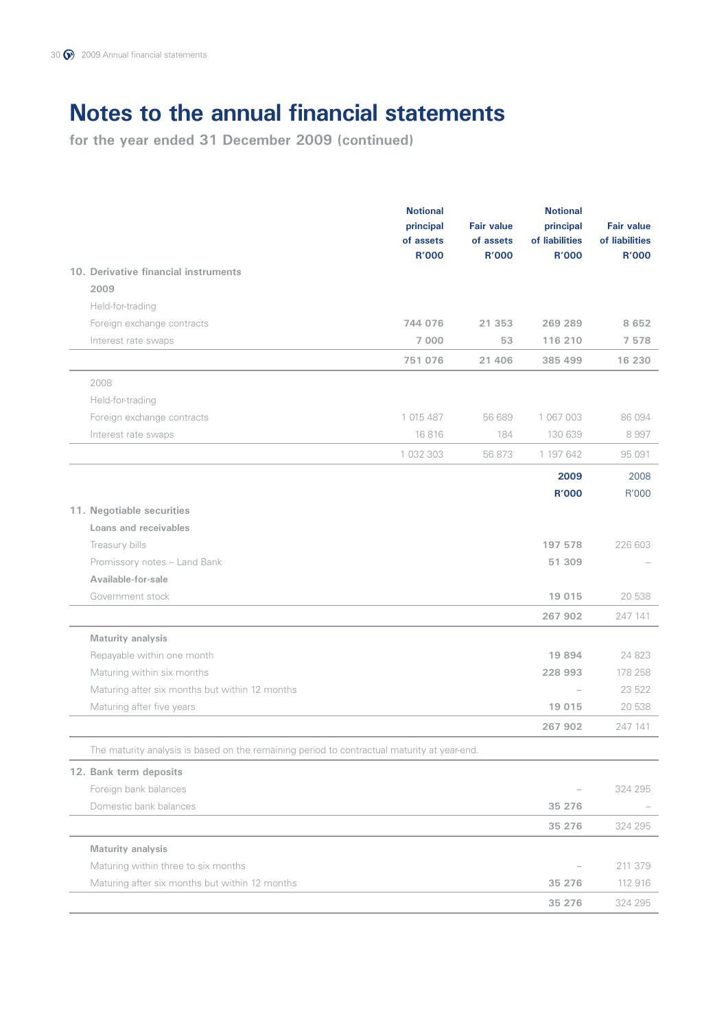# Notes to the annual financial statements

**for the year ended 31 December 2009 (continued)**

| | Notional principal of assets R'000 | Fair value of assets R'000 | Notional principal of liabilities R'000 | Fair value of liabilities R'000 |
|---|---|---|---|---|
| **10. Derivative financial instruments** | | | | |
| **2009** | | | | |
| Held-for-trading | | | | |
| Foreign exchange contracts | **744 076** | **21 353** | **269 289** | **8 652** |
| Interest rate swaps | **7 000** | **53** | **116 210** | **7 578** |
| | **751 076** | **21 406** | **385 499** | **16 230** |
| 2008 | | | | |
| Held-for-trading | | | | |
| Foreign exchange contracts | 1 015 487 | 56 689 | 1 067 003 | 86 094 |
| Interest rate swaps | 16 816 | 184 | 130 639 | 8 997 |
| | 1 032 303 | 56 873 | 1 197 642 | 95 091 |

| | 2009 R'000 | 2008 R'000 |
|---|---|---|
| **11. Negotiable securities** | | |
| **Loans and receivables** | | |
| Treasury bills | **197 578** | 226 603 |
| Promissory notes – Land Bank | **51 309** | – |
| **Available-for-sale** | | |
| Government stock | **19 015** | 20 538 |
| | **267 902** | 247 141 |
| **Maturity analysis** | | |
| Repayable within one month | **19 894** | 24 823 |
| Maturing within six months | **228 993** | 178 258 |
| Maturing after six months but within 12 months | – | 23 522 |
| Maturing after five years | **19 015** | 20 538 |
| | **267 902** | 247 141 |

The maturity analysis is based on the remaining period to contractual maturity at year-end.

| | 2009 R'000 | 2008 R'000 |
|---|---|---|
| **12. Bank term deposits** | | |
| Foreign bank balances | – | 324 295 |
| Domestic bank balances | **35 276** | – |
| | **35 276** | 324 295 |
| **Maturity analysis** | | |
| Maturing within three to six months | – | 211 379 |
| Maturing after six months but within 12 months | **35 276** | 112 916 |
| | **35 276** | 324 295 |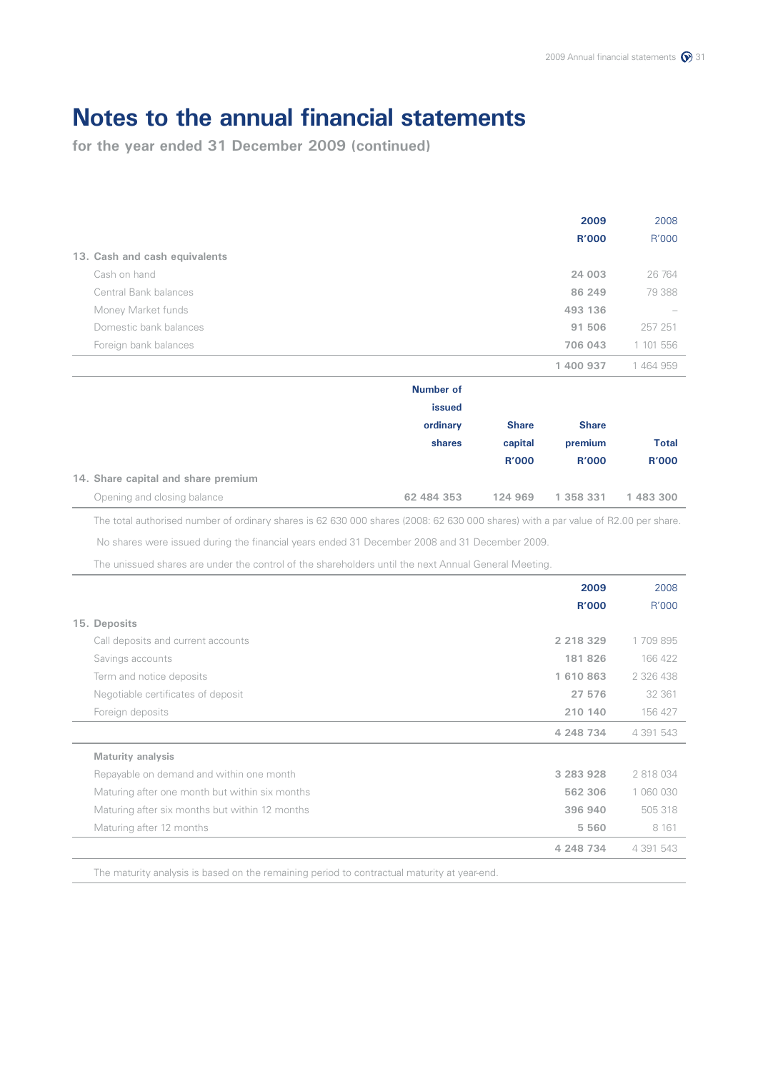# Notes to the annual financial statements

**for the year ended 31 December 2009 (continued)**

| | 2009 R'000 | 2008 R'000 |
|---|---|---|
| **13. Cash and cash equivalents** | | |
| Cash on hand | **24 003** | 26 764 |
| Central Bank balances | **86 249** | 79 388 |
| Money Market funds | **493 136** | – |
| Domestic bank balances | **91 506** | 257 251 |
| Foreign bank balances | **706 043** | 1 101 556 |
| | **1 400 937** | 1 464 959 |

| | Number of issued ordinary shares | Share capital R'000 | Share premium R'000 | Total R'000 |
|---|---|---|---|---|
| **14. Share capital and share premium** | | | | |
| Opening and closing balance | **62 484 353** | **124 969** | **1 358 331** | **1 483 300** |

The total authorised number of ordinary shares is 62 630 000 shares (2008: 62 630 000 shares) with a par value of R2.00 per share.

No shares were issued during the financial years ended 31 December 2008 and 31 December 2009.

The unissued shares are under the control of the shareholders until the next Annual General Meeting.

| | 2009 R'000 | 2008 R'000 |
|---|---|---|
| **15. Deposits** | | |
| Call deposits and current accounts | **2 218 329** | 1 709 895 |
| Savings accounts | **181 826** | 166 422 |
| Term and notice deposits | **1 610 863** | 2 326 438 |
| Negotiable certificates of deposit | **27 576** | 32 361 |
| Foreign deposits | **210 140** | 156 427 |
| | **4 248 734** | 4 391 543 |
| **Maturity analysis** | | |
| Repayable on demand and within one month | **3 283 928** | 2 818 034 |
| Maturing after one month but within six months | **562 306** | 1 060 030 |
| Maturing after six months but within 12 months | **396 940** | 505 318 |
| Maturing after 12 months | **5 560** | 8 161 |
| | **4 248 734** | 4 391 543 |

The maturity analysis is based on the remaining period to contractual maturity at year-end.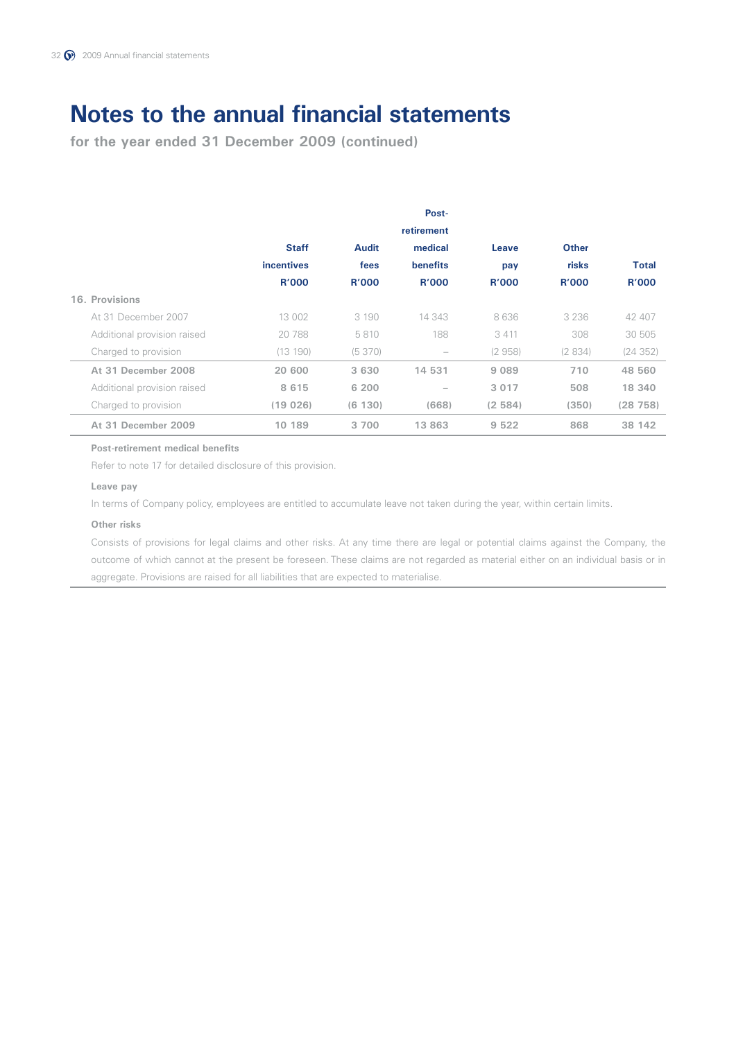# Notes to the annual financial statements

**for the year ended 31 December 2009 (continued)**

| | Staff incentives R'000 | Audit fees R'000 | Post-retirement medical benefits R'000 | Leave pay R'000 | Other risks R'000 | Total R'000 |
|---|---|---|---|---|---|---|
| **16. Provisions** | | | | | | |
| At 31 December 2007 | 13 002 | 3 190 | 14 343 | 8 636 | 3 236 | 42 407 |
| Additional provision raised | 20 788 | 5 810 | 188 | 3 411 | 308 | 30 505 |
| Charged to provision | (13 190) | (5 370) | – | (2 958) | (2 834) | (24 352) |
| **At 31 December 2008** | **20 600** | **3 630** | **14 531** | **9 089** | **710** | **48 560** |
| Additional provision raised | **8 615** | **6 200** | – | **3 017** | **508** | **18 340** |
| Charged to provision | **(19 026)** | **(6 130)** | **(668)** | **(2 584)** | **(350)** | **(28 758)** |
| **At 31 December 2009** | **10 189** | **3 700** | **13 863** | **9 522** | **868** | **38 142** |

**Post-retirement medical benefits**

Refer to note 17 for detailed disclosure of this provision.

**Leave pay**

In terms of Company policy, employees are entitled to accumulate leave not taken during the year, within certain limits.

**Other risks**

Consists of provisions for legal claims and other risks. At any time there are legal or potential claims against the Company, the outcome of which cannot at the present be foreseen. These claims are not regarded as material either on an individual basis or in aggregate. Provisions are raised for all liabilities that are expected to materialise.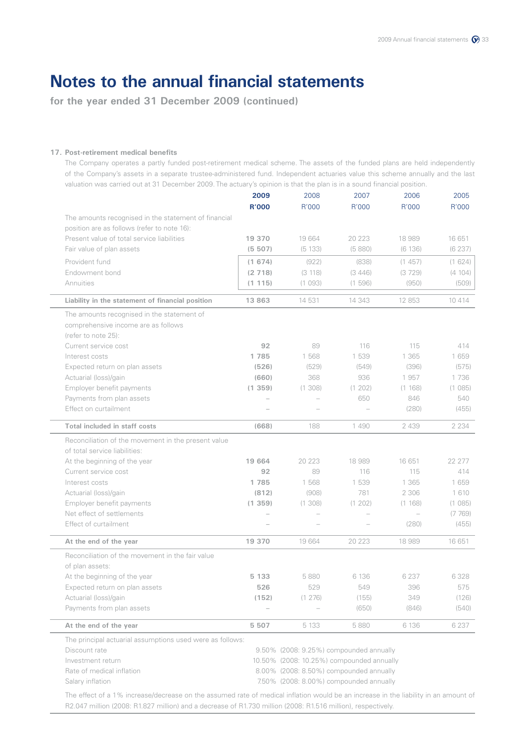# Notes to the annual financial statements

**for the year ended 31 December 2009 (continued)**

**17. Post-retirement medical benefits**

The Company operates a partly funded post-retirement medical scheme. The assets of the funded plans are held independently of the Company's assets in a separate trustee-administered fund. Independent actuaries value this scheme annually and the last valuation was carried out at 31 December 2009. The actuary's opinion is that the plan is in a sound financial position.

| | **2009** | 2008 | 2007 | 2006 | 2005 |
|---|---|---|---|---|---|
| | **R'000** | R'000 | R'000 | R'000 | R'000 |
| The amounts recognised in the statement of financial position are as follows (refer to note 16): | | | | | |
| Present value of total service liabilities | **19 370** | 19 664 | 20 223 | 18 989 | 16 651 |
| Fair value of plan assets | **(5 507)** | (5 133) | (5 880) | (6 136) | (6 237) |
| Provident fund | **(1 674)** | (922) | (838) | (1 457) | (1 624) |
| Endowment bond | **(2 718)** | (3 118) | (3 446) | (3 729) | (4 104) |
| Annuities | **(1 115)** | (1 093) | (1 596) | (950) | (509) |
| **Liability in the statement of financial position** | **13 863** | 14 531 | 14 343 | 12 853 | 10 414 |
| The amounts recognised in the statement of comprehensive income are as follows (refer to note 25): | | | | | |
| Current service cost | **92** | 89 | 116 | 115 | 414 |
| Interest costs | **1 785** | 1 568 | 1 539 | 1 365 | 1 659 |
| Expected return on plan assets | **(526)** | (529) | (549) | (396) | (575) |
| Actuarial (loss)/gain | **(660)** | 368 | 936 | 1 957 | 1 736 |
| Employer benefit payments | **(1 359)** | (1 308) | (1 202) | (1 168) | (1 085) |
| Payments from plan assets | – | – | 650 | 846 | 540 |
| Effect on curtailment | – | – | – | (280) | (455) |
| **Total included in staff costs** | **(668)** | 188 | 1 490 | 2 439 | 2 234 |
| Reconciliation of the movement in the present value of total service liabilities: | | | | | |
| At the beginning of the year | **19 664** | 20 223 | 18 989 | 16 651 | 22 277 |
| Current service cost | **92** | 89 | 116 | 115 | 414 |
| Interest costs | **1 785** | 1 568 | 1 539 | 1 365 | 1 659 |
| Actuarial (loss)/gain | **(812)** | (908) | 781 | 2 306 | 1 610 |
| Employer benefit payments | **(1 359)** | (1 308) | (1 202) | (1 168) | (1 085) |
| Net effect of settlements | – | – | – | – | (7 769) |
| Effect of curtailment | – | – | – | (280) | (455) |
| **At the end of the year** | **19 370** | 19 664 | 20 223 | 18 989 | 16 651 |
| Reconciliation of the movement in the fair value of plan assets: | | | | | |
| At the beginning of the year | **5 133** | 5 880 | 6 136 | 6 237 | 6 328 |
| Expected return on plan assets | **526** | 529 | 549 | 396 | 575 |
| Actuarial (loss)/gain | **(152)** | (1 276) | (155) | 349 | (126) |
| Payments from plan assets | – | – | (650) | (846) | (540) |
| **At the end of the year** | **5 507** | 5 133 | 5 880 | 6 136 | 6 237 |

The principal actuarial assumptions used were as follows:

| | |
|---|---|
| Discount rate | 9.50% (2008: 9.25%) compounded annually |
| Investment return | 10.50% (2008: 10.25%) compounded annually |
| Rate of medical inflation | 8.00% (2008: 8.50%) compounded annually |
| Salary inflation | 7.50% (2008: 8.00%) compounded annually |

The effect of a 1% increase/decrease on the assumed rate of medical inflation would be an increase in the liability in an amount of R2.047 million (2008: R1.827 million) and a decrease of R1.730 million (2008: R1.516 million), respectively.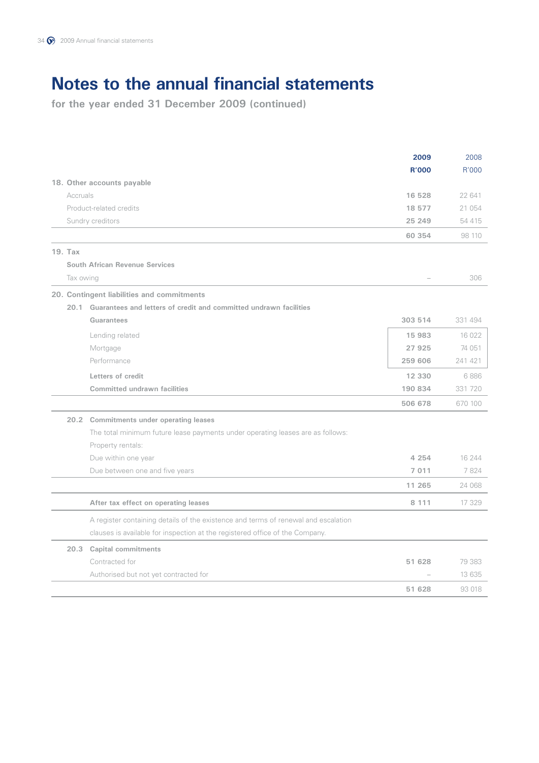# Notes to the annual financial statements

**for the year ended 31 December 2009 (continued)**

| | 2009<br>R'000 | 2008<br>R'000 |
|---|---|---|
| **18. Other accounts payable** | | |
| Accruals | **16 528** | 22 641 |
| Product-related credits | **18 577** | 21 054 |
| Sundry creditors | **25 249** | 54 415 |
| | **60 354** | 98 110 |
| **19. Tax** | | |
| **South African Revenue Services** | | |
| Tax owing | – | 306 |
| **20. Contingent liabilities and commitments** | | |
| **20.1 Guarantees and letters of credit and committed undrawn facilities** | | |
| **Guarantees** | **303 514** | 331 494 |
| Lending related | **15 983** | 16 022 |
| Mortgage | **27 925** | 74 051 |
| Performance | **259 606** | 241 421 |
| **Letters of credit** | **12 330** | 6 886 |
| **Committed undrawn facilities** | **190 834** | 331 720 |
| | **506 678** | 670 100 |
| **20.2 Commitments under operating leases** | | |
| The total minimum future lease payments under operating leases are as follows: | | |
| Property rentals: | | |
| Due within one year | **4 254** | 16 244 |
| Due between one and five years | **7 011** | 7 824 |
| | **11 265** | 24 068 |
| **After tax effect on operating leases** | **8 111** | 17 329 |
| A register containing details of the existence and terms of renewal and escalation clauses is available for inspection at the registered office of the Company. | | |
| **20.3 Capital commitments** | | |
| Contracted for | **51 628** | 79 383 |
| Authorised but not yet contracted for | – | 13 635 |
| | **51 628** | 93 018 |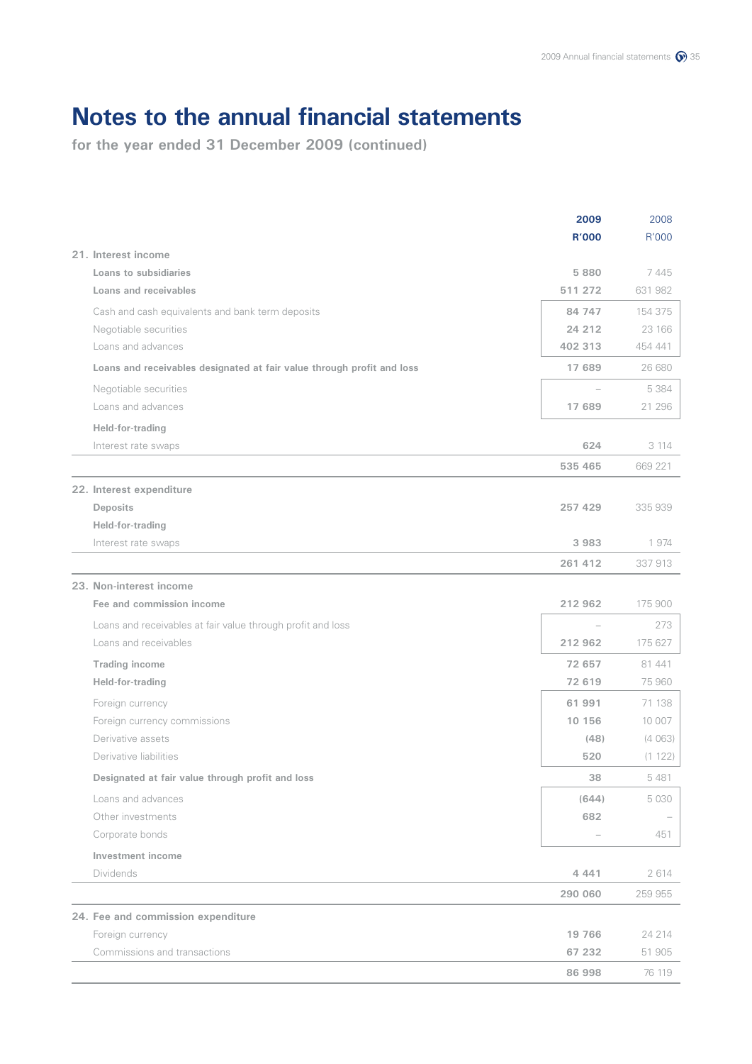# Notes to the annual financial statements

**for the year ended 31 December 2009 (continued)**

| | 2009<br>R'000 | 2008<br>R'000 |
|---|---|---|
| **21. Interest income** | | |
| **Loans to subsidiaries** | **5 880** | 7 445 |
| **Loans and receivables** | **511 272** | 631 982 |
| Cash and cash equivalents and bank term deposits | **84 747** | 154 375 |
| Negotiable securities | **24 212** | 23 166 |
| Loans and advances | **402 313** | 454 441 |
| **Loans and receivables designated at fair value through profit and loss** | **17 689** | 26 680 |
| Negotiable securities | – | 5 384 |
| Loans and advances | **17 689** | 21 296 |
| **Held-for-trading** | | |
| Interest rate swaps | **624** | 3 114 |
| | **535 465** | 669 221 |
| **22. Interest expenditure** | | |
| **Deposits** | **257 429** | 335 939 |
| **Held-for-trading** | | |
| Interest rate swaps | **3 983** | 1 974 |
| | **261 412** | 337 913 |
| **23. Non-interest income** | | |
| **Fee and commission income** | **212 962** | 175 900 |
| Loans and receivables at fair value through profit and loss | – | 273 |
| Loans and receivables | **212 962** | 175 627 |
| **Trading income** | **72 657** | 81 441 |
| **Held-for-trading** | **72 619** | 75 960 |
| Foreign currency | **61 991** | 71 138 |
| Foreign currency commissions | **10 156** | 10 007 |
| Derivative assets | **(48)** | (4 063) |
| Derivative liabilities | **520** | (1 122) |
| **Designated at fair value through profit and loss** | **38** | 5 481 |
| Loans and advances | **(644)** | 5 030 |
| Other investments | **682** | – |
| Corporate bonds | – | 451 |
| **Investment income** | | |
| Dividends | **4 441** | 2 614 |
| | **290 060** | 259 955 |
| **24. Fee and commission expenditure** | | |
| Foreign currency | **19 766** | 24 214 |
| Commissions and transactions | **67 232** | 51 905 |
| | **86 998** | 76 119 |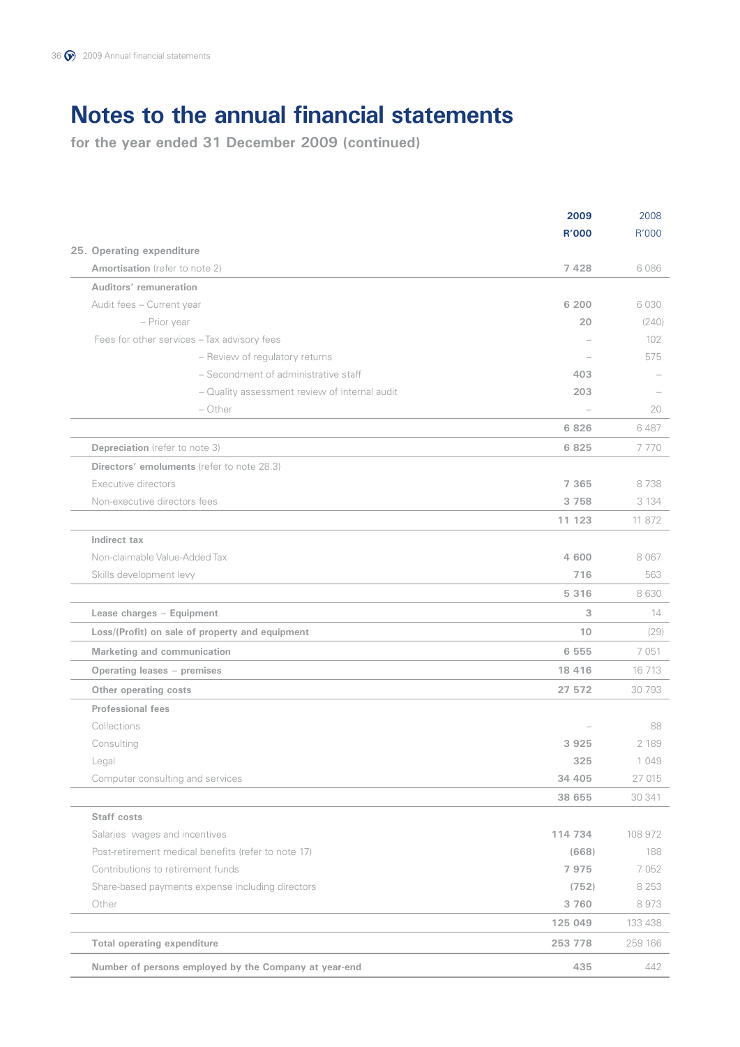# Notes to the annual financial statements

**for the year ended 31 December 2009 (continued)**

| | 2009 R'000 | 2008 R'000 |
|---|---|---|
| **25. Operating expenditure** | | |
| **Amortisation** (refer to note 2) | **7 428** | 6 086 |
| **Auditors' remuneration** | | |
| Audit fees – Current year | **6 200** | 6 030 |
| – Prior year | **20** | (240) |
| Fees for other services – Tax advisory fees | – | 102 |
| – Review of regulatory returns | – | 575 |
| – Secondment of administrative staff | **403** | – |
| – Quality assessment review of internal audit | **203** | – |
| – Other | – | 20 |
| | **6 826** | 6 487 |
| **Depreciation** (refer to note 3) | **6 825** | 7 770 |
| **Directors' emoluments** (refer to note 28.3) | | |
| Executive directors | **7 365** | 8 738 |
| Non-executive directors fees | **3 758** | 3 134 |
| | **11 123** | 11 872 |
| **Indirect tax** | | |
| Non-claimable Value-Added Tax | **4 600** | 8 067 |
| Skills development levy | **716** | 563 |
| | **5 316** | 8 630 |
| **Lease charges – Equipment** | **3** | 14 |
| **Loss/(Profit) on sale of property and equipment** | **10** | (29) |
| **Marketing and communication** | **6 555** | 7 051 |
| **Operating leases – premises** | **18 416** | 16 713 |
| **Other operating costs** | **27 572** | 30 793 |
| **Professional fees** | | |
| Collections | – | 88 |
| Consulting | **3 925** | 2 189 |
| Legal | **325** | 1 049 |
| Computer consulting and services | **34 405** | 27 015 |
| | **38 655** | 30 341 |
| **Staff costs** | | |
| Salaries wages and incentives | **114 734** | 108 972 |
| Post-retirement medical benefits (refer to note 17) | **(668)** | 188 |
| Contributions to retirement funds | **7 975** | 7 052 |
| Share-based payments expense including directors | **(752)** | 8 253 |
| Other | **3 760** | 8 973 |
| | **125 049** | 133 438 |
| **Total operating expenditure** | **253 778** | 259 166 |
| **Number of persons employed by the Company at year-end** | **435** | 442 |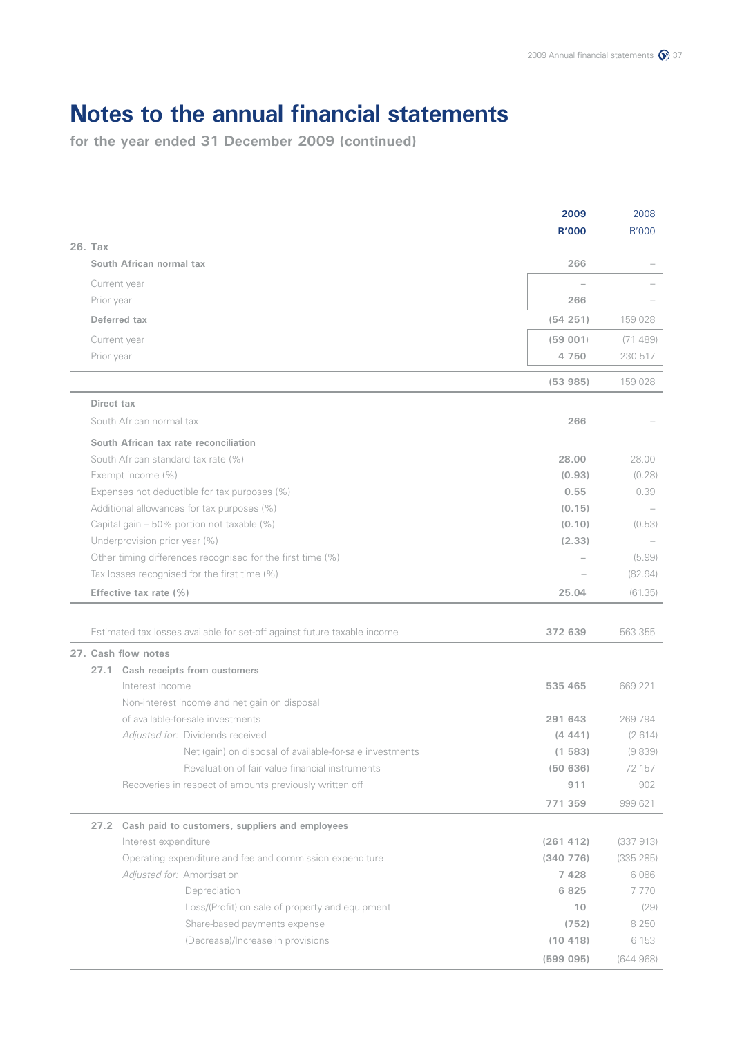# Notes to the annual financial statements

**for the year ended 31 December 2009 (continued)**

| | 2009 R'000 | 2008 R'000 |
|---|---|---|
| **26. Tax** | | |
| **South African normal tax** | **266** | – |
| Current year | – | – |
| Prior year | **266** | – |
| **Deferred tax** | **(54 251)** | 159 028 |
| Current year | **(59 001)** | (71 489) |
| Prior year | **4 750** | 230 517 |
| | **(53 985)** | 159 028 |
| **Direct tax** | | |
| South African normal tax | **266** | – |
| **South African tax rate reconciliation** | | |
| South African standard tax rate (%) | **28.00** | 28.00 |
| Exempt income (%) | **(0.93)** | (0.28) |
| Expenses not deductible for tax purposes (%) | **0.55** | 0.39 |
| Additional allowances for tax purposes (%) | **(0.15)** | – |
| Capital gain – 50% portion not taxable (%) | **(0.10)** | (0.53) |
| Underprovision prior year (%) | **(2.33)** | – |
| Other timing differences recognised for the first time (%) | – | (5.99) |
| Tax losses recognised for the first time (%) | – | (82.94) |
| **Effective tax rate (%)** | **25.04** | (61.35) |
| Estimated tax losses available for set-off against future taxable income | **372 639** | 563 355 |
| **27. Cash flow notes** | | |
| **27.1 Cash receipts from customers** | | |
| Interest income | **535 465** | 669 221 |
| Non-interest income and net gain on disposal of available-for-sale investments | **291 643** | 269 794 |
| *Adjusted for:* Dividends received | **(4 441)** | (2 614) |
| Net (gain) on disposal of available-for-sale investments | **(1 583)** | (9 839) |
| Revaluation of fair value financial instruments | **(50 636)** | 72 157 |
| Recoveries in respect of amounts previously written off | **911** | 902 |
| | **771 359** | 999 621 |
| **27.2 Cash paid to customers, suppliers and employees** | | |
| Interest expenditure | **(261 412)** | (337 913) |
| Operating expenditure and fee and commission expenditure | **(340 776)** | (335 285) |
| *Adjusted for:* Amortisation | **7 428** | 6 086 |
| Depreciation | **6 825** | 7 770 |
| Loss/(Profit) on sale of property and equipment | **10** | (29) |
| Share-based payments expense | **(752)** | 8 250 |
| (Decrease)/Increase in provisions | **(10 418)** | 6 153 |
| | **(599 095)** | (644 968) |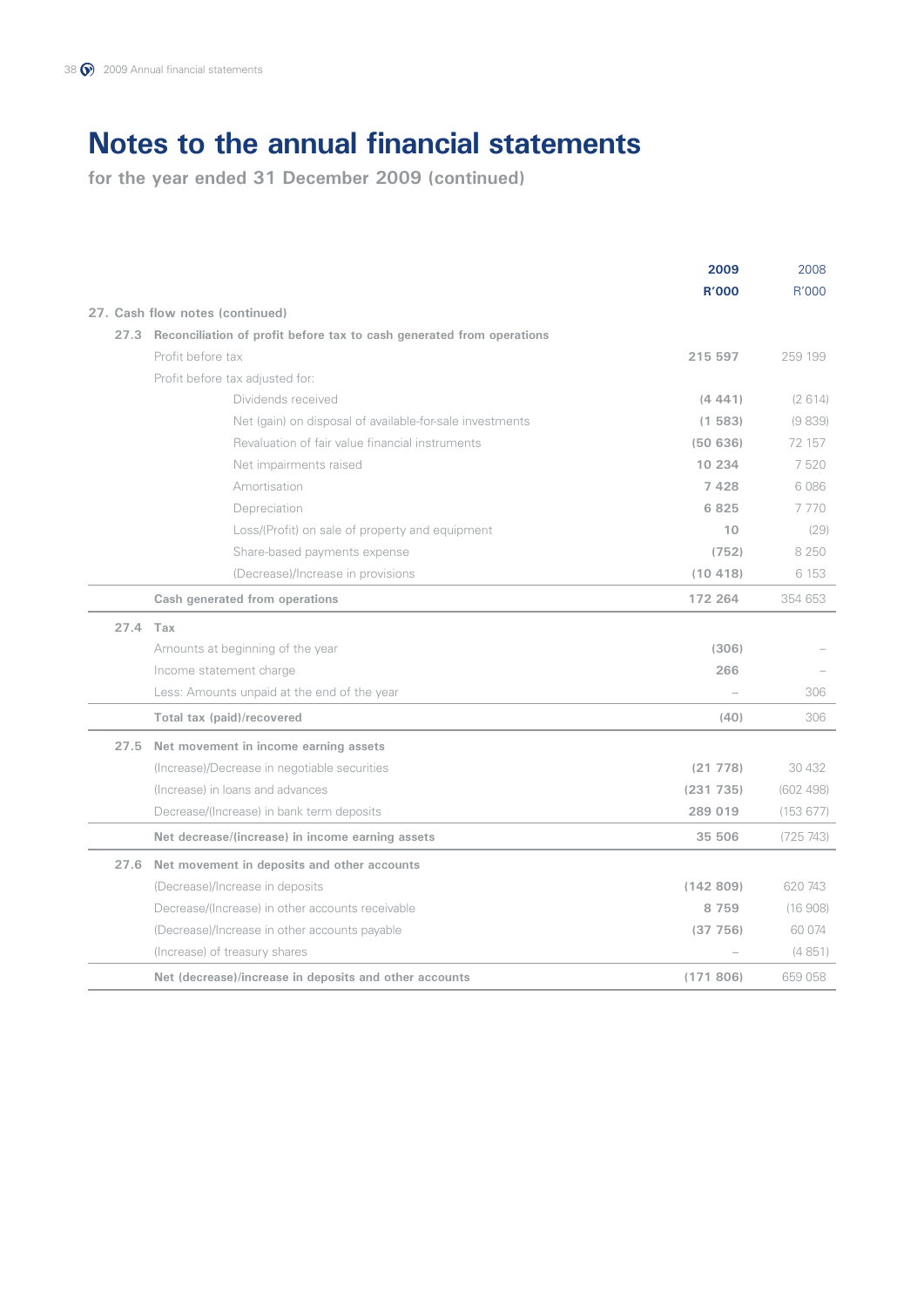# Notes to the annual financial statements

**for the year ended 31 December 2009 (continued)**

| | 2009 R'000 | 2008 R'000 |
|---|---|---|
| **27. Cash flow notes (continued)** | | |
| **27.3 Reconciliation of profit before tax to cash generated from operations** | | |
| Profit before tax | 215 597 | 259 199 |
| Profit before tax adjusted for: | | |
| Dividends received | (4 441) | (2 614) |
| Net (gain) on disposal of available-for-sale investments | (1 583) | (9 839) |
| Revaluation of fair value financial instruments | (50 636) | 72 157 |
| Net impairments raised | 10 234 | 7 520 |
| Amortisation | 7 428 | 6 086 |
| Depreciation | 6 825 | 7 770 |
| Loss/(Profit) on sale of property and equipment | 10 | (29) |
| Share-based payments expense | (752) | 8 250 |
| (Decrease)/Increase in provisions | (10 418) | 6 153 |
| **Cash generated from operations** | **172 264** | **354 653** |
| **27.4 Tax** | | |
| Amounts at beginning of the year | (306) | – |
| Income statement charge | 266 | – |
| Less: Amounts unpaid at the end of the year | – | 306 |
| **Total tax (paid)/recovered** | **(40)** | **306** |
| **27.5 Net movement in income earning assets** | | |
| (Increase)/Decrease in negotiable securities | (21 778) | 30 432 |
| (Increase) in loans and advances | (231 735) | (602 498) |
| Decrease/(Increase) in bank term deposits | 289 019 | (153 677) |
| **Net decrease/(increase) in income earning assets** | **35 506** | **(725 743)** |
| **27.6 Net movement in deposits and other accounts** | | |
| (Decrease)/Increase in deposits | (142 809) | 620 743 |
| Decrease/(Increase) in other accounts receivable | 8 759 | (16 908) |
| (Decrease)/Increase in other accounts payable | (37 756) | 60 074 |
| (Increase) of treasury shares | – | (4 851) |
| **Net (decrease)/increase in deposits and other accounts** | **(171 806)** | **659 058** |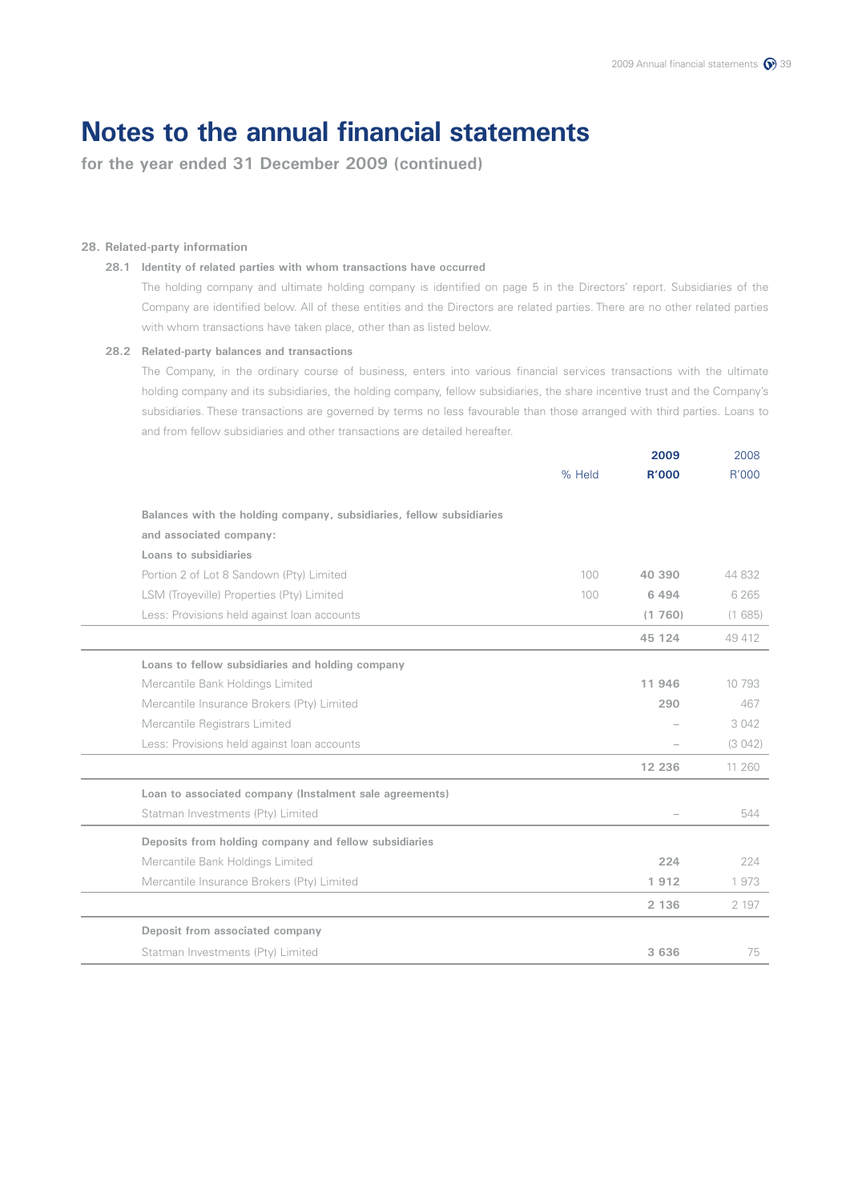# Notes to the annual financial statements

**for the year ended 31 December 2009 (continued)**

### 28. Related-party information

#### 28.1 Identity of related parties with whom transactions have occurred

The holding company and ultimate holding company is identified on page 5 in the Directors' report. Subsidiaries of the Company are identified below. All of these entities and the Directors are related parties. There are no other related parties with whom transactions have taken place, other than as listed below.

#### 28.2 Related-party balances and transactions

The Company, in the ordinary course of business, enters into various financial services transactions with the ultimate holding company and its subsidiaries, the holding company, fellow subsidiaries, the share incentive trust and the Company's subsidiaries. These transactions are governed by terms no less favourable than those arranged with third parties. Loans to and from fellow subsidiaries and other transactions are detailed hereafter.

| | % Held | **2009 R'000** | 2008 R'000 |
|---|---|---|---|
| **Balances with the holding company, subsidiaries, fellow subsidiaries and associated company:** | | | |
| **Loans to subsidiaries** | | | |
| Portion 2 of Lot 8 Sandown (Pty) Limited | 100 | **40 390** | 44 832 |
| LSM (Troyeville) Properties (Pty) Limited | 100 | **6 494** | 6 265 |
| Less: Provisions held against loan accounts | | **(1 760)** | (1 685) |
| | | **45 124** | 49 412 |
| **Loans to fellow subsidiaries and holding company** | | | |
| Mercantile Bank Holdings Limited | | **11 946** | 10 793 |
| Mercantile Insurance Brokers (Pty) Limited | | **290** | 467 |
| Mercantile Registrars Limited | | – | 3 042 |
| Less: Provisions held against loan accounts | | – | (3 042) |
| | | **12 236** | 11 260 |
| **Loan to associated company (Instalment sale agreements)** | | | |
| Statman Investments (Pty) Limited | | – | 544 |
| **Deposits from holding company and fellow subsidiaries** | | | |
| Mercantile Bank Holdings Limited | | **224** | 224 |
| Mercantile Insurance Brokers (Pty) Limited | | **1 912** | 1 973 |
| | | **2 136** | 2 197 |
| **Deposit from associated company** | | | |
| Statman Investments (Pty) Limited | | **3 636** | 75 |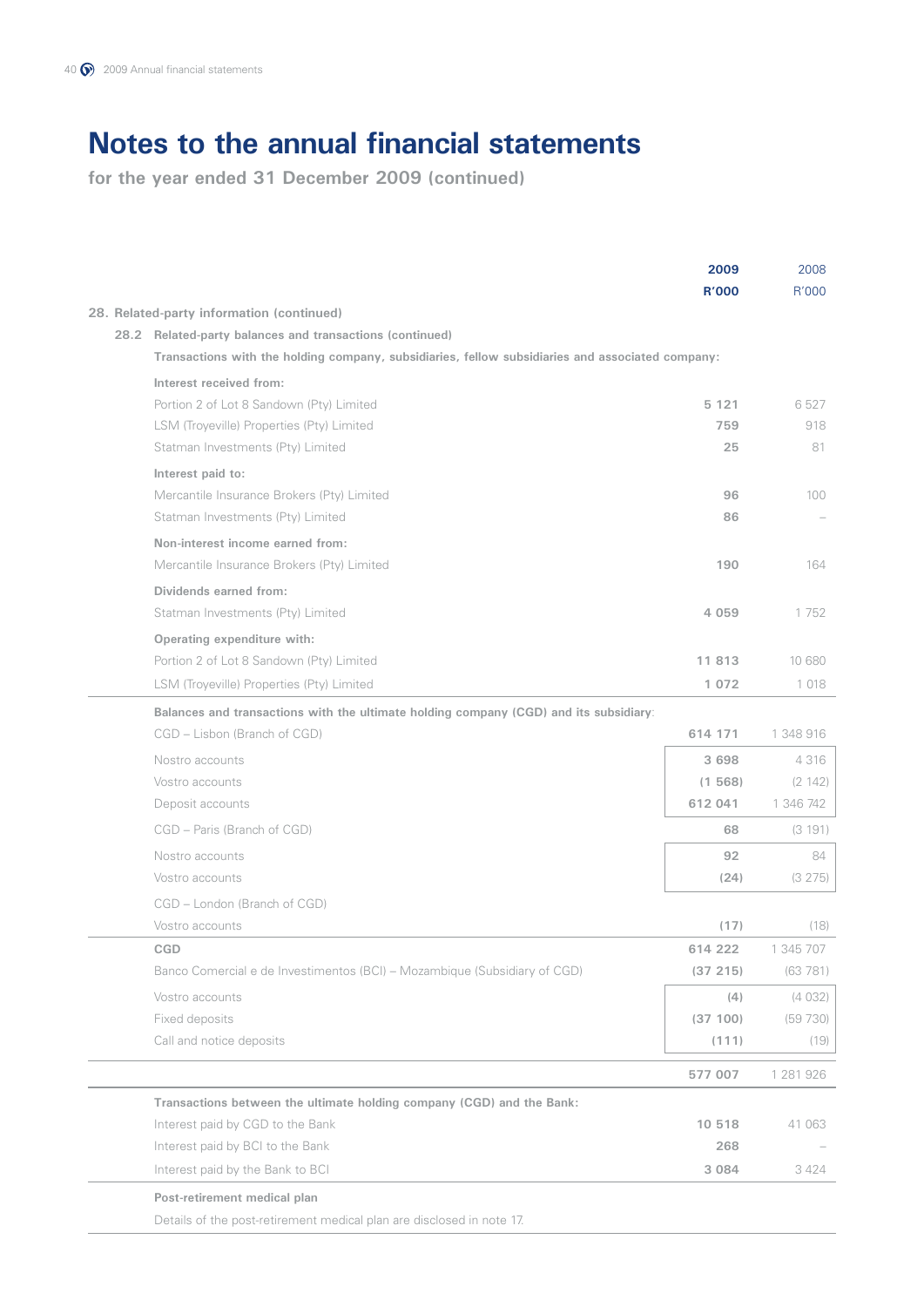# Notes to the annual financial statements

**for the year ended 31 December 2009 (continued)**

| | 2009 R'000 | 2008 R'000 |
|---|---|---|
| **28. Related-party information (continued)** | | |
| **28.2 Related-party balances and transactions (continued)** | | |
| **Transactions with the holding company, subsidiaries, fellow subsidiaries and associated company:** | | |
| **Interest received from:** | | |
| Portion 2 of Lot 8 Sandown (Pty) Limited | **5 121** | 6 527 |
| LSM (Troyeville) Properties (Pty) Limited | **759** | 918 |
| Statman Investments (Pty) Limited | **25** | 81 |
| **Interest paid to:** | | |
| Mercantile Insurance Brokers (Pty) Limited | **96** | 100 |
| Statman Investments (Pty) Limited | **86** | – |
| **Non-interest income earned from:** | | |
| Mercantile Insurance Brokers (Pty) Limited | **190** | 164 |
| **Dividends earned from:** | | |
| Statman Investments (Pty) Limited | **4 059** | 1 752 |
| **Operating expenditure with:** | | |
| Portion 2 of Lot 8 Sandown (Pty) Limited | **11 813** | 10 680 |
| LSM (Troyeville) Properties (Pty) Limited | **1 072** | 1 018 |
| **Balances and transactions with the ultimate holding company (CGD) and its subsidiary:** | | |
| CGD – Lisbon (Branch of CGD) | **614 171** | 1 348 916 |
| Nostro accounts | **3 698** | 4 316 |
| Vostro accounts | **(1 568)** | (2 142) |
| Deposit accounts | **612 041** | 1 346 742 |
| CGD – Paris (Branch of CGD) | **68** | (3 191) |
| Nostro accounts | **92** | 84 |
| Vostro accounts | **(24)** | (3 275) |
| CGD – London (Branch of CGD) | | |
| Vostro accounts | **(17)** | (18) |
| **CGD** | **614 222** | 1 345 707 |
| Banco Comercial e de Investimentos (BCI) – Mozambique (Subsidiary of CGD) | **(37 215)** | (63 781) |
| Vostro accounts | **(4)** | (4 032) |
| Fixed deposits | **(37 100)** | (59 730) |
| Call and notice deposits | **(111)** | (19) |
| | **577 007** | 1 281 926 |
| **Transactions between the ultimate holding company (CGD) and the Bank:** | | |
| Interest paid by CGD to the Bank | **10 518** | 41 063 |
| Interest paid by BCI to the Bank | **268** | – |
| Interest paid by the Bank to BCI | **3 084** | 3 424 |

**Post-retirement medical plan**

Details of the post-retirement medical plan are disclosed in note 17.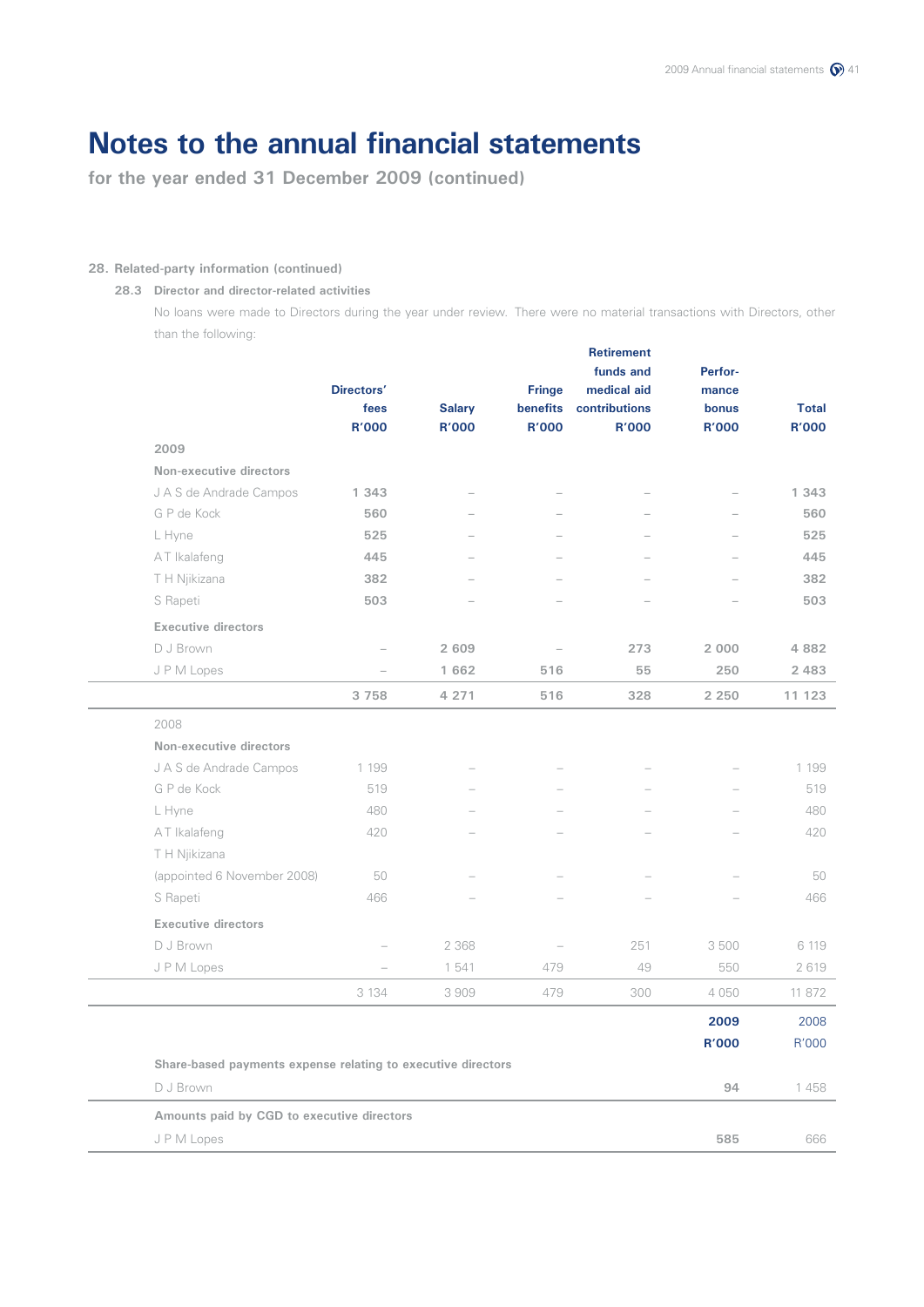# Notes to the annual financial statements

**for the year ended 31 December 2009 (continued)**

**28. Related-party information (continued)**

**28.3 Director and director-related activities**

No loans were made to Directors during the year under review. There were no material transactions with Directors, other than the following:

| | Directors' fees R'000 | Salary R'000 | Fringe benefits R'000 | Retirement funds and medical aid contributions R'000 | Performance bonus R'000 | Total R'000 |
|---|---|---|---|---|---|---|
| **2009** | | | | | | |
| **Non-executive directors** | | | | | | |
| J A S de Andrade Campos | **1 343** | – | – | – | – | **1 343** |
| G P de Kock | **560** | – | – | – | – | **560** |
| L Hyne | **525** | – | – | – | – | **525** |
| A T Ikalafeng | **445** | – | – | – | – | **445** |
| T H Njikizana | **382** | – | – | – | – | **382** |
| S Rapeti | **503** | – | – | – | – | **503** |
| **Executive directors** | | | | | | |
| D J Brown | – | **2 609** | – | **273** | **2 000** | **4 882** |
| J P M Lopes | – | **1 662** | **516** | **55** | **250** | **2 483** |
| | **3 758** | **4 271** | **516** | **328** | **2 250** | **11 123** |
| 2008 | | | | | | |
| **Non-executive directors** | | | | | | |
| J A S de Andrade Campos | 1 199 | – | – | – | – | 1 199 |
| G P de Kock | 519 | – | – | – | – | 519 |
| L Hyne | 480 | – | – | – | – | 480 |
| A T Ikalafeng | 420 | – | – | – | – | 420 |
| T H Njikizana (appointed 6 November 2008) | 50 | – | – | – | – | 50 |
| S Rapeti | 466 | – | – | – | – | 466 |
| **Executive directors** | | | | | | |
| D J Brown | – | 2 368 | – | 251 | 3 500 | 6 119 |
| J P M Lopes | – | 1 541 | 479 | 49 | 550 | 2 619 |
| | 3 134 | 3 909 | 479 | 300 | 4 050 | 11 872 |

| | **2009 R'000** | 2008 R'000 |
|---|---|---|
| **Share-based payments expense relating to executive directors** | | |
| D J Brown | **94** | 1 458 |
| **Amounts paid by CGD to executive directors** | | |
| J P M Lopes | **585** | 666 |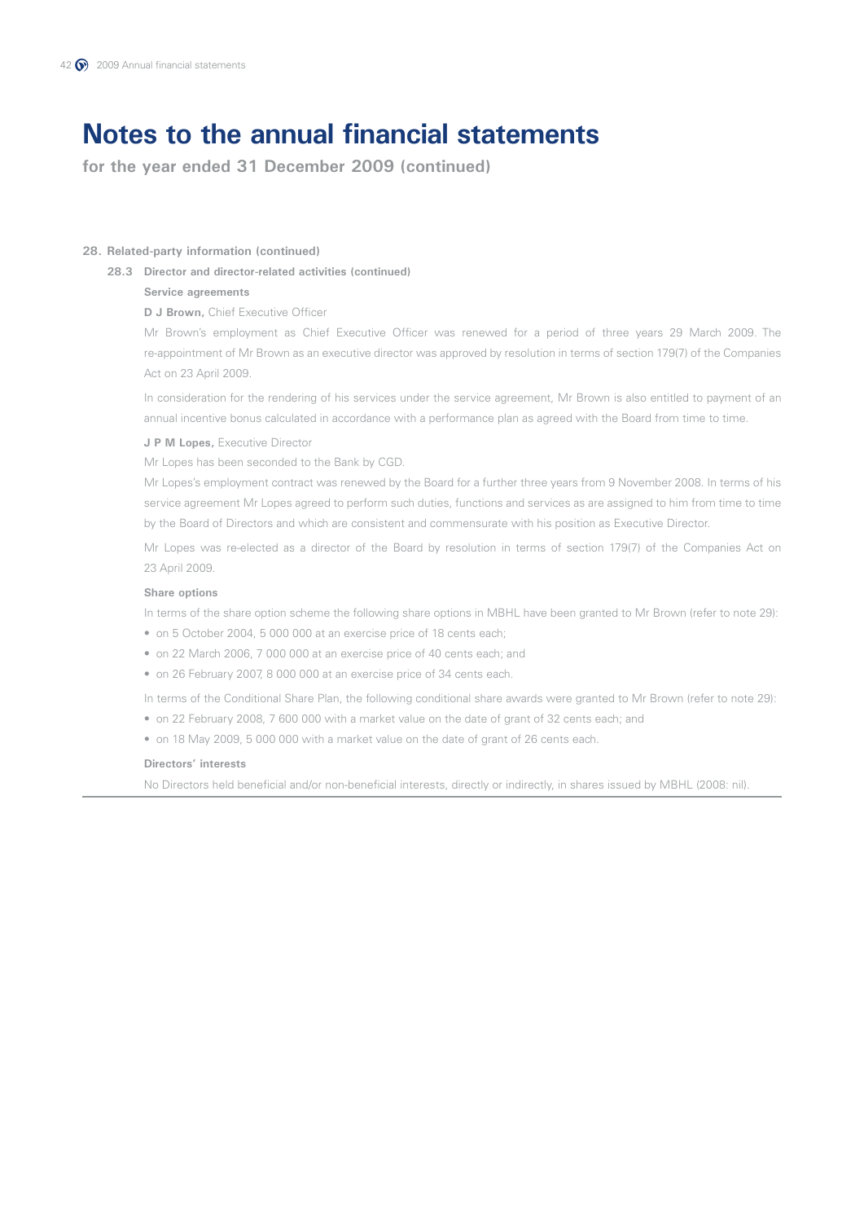# Notes to the annual financial statements

**for the year ended 31 December 2009 (continued)**

## 28. Related-party information (continued)

### 28.3 Director and director-related activities (continued)

**Service agreements**

**D J Brown,** Chief Executive Officer

Mr Brown's employment as Chief Executive Officer was renewed for a period of three years 29 March 2009. The re-appointment of Mr Brown as an executive director was approved by resolution in terms of section 179(7) of the Companies Act on 23 April 2009.

In consideration for the rendering of his services under the service agreement, Mr Brown is also entitled to payment of an annual incentive bonus calculated in accordance with a performance plan as agreed with the Board from time to time.

**J P M Lopes,** Executive Director

Mr Lopes has been seconded to the Bank by CGD.

Mr Lopes's employment contract was renewed by the Board for a further three years from 9 November 2008. In terms of his service agreement Mr Lopes agreed to perform such duties, functions and services as are assigned to him from time to time by the Board of Directors and which are consistent and commensurate with his position as Executive Director.

Mr Lopes was re-elected as a director of the Board by resolution in terms of section 179(7) of the Companies Act on 23 April 2009.

**Share options**

In terms of the share option scheme the following share options in MBHL have been granted to Mr Brown (refer to note 29):

- on 5 October 2004, 5 000 000 at an exercise price of 18 cents each;
- on 22 March 2006, 7 000 000 at an exercise price of 40 cents each; and
- on 26 February 2007, 8 000 000 at an exercise price of 34 cents each.

In terms of the Conditional Share Plan, the following conditional share awards were granted to Mr Brown (refer to note 29):

- on 22 February 2008, 7 600 000 with a market value on the date of grant of 32 cents each; and
- on 18 May 2009, 5 000 000 with a market value on the date of grant of 26 cents each.

**Directors' interests**

No Directors held beneficial and/or non-beneficial interests, directly or indirectly, in shares issued by MBHL (2008: nil).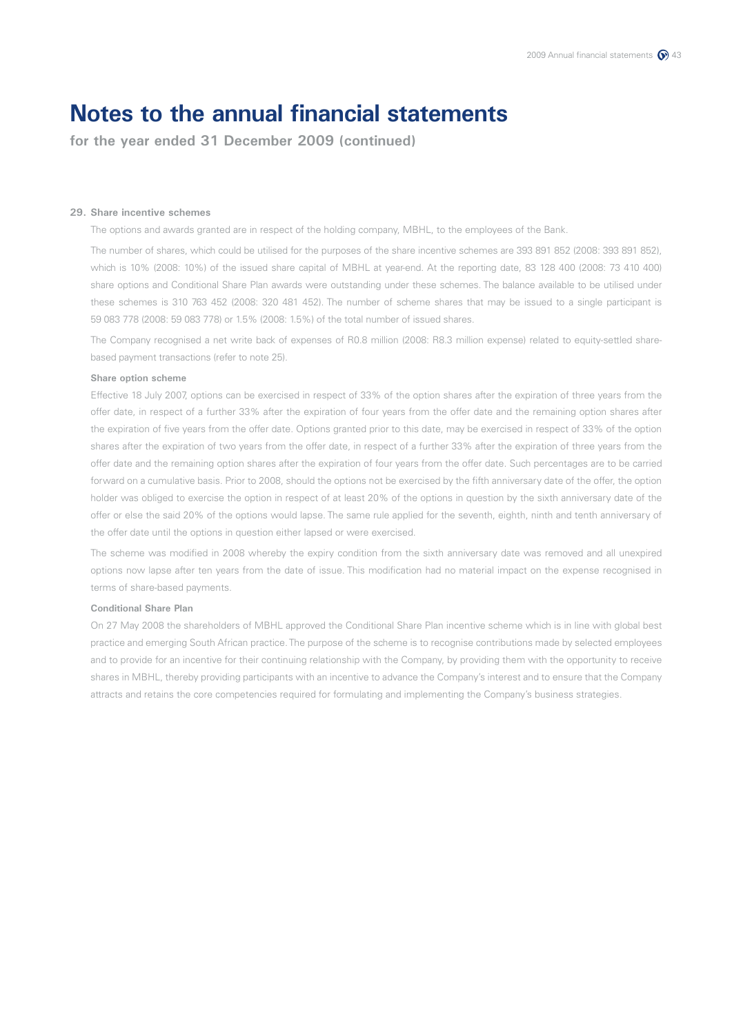# Notes to the annual financial statements

**for the year ended 31 December 2009 (continued)**

**29. Share incentive schemes**

The options and awards granted are in respect of the holding company, MBHL, to the employees of the Bank.

The number of shares, which could be utilised for the purposes of the share incentive schemes are 393 891 852 (2008: 393 891 852), which is 10% (2008: 10%) of the issued share capital of MBHL at year-end. At the reporting date, 83 128 400 (2008: 73 410 400) share options and Conditional Share Plan awards were outstanding under these schemes. The balance available to be utilised under these schemes is 310 763 452 (2008: 320 481 452). The number of scheme shares that may be issued to a single participant is 59 083 778 (2008: 59 083 778) or 1.5% (2008: 1.5%) of the total number of issued shares.

The Company recognised a net write back of expenses of R0.8 million (2008: R8.3 million expense) related to equity-settled share-based payment transactions (refer to note 25).

**Share option scheme**

Effective 18 July 2007, options can be exercised in respect of 33% of the option shares after the expiration of three years from the offer date, in respect of a further 33% after the expiration of four years from the offer date and the remaining option shares after the expiration of five years from the offer date. Options granted prior to this date, may be exercised in respect of 33% of the option shares after the expiration of two years from the offer date, in respect of a further 33% after the expiration of three years from the offer date and the remaining option shares after the expiration of four years from the offer date. Such percentages are to be carried forward on a cumulative basis. Prior to 2008, should the options not be exercised by the fifth anniversary date of the offer, the option holder was obliged to exercise the option in respect of at least 20% of the options in question by the sixth anniversary date of the offer or else the said 20% of the options would lapse. The same rule applied for the seventh, eighth, ninth and tenth anniversary of the offer date until the options in question either lapsed or were exercised.

The scheme was modified in 2008 whereby the expiry condition from the sixth anniversary date was removed and all unexpired options now lapse after ten years from the date of issue. This modification had no material impact on the expense recognised in terms of share-based payments.

**Conditional Share Plan**

On 27 May 2008 the shareholders of MBHL approved the Conditional Share Plan incentive scheme which is in line with global best practice and emerging South African practice. The purpose of the scheme is to recognise contributions made by selected employees and to provide for an incentive for their continuing relationship with the Company, by providing them with the opportunity to receive shares in MBHL, thereby providing participants with an incentive to advance the Company's interest and to ensure that the Company attracts and retains the core competencies required for formulating and implementing the Company's business strategies.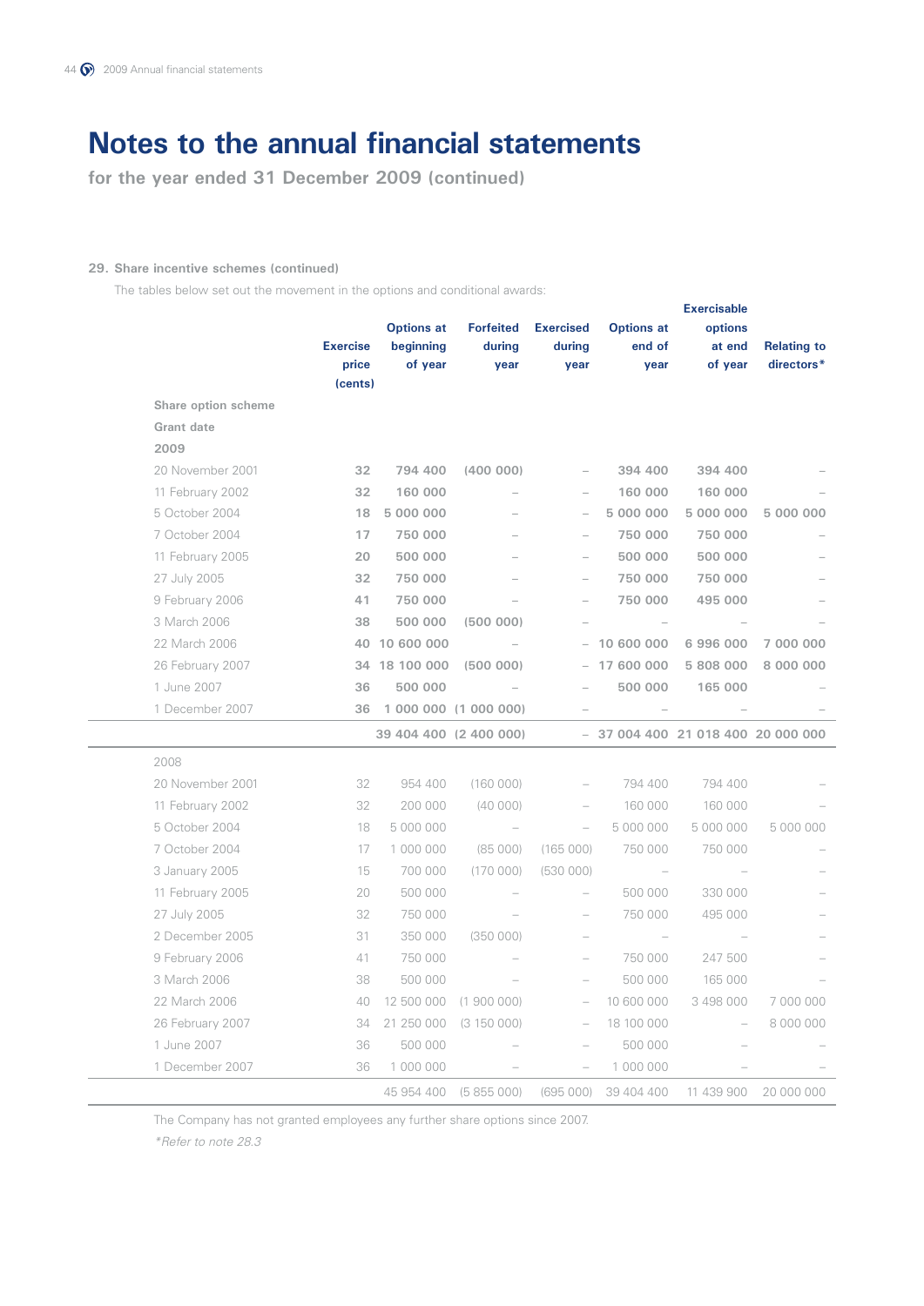# Notes to the annual financial statements

**for the year ended 31 December 2009 (continued)**

**29. Share incentive schemes (continued)**

The tables below set out the movement in the options and conditional awards:

| | Exercise price (cents) | Options at beginning of year | Forfeited during year | Exercised during year | Options at end of year | Exercisable options at end of year | Relating to directors* |
|---|---|---|---|---|---|---|---|
| **Share option scheme** | | | | | | | |
| **Grant date** | | | | | | | |
| **2009** | | | | | | | |
| 20 November 2001 | **32** | **794 400** | **(400 000)** | – | **394 400** | **394 400** | – |
| 11 February 2002 | **32** | **160 000** | – | – | **160 000** | **160 000** | – |
| 5 October 2004 | **18** | **5 000 000** | – | – | **5 000 000** | **5 000 000** | **5 000 000** |
| 7 October 2004 | **17** | **750 000** | – | – | **750 000** | **750 000** | – |
| 11 February 2005 | **20** | **500 000** | – | – | **500 000** | **500 000** | – |
| 27 July 2005 | **32** | **750 000** | – | – | **750 000** | **750 000** | – |
| 9 February 2006 | **41** | **750 000** | – | – | **750 000** | **495 000** | – |
| 3 March 2006 | **38** | **500 000** | **(500 000)** | – | – | – | – |
| 22 March 2006 | **40** | **10 600 000** | – | – | **10 600 000** | **6 996 000** | **7 000 000** |
| 26 February 2007 | **34** | **18 100 000** | **(500 000)** | – | **17 600 000** | **5 808 000** | **8 000 000** |
| 1 June 2007 | **36** | **500 000** | – | – | **500 000** | **165 000** | – |
| 1 December 2007 | **36** | **1 000 000** | **(1 000 000)** | – | – | – | – |
| | | **39 404 400** | **(2 400 000)** | – | **37 004 400** | **21 018 400** | **20 000 000** |
| 2008 | | | | | | | |
| 20 November 2001 | 32 | 954 400 | (160 000) | – | 794 400 | 794 400 | – |
| 11 February 2002 | 32 | 200 000 | (40 000) | – | 160 000 | 160 000 | – |
| 5 October 2004 | 18 | 5 000 000 | – | – | 5 000 000 | 5 000 000 | 5 000 000 |
| 7 October 2004 | 17 | 1 000 000 | (85 000) | (165 000) | 750 000 | 750 000 | – |
| 3 January 2005 | 15 | 700 000 | (170 000) | (530 000) | – | – | – |
| 11 February 2005 | 20 | 500 000 | – | – | 500 000 | 330 000 | – |
| 27 July 2005 | 32 | 750 000 | – | – | 750 000 | 495 000 | – |
| 2 December 2005 | 31 | 350 000 | (350 000) | – | – | – | – |
| 9 February 2006 | 41 | 750 000 | – | – | 750 000 | 247 500 | – |
| 3 March 2006 | 38 | 500 000 | – | – | 500 000 | 165 000 | – |
| 22 March 2006 | 40 | 12 500 000 | (1 900 000) | – | 10 600 000 | 3 498 000 | 7 000 000 |
| 26 February 2007 | 34 | 21 250 000 | (3 150 000) | – | 18 100 000 | – | 8 000 000 |
| 1 June 2007 | 36 | 500 000 | – | – | 500 000 | – | – |
| 1 December 2007 | 36 | 1 000 000 | – | – | 1 000 000 | – | – |
| | | 45 954 400 | (5 855 000) | (695 000) | 39 404 400 | 11 439 900 | 20 000 000 |

The Company has not granted employees any further share options since 2007.

*\*Refer to note 28.3*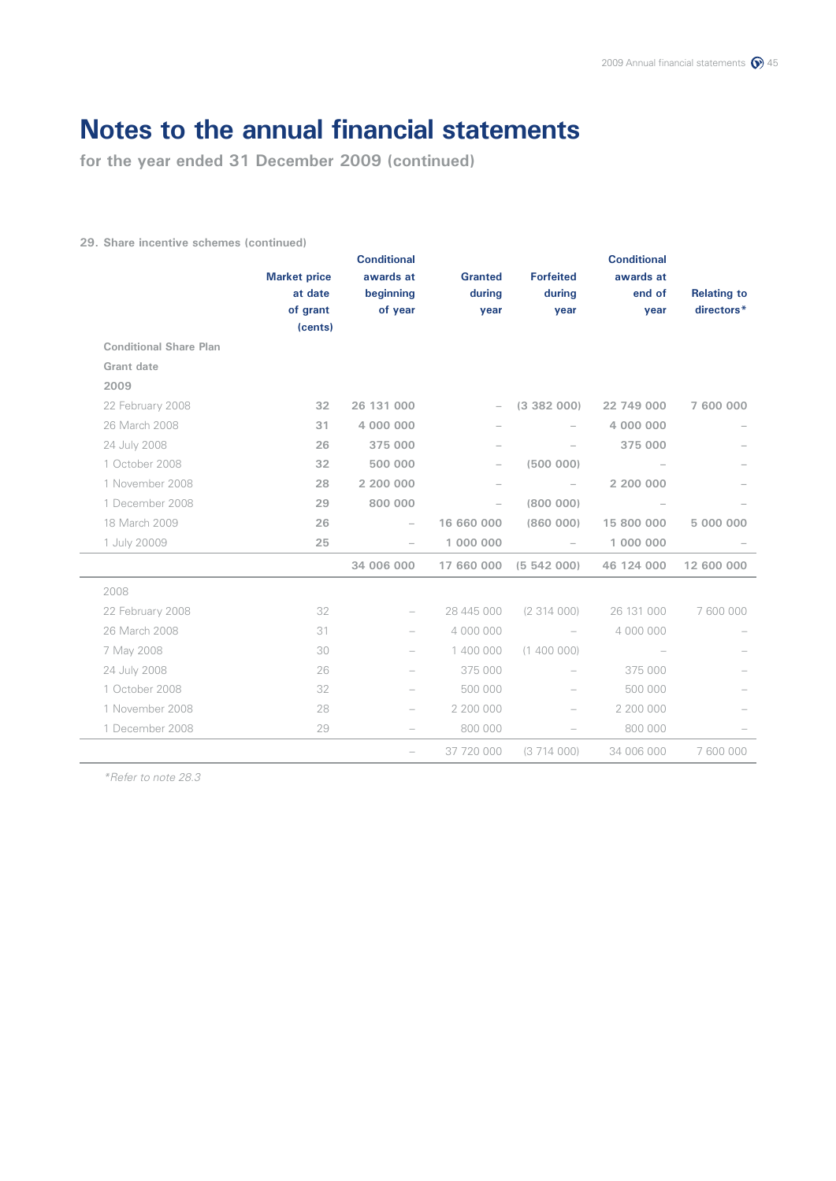# Notes to the annual financial statements

**for the year ended 31 December 2009 (continued)**

**29. Share incentive schemes (continued)**

| | Market price at date of grant (cents) | Conditional awards at beginning of year | Granted during year | Forfeited during year | Conditional awards at end of year | Relating to directors* |
|---|---|---|---|---|---|---|
| **Conditional Share Plan** | | | | | | |
| **Grant date** | | | | | | |
| **2009** | | | | | | |
| 22 February 2008 | **32** | **26 131 000** | – | **(3 382 000)** | **22 749 000** | **7 600 000** |
| 26 March 2008 | **31** | **4 000 000** | – | – | **4 000 000** | – |
| 24 July 2008 | **26** | **375 000** | – | – | **375 000** | – |
| 1 October 2008 | **32** | **500 000** | – | **(500 000)** | – | – |
| 1 November 2008 | **28** | **2 200 000** | – | – | **2 200 000** | – |
| 1 December 2008 | **29** | **800 000** | – | **(800 000)** | – | – |
| 18 March 2009 | **26** | – | **16 660 000** | **(860 000)** | **15 800 000** | **5 000 000** |
| 1 July 20009 | **25** | – | **1 000 000** | – | **1 000 000** | – |
| | | **34 006 000** | **17 660 000** | **(5 542 000)** | **46 124 000** | **12 600 000** |
| 2008 | | | | | | |
| 22 February 2008 | 32 | – | 28 445 000 | (2 314 000) | 26 131 000 | 7 600 000 |
| 26 March 2008 | 31 | – | 4 000 000 | – | 4 000 000 | – |
| 7 May 2008 | 30 | – | 1 400 000 | (1 400 000) | – | – |
| 24 July 2008 | 26 | – | 375 000 | – | 375 000 | – |
| 1 October 2008 | 32 | – | 500 000 | – | 500 000 | – |
| 1 November 2008 | 28 | – | 2 200 000 | – | 2 200 000 | – |
| 1 December 2008 | 29 | – | 800 000 | – | 800 000 | – |
| | | – | 37 720 000 | (3 714 000) | 34 006 000 | 7 600 000 |

*\*Refer to note 28.3*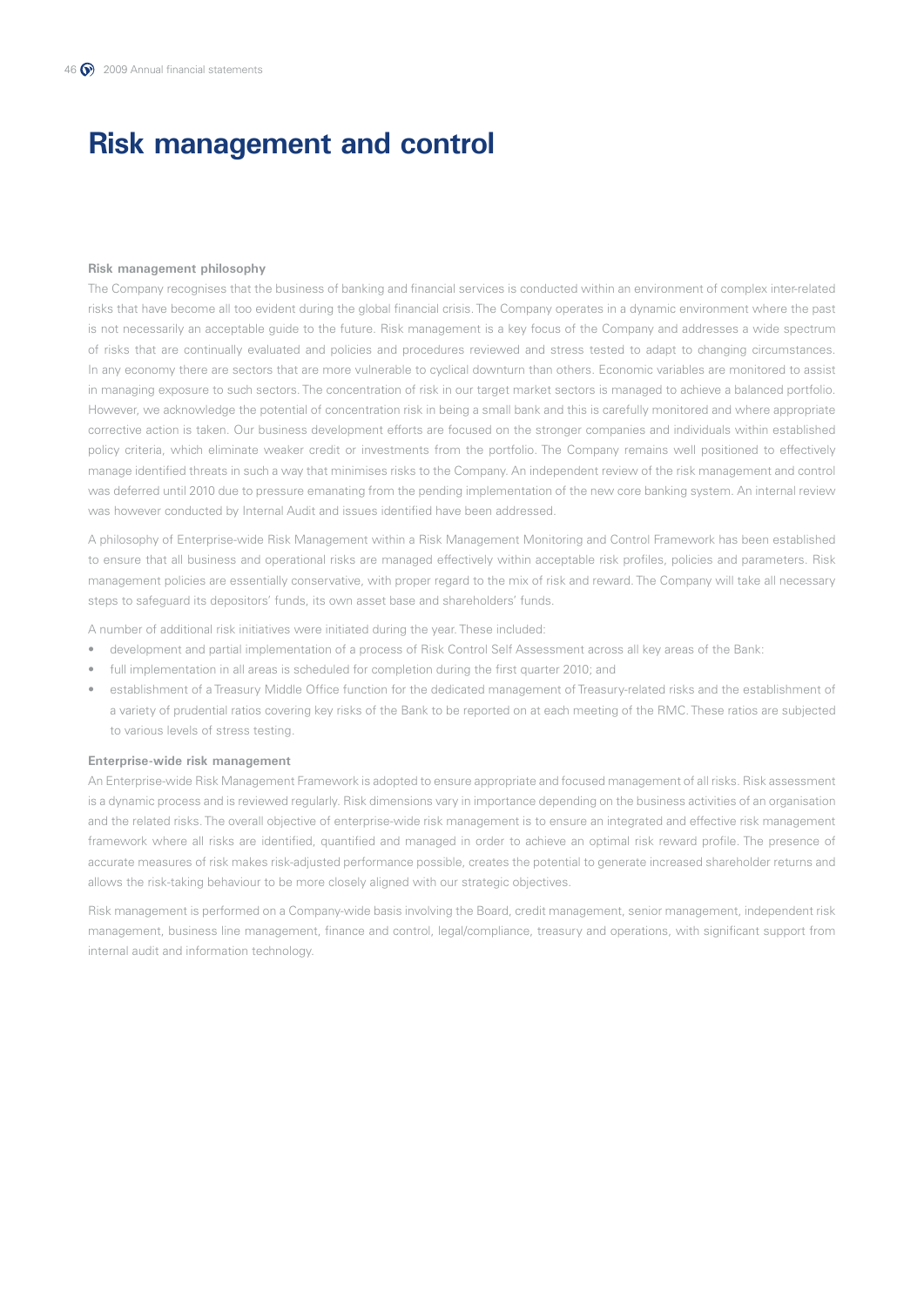# Risk management and control

### Risk management philosophy

The Company recognises that the business of banking and financial services is conducted within an environment of complex inter-related risks that have become all too evident during the global financial crisis. The Company operates in a dynamic environment where the past is not necessarily an acceptable guide to the future. Risk management is a key focus of the Company and addresses a wide spectrum of risks that are continually evaluated and policies and procedures reviewed and stress tested to adapt to changing circumstances. In any economy there are sectors that are more vulnerable to cyclical downturn than others. Economic variables are monitored to assist in managing exposure to such sectors. The concentration of risk in our target market sectors is managed to achieve a balanced portfolio. However, we acknowledge the potential of concentration risk in being a small bank and this is carefully monitored and where appropriate corrective action is taken. Our business development efforts are focused on the stronger companies and individuals within established policy criteria, which eliminate weaker credit or investments from the portfolio. The Company remains well positioned to effectively manage identified threats in such a way that minimises risks to the Company. An independent review of the risk management and control was deferred until 2010 due to pressure emanating from the pending implementation of the new core banking system. An internal review was however conducted by Internal Audit and issues identified have been addressed.

A philosophy of Enterprise-wide Risk Management within a Risk Management Monitoring and Control Framework has been established to ensure that all business and operational risks are managed effectively within acceptable risk profiles, policies and parameters. Risk management policies are essentially conservative, with proper regard to the mix of risk and reward. The Company will take all necessary steps to safeguard its depositors' funds, its own asset base and shareholders' funds.

A number of additional risk initiatives were initiated during the year. These included:

- development and partial implementation of a process of Risk Control Self Assessment across all key areas of the Bank:
- full implementation in all areas is scheduled for completion during the first quarter 2010; and
- establishment of a Treasury Middle Office function for the dedicated management of Treasury-related risks and the establishment of a variety of prudential ratios covering key risks of the Bank to be reported on at each meeting of the RMC. These ratios are subjected to various levels of stress testing.

### Enterprise-wide risk management

An Enterprise-wide Risk Management Framework is adopted to ensure appropriate and focused management of all risks. Risk assessment is a dynamic process and is reviewed regularly. Risk dimensions vary in importance depending on the business activities of an organisation and the related risks. The overall objective of enterprise-wide risk management is to ensure an integrated and effective risk management framework where all risks are identified, quantified and managed in order to achieve an optimal risk reward profile. The presence of accurate measures of risk makes risk-adjusted performance possible, creates the potential to generate increased shareholder returns and allows the risk-taking behaviour to be more closely aligned with our strategic objectives.

Risk management is performed on a Company-wide basis involving the Board, credit management, senior management, independent risk management, business line management, finance and control, legal/compliance, treasury and operations, with significant support from internal audit and information technology.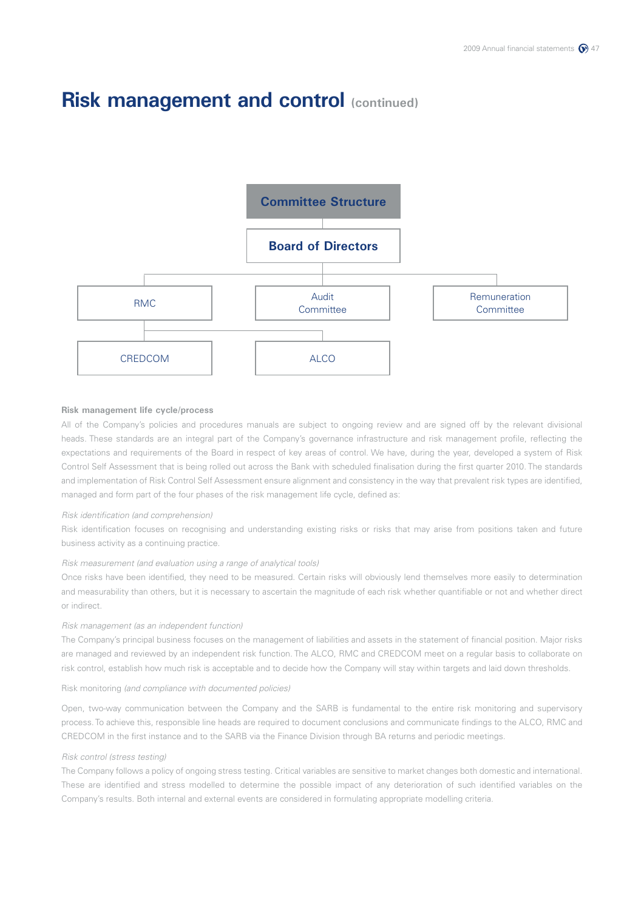# Risk management and control (continued)

**Committee Structure**

Board of Directors

- RMC
  - CREDCOM
  - ALCO
- Audit Committee
- Remuneration Committee

**Risk management life cycle/process**

All of the Company's policies and procedures manuals are subject to ongoing review and are signed off by the relevant divisional heads. These standards are an integral part of the Company's governance infrastructure and risk management profile, reflecting the expectations and requirements of the Board in respect of key areas of control. We have, during the year, developed a system of Risk Control Self Assessment that is being rolled out across the Bank with scheduled finalisation during the first quarter 2010. The standards and implementation of Risk Control Self Assessment ensure alignment and consistency in the way that prevalent risk types are identified, managed and form part of the four phases of the risk management life cycle, defined as:

*Risk identification (and comprehension)*

Risk identification focuses on recognising and understanding existing risks or risks that may arise from positions taken and future business activity as a continuing practice.

*Risk measurement (and evaluation using a range of analytical tools)*

Once risks have been identified, they need to be measured. Certain risks will obviously lend themselves more easily to determination and measurability than others, but it is necessary to ascertain the magnitude of each risk whether quantifiable or not and whether direct or indirect.

*Risk management (as an independent function)*

The Company's principal business focuses on the management of liabilities and assets in the statement of financial position. Major risks are managed and reviewed by an independent risk function. The ALCO, RMC and CREDCOM meet on a regular basis to collaborate on risk control, establish how much risk is acceptable and to decide how the Company will stay within targets and laid down thresholds.

Risk monitoring *(and compliance with documented policies)*

Open, two-way communication between the Company and the SARB is fundamental to the entire risk monitoring and supervisory process. To achieve this, responsible line heads are required to document conclusions and communicate findings to the ALCO, RMC and CREDCOM in the first instance and to the SARB via the Finance Division through BA returns and periodic meetings.

*Risk control (stress testing)*

The Company follows a policy of ongoing stress testing. Critical variables are sensitive to market changes both domestic and international. These are identified and stress modelled to determine the possible impact of any deterioration of such identified variables on the Company's results. Both internal and external events are considered in formulating appropriate modelling criteria.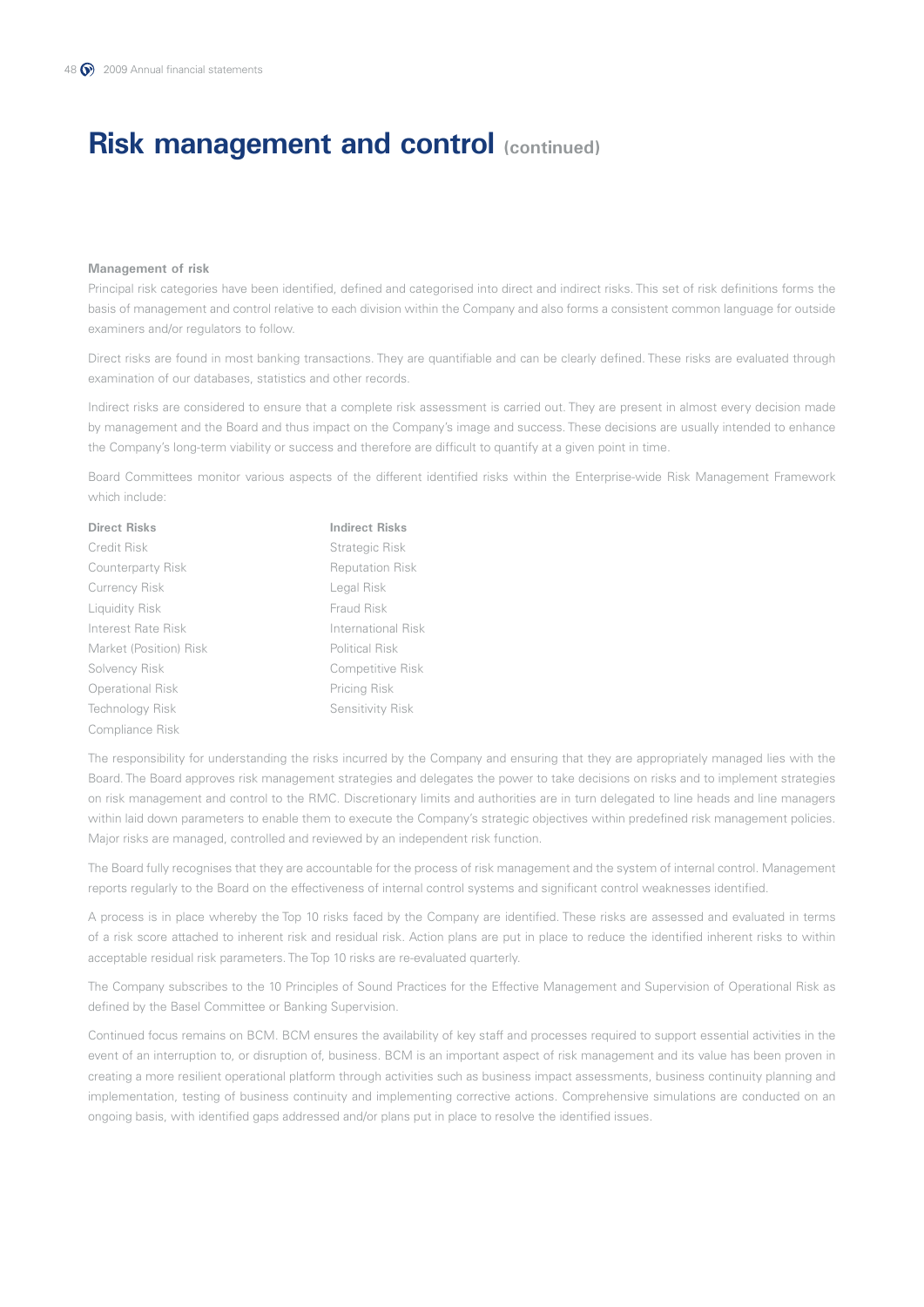# Risk management and control (continued)

**Management of risk**

Principal risk categories have been identified, defined and categorised into direct and indirect risks. This set of risk definitions forms the basis of management and control relative to each division within the Company and also forms a consistent common language for outside examiners and/or regulators to follow.

Direct risks are found in most banking transactions. They are quantifiable and can be clearly defined. These risks are evaluated through examination of our databases, statistics and other records.

Indirect risks are considered to ensure that a complete risk assessment is carried out. They are present in almost every decision made by management and the Board and thus impact on the Company's image and success. These decisions are usually intended to enhance the Company's long-term viability or success and therefore are difficult to quantify at a given point in time.

Board Committees monitor various aspects of the different identified risks within the Enterprise-wide Risk Management Framework which include:

| Direct Risks | Indirect Risks |
|---|---|
| Credit Risk | Strategic Risk |
| Counterparty Risk | Reputation Risk |
| Currency Risk | Legal Risk |
| Liquidity Risk | Fraud Risk |
| Interest Rate Risk | International Risk |
| Market (Position) Risk | Political Risk |
| Solvency Risk | Competitive Risk |
| Operational Risk | Pricing Risk |
| Technology Risk | Sensitivity Risk |
| Compliance Risk | |

The responsibility for understanding the risks incurred by the Company and ensuring that they are appropriately managed lies with the Board. The Board approves risk management strategies and delegates the power to take decisions on risks and to implement strategies on risk management and control to the RMC. Discretionary limits and authorities are in turn delegated to line heads and line managers within laid down parameters to enable them to execute the Company's strategic objectives within predefined risk management policies. Major risks are managed, controlled and reviewed by an independent risk function.

The Board fully recognises that they are accountable for the process of risk management and the system of internal control. Management reports regularly to the Board on the effectiveness of internal control systems and significant control weaknesses identified.

A process is in place whereby the Top 10 risks faced by the Company are identified. These risks are assessed and evaluated in terms of a risk score attached to inherent risk and residual risk. Action plans are put in place to reduce the identified inherent risks to within acceptable residual risk parameters. The Top 10 risks are re-evaluated quarterly.

The Company subscribes to the 10 Principles of Sound Practices for the Effective Management and Supervision of Operational Risk as defined by the Basel Committee or Banking Supervision.

Continued focus remains on BCM. BCM ensures the availability of key staff and processes required to support essential activities in the event of an interruption to, or disruption of, business. BCM is an important aspect of risk management and its value has been proven in creating a more resilient operational platform through activities such as business impact assessments, business continuity planning and implementation, testing of business continuity and implementing corrective actions. Comprehensive simulations are conducted on an ongoing basis, with identified gaps addressed and/or plans put in place to resolve the identified issues.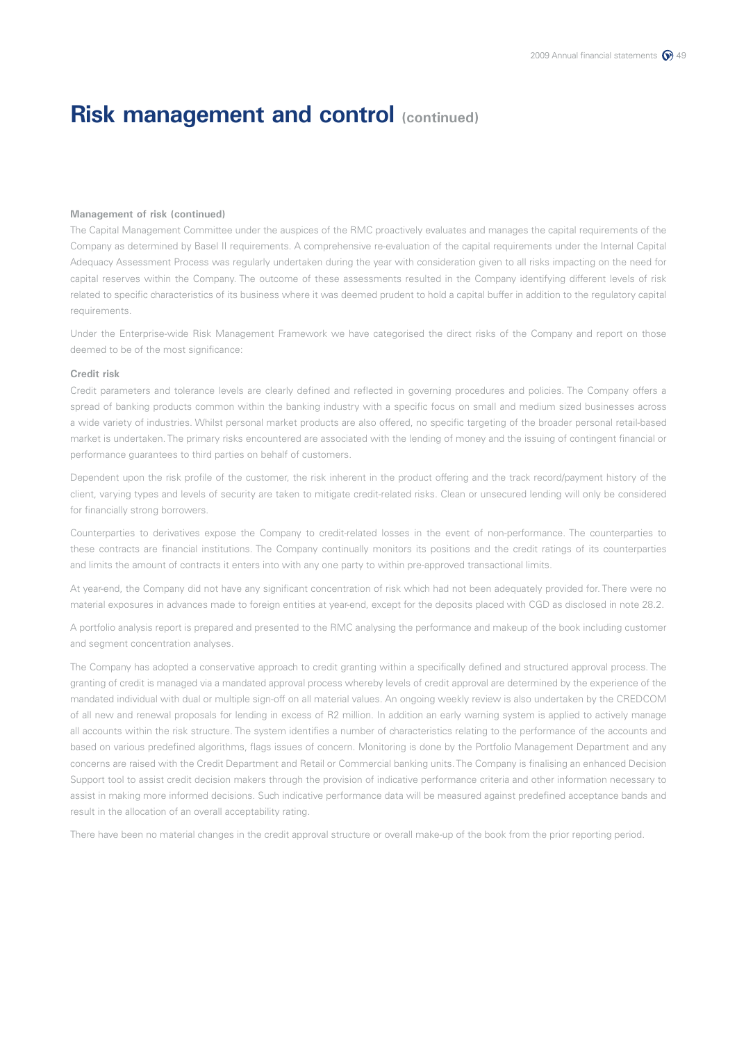# Risk management and control (continued)

**Management of risk (continued)**

The Capital Management Committee under the auspices of the RMC proactively evaluates and manages the capital requirements of the Company as determined by Basel II requirements. A comprehensive re-evaluation of the capital requirements under the Internal Capital Adequacy Assessment Process was regularly undertaken during the year with consideration given to all risks impacting on the need for capital reserves within the Company. The outcome of these assessments resulted in the Company identifying different levels of risk related to specific characteristics of its business where it was deemed prudent to hold a capital buffer in addition to the regulatory capital requirements.

Under the Enterprise-wide Risk Management Framework we have categorised the direct risks of the Company and report on those deemed to be of the most significance:

**Credit risk**

Credit parameters and tolerance levels are clearly defined and reflected in governing procedures and policies. The Company offers a spread of banking products common within the banking industry with a specific focus on small and medium sized businesses across a wide variety of industries. Whilst personal market products are also offered, no specific targeting of the broader personal retail-based market is undertaken. The primary risks encountered are associated with the lending of money and the issuing of contingent financial or performance guarantees to third parties on behalf of customers.

Dependent upon the risk profile of the customer, the risk inherent in the product offering and the track record/payment history of the client, varying types and levels of security are taken to mitigate credit-related risks. Clean or unsecured lending will only be considered for financially strong borrowers.

Counterparties to derivatives expose the Company to credit-related losses in the event of non-performance. The counterparties to these contracts are financial institutions. The Company continually monitors its positions and the credit ratings of its counterparties and limits the amount of contracts it enters into with any one party to within pre-approved transactional limits.

At year-end, the Company did not have any significant concentration of risk which had not been adequately provided for. There were no material exposures in advances made to foreign entities at year-end, except for the deposits placed with CGD as disclosed in note 28.2.

A portfolio analysis report is prepared and presented to the RMC analysing the performance and makeup of the book including customer and segment concentration analyses.

The Company has adopted a conservative approach to credit granting within a specifically defined and structured approval process. The granting of credit is managed via a mandated approval process whereby levels of credit approval are determined by the experience of the mandated individual with dual or multiple sign-off on all material values. An ongoing weekly review is also undertaken by the CREDCOM of all new and renewal proposals for lending in excess of R2 million. In addition an early warning system is applied to actively manage all accounts within the risk structure. The system identifies a number of characteristics relating to the performance of the accounts and based on various predefined algorithms, flags issues of concern. Monitoring is done by the Portfolio Management Department and any concerns are raised with the Credit Department and Retail or Commercial banking units. The Company is finalising an enhanced Decision Support tool to assist credit decision makers through the provision of indicative performance criteria and other information necessary to assist in making more informed decisions. Such indicative performance data will be measured against predefined acceptance bands and result in the allocation of an overall acceptability rating.

There have been no material changes in the credit approval structure or overall make-up of the book from the prior reporting period.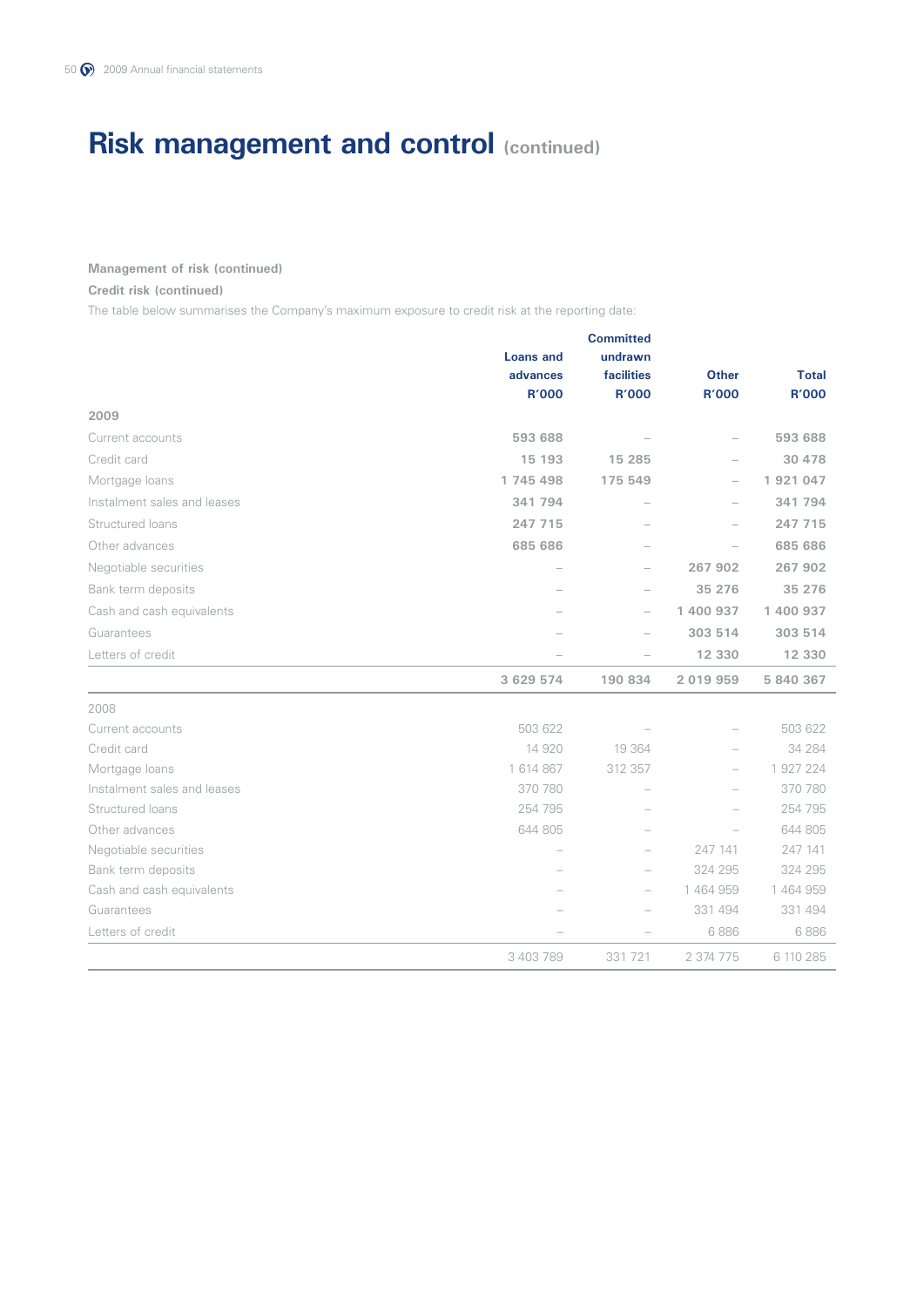# Risk management and control (continued)

**Management of risk (continued)**

**Credit risk (continued)**

The table below summarises the Company's maximum exposure to credit risk at the reporting date:

| | Loans and advances R'000 | Committed undrawn facilities R'000 | Other R'000 | Total R'000 |
|---|---|---|---|---|
| **2009** | | | | |
| Current accounts | **593 688** | – | – | **593 688** |
| Credit card | **15 193** | **15 285** | – | **30 478** |
| Mortgage loans | **1 745 498** | **175 549** | – | **1 921 047** |
| Instalment sales and leases | **341 794** | – | – | **341 794** |
| Structured loans | **247 715** | – | – | **247 715** |
| Other advances | **685 686** | – | – | **685 686** |
| Negotiable securities | – | – | **267 902** | **267 902** |
| Bank term deposits | – | – | **35 276** | **35 276** |
| Cash and cash equivalents | – | – | **1 400 937** | **1 400 937** |
| Guarantees | – | – | **303 514** | **303 514** |
| Letters of credit | – | – | **12 330** | **12 330** |
| | **3 629 574** | **190 834** | **2 019 959** | **5 840 367** |
| 2008 | | | | |
| Current accounts | 503 622 | – | – | 503 622 |
| Credit card | 14 920 | 19 364 | – | 34 284 |
| Mortgage loans | 1 614 867 | 312 357 | – | 1 927 224 |
| Instalment sales and leases | 370 780 | – | – | 370 780 |
| Structured loans | 254 795 | – | – | 254 795 |
| Other advances | 644 805 | – | – | 644 805 |
| Negotiable securities | – | – | 247 141 | 247 141 |
| Bank term deposits | – | – | 324 295 | 324 295 |
| Cash and cash equivalents | – | – | 1 464 959 | 1 464 959 |
| Guarantees | – | – | 331 494 | 331 494 |
| Letters of credit | – | – | 6 886 | 6 886 |
| | 3 403 789 | 331 721 | 2 374 775 | 6 110 285 |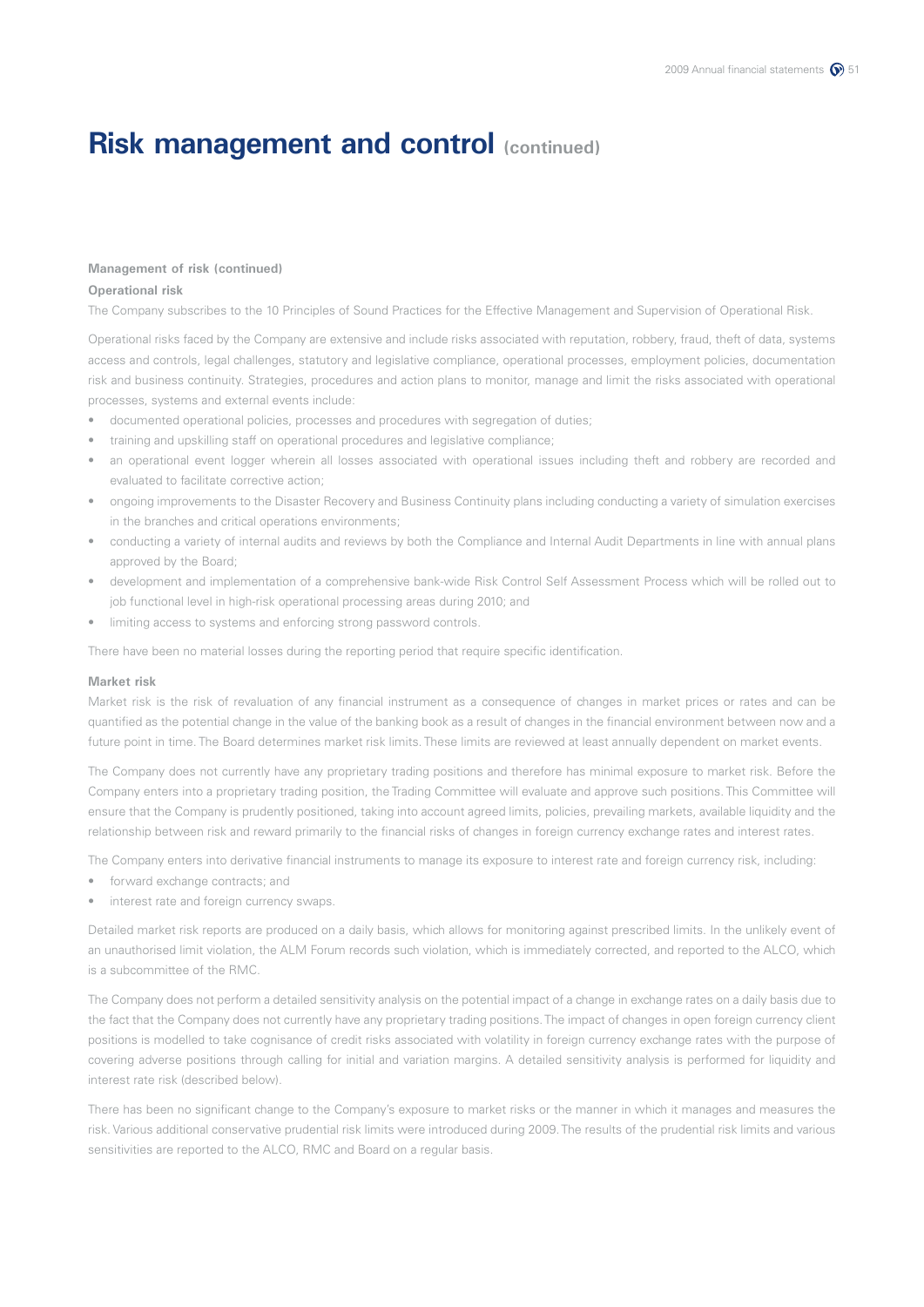# Risk management and control (continued)

**Management of risk (continued)**

**Operational risk**

The Company subscribes to the 10 Principles of Sound Practices for the Effective Management and Supervision of Operational Risk.

Operational risks faced by the Company are extensive and include risks associated with reputation, robbery, fraud, theft of data, systems access and controls, legal challenges, statutory and legislative compliance, operational processes, employment policies, documentation risk and business continuity. Strategies, procedures and action plans to monitor, manage and limit the risks associated with operational processes, systems and external events include:

- documented operational policies, processes and procedures with segregation of duties;
- training and upskilling staff on operational procedures and legislative compliance;
- an operational event logger wherein all losses associated with operational issues including theft and robbery are recorded and evaluated to facilitate corrective action;
- ongoing improvements to the Disaster Recovery and Business Continuity plans including conducting a variety of simulation exercises in the branches and critical operations environments;
- conducting a variety of internal audits and reviews by both the Compliance and Internal Audit Departments in line with annual plans approved by the Board;
- development and implementation of a comprehensive bank-wide Risk Control Self Assessment Process which will be rolled out to job functional level in high-risk operational processing areas during 2010; and
- limiting access to systems and enforcing strong password controls.

There have been no material losses during the reporting period that require specific identification.

**Market risk**

Market risk is the risk of revaluation of any financial instrument as a consequence of changes in market prices or rates and can be quantified as the potential change in the value of the banking book as a result of changes in the financial environment between now and a future point in time. The Board determines market risk limits. These limits are reviewed at least annually dependent on market events.

The Company does not currently have any proprietary trading positions and therefore has minimal exposure to market risk. Before the Company enters into a proprietary trading position, the Trading Committee will evaluate and approve such positions. This Committee will ensure that the Company is prudently positioned, taking into account agreed limits, policies, prevailing markets, available liquidity and the relationship between risk and reward primarily to the financial risks of changes in foreign currency exchange rates and interest rates.

The Company enters into derivative financial instruments to manage its exposure to interest rate and foreign currency risk, including:

- forward exchange contracts; and
- interest rate and foreign currency swaps.

Detailed market risk reports are produced on a daily basis, which allows for monitoring against prescribed limits. In the unlikely event of an unauthorised limit violation, the ALM Forum records such violation, which is immediately corrected, and reported to the ALCO, which is a subcommittee of the RMC.

The Company does not perform a detailed sensitivity analysis on the potential impact of a change in exchange rates on a daily basis due to the fact that the Company does not currently have any proprietary trading positions. The impact of changes in open foreign currency client positions is modelled to take cognisance of credit risks associated with volatility in foreign currency exchange rates with the purpose of covering adverse positions through calling for initial and variation margins. A detailed sensitivity analysis is performed for liquidity and interest rate risk (described below).

There has been no significant change to the Company's exposure to market risks or the manner in which it manages and measures the risk. Various additional conservative prudential risk limits were introduced during 2009. The results of the prudential risk limits and various sensitivities are reported to the ALCO, RMC and Board on a regular basis.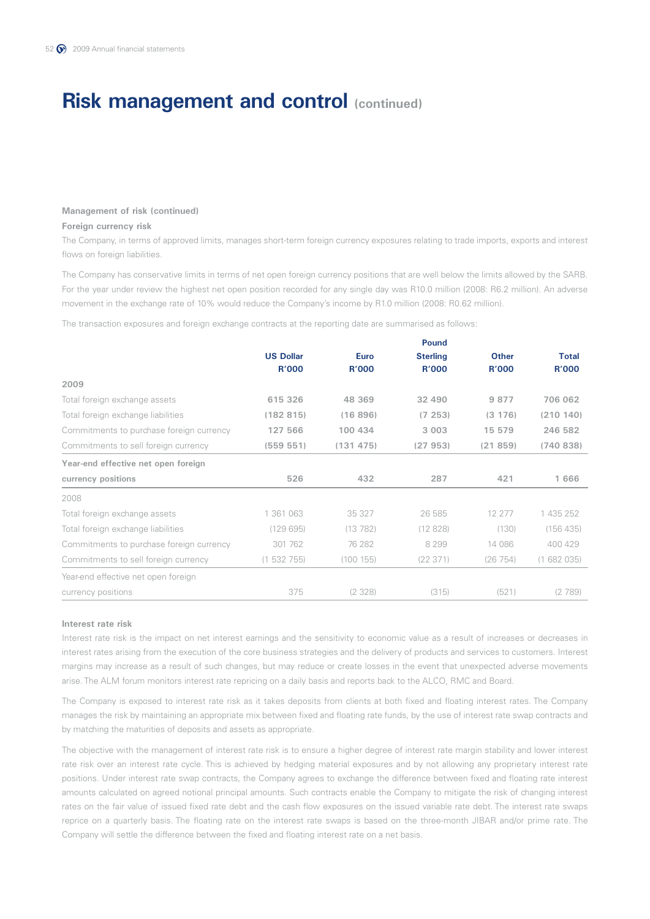# Risk management and control (continued)

**Management of risk (continued)**

**Foreign currency risk**

The Company, in terms of approved limits, manages short-term foreign currency exposures relating to trade imports, exports and interest flows on foreign liabilities.

The Company has conservative limits in terms of net open foreign currency positions that are well below the limits allowed by the SARB. For the year under review the highest net open position recorded for any single day was R10.0 million (2008: R6.2 million). An adverse movement in the exchange rate of 10% would reduce the Company's income by R1.0 million (2008: R0.62 million).

The transaction exposures and foreign exchange contracts at the reporting date are summarised as follows:

| | US Dollar R'000 | Euro R'000 | Pound Sterling R'000 | Other R'000 | Total R'000 |
|---|---|---|---|---|---|
| **2009** | | | | | |
| Total foreign exchange assets | **615 326** | **48 369** | **32 490** | **9 877** | **706 062** |
| Total foreign exchange liabilities | **(182 815)** | **(16 896)** | **(7 253)** | **(3 176)** | **(210 140)** |
| Commitments to purchase foreign currency | **127 566** | **100 434** | **3 003** | **15 579** | **246 582** |
| Commitments to sell foreign currency | **(559 551)** | **(131 475)** | **(27 953)** | **(21 859)** | **(740 838)** |
| **Year-end effective net open foreign currency positions** | **526** | **432** | **287** | **421** | **1 666** |
| 2008 | | | | | |
| Total foreign exchange assets | 1 361 063 | 35 327 | 26 585 | 12 277 | 1 435 252 |
| Total foreign exchange liabilities | (129 695) | (13 782) | (12 828) | (130) | (156 435) |
| Commitments to purchase foreign currency | 301 762 | 76 282 | 8 299 | 14 086 | 400 429 |
| Commitments to sell foreign currency | (1 532 755) | (100 155) | (22 371) | (26 754) | (1 682 035) |
| Year-end effective net open foreign currency positions | 375 | (2 328) | (315) | (521) | (2 789) |

**Interest rate risk**

Interest rate risk is the impact on net interest earnings and the sensitivity to economic value as a result of increases or decreases in interest rates arising from the execution of the core business strategies and the delivery of products and services to customers. Interest margins may increase as a result of such changes, but may reduce or create losses in the event that unexpected adverse movements arise. The ALM forum monitors interest rate repricing on a daily basis and reports back to the ALCO, RMC and Board.

The Company is exposed to interest rate risk as it takes deposits from clients at both fixed and floating interest rates. The Company manages the risk by maintaining an appropriate mix between fixed and floating rate funds, by the use of interest rate swap contracts and by matching the maturities of deposits and assets as appropriate.

The objective with the management of interest rate risk is to ensure a higher degree of interest rate margin stability and lower interest rate risk over an interest rate cycle. This is achieved by hedging material exposures and by not allowing any proprietary interest rate positions. Under interest rate swap contracts, the Company agrees to exchange the difference between fixed and floating rate interest amounts calculated on agreed notional principal amounts. Such contracts enable the Company to mitigate the risk of changing interest rates on the fair value of issued fixed rate debt and the cash flow exposures on the issued variable rate debt. The interest rate swaps reprice on a quarterly basis. The floating rate on the interest rate swaps is based on the three-month JIBAR and/or prime rate. The Company will settle the difference between the fixed and floating interest rate on a net basis.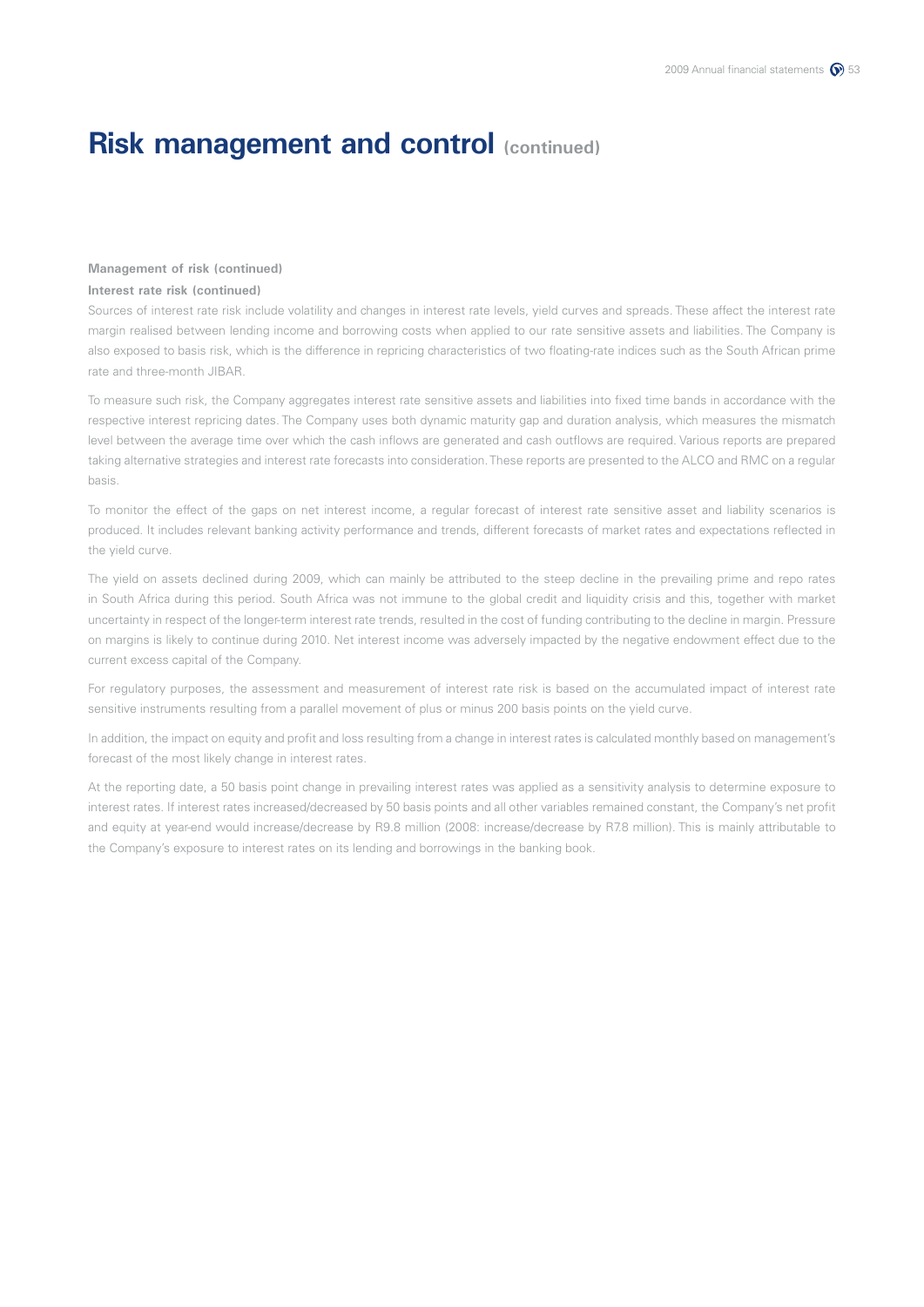# Risk management and control (continued)

**Management of risk (continued)**

**Interest rate risk (continued)**

Sources of interest rate risk include volatility and changes in interest rate levels, yield curves and spreads. These affect the interest rate margin realised between lending income and borrowing costs when applied to our rate sensitive assets and liabilities. The Company is also exposed to basis risk, which is the difference in repricing characteristics of two floating-rate indices such as the South African prime rate and three-month JIBAR.

To measure such risk, the Company aggregates interest rate sensitive assets and liabilities into fixed time bands in accordance with the respective interest repricing dates. The Company uses both dynamic maturity gap and duration analysis, which measures the mismatch level between the average time over which the cash inflows are generated and cash outflows are required. Various reports are prepared taking alternative strategies and interest rate forecasts into consideration. These reports are presented to the ALCO and RMC on a regular basis.

To monitor the effect of the gaps on net interest income, a regular forecast of interest rate sensitive asset and liability scenarios is produced. It includes relevant banking activity performance and trends, different forecasts of market rates and expectations reflected in the yield curve.

The yield on assets declined during 2009, which can mainly be attributed to the steep decline in the prevailing prime and repo rates in South Africa during this period. South Africa was not immune to the global credit and liquidity crisis and this, together with market uncertainty in respect of the longer-term interest rate trends, resulted in the cost of funding contributing to the decline in margin. Pressure on margins is likely to continue during 2010. Net interest income was adversely impacted by the negative endowment effect due to the current excess capital of the Company.

For regulatory purposes, the assessment and measurement of interest rate risk is based on the accumulated impact of interest rate sensitive instruments resulting from a parallel movement of plus or minus 200 basis points on the yield curve.

In addition, the impact on equity and profit and loss resulting from a change in interest rates is calculated monthly based on management's forecast of the most likely change in interest rates.

At the reporting date, a 50 basis point change in prevailing interest rates was applied as a sensitivity analysis to determine exposure to interest rates. If interest rates increased/decreased by 50 basis points and all other variables remained constant, the Company's net profit and equity at year-end would increase/decrease by R9.8 million (2008: increase/decrease by R7.8 million). This is mainly attributable to the Company's exposure to interest rates on its lending and borrowings in the banking book.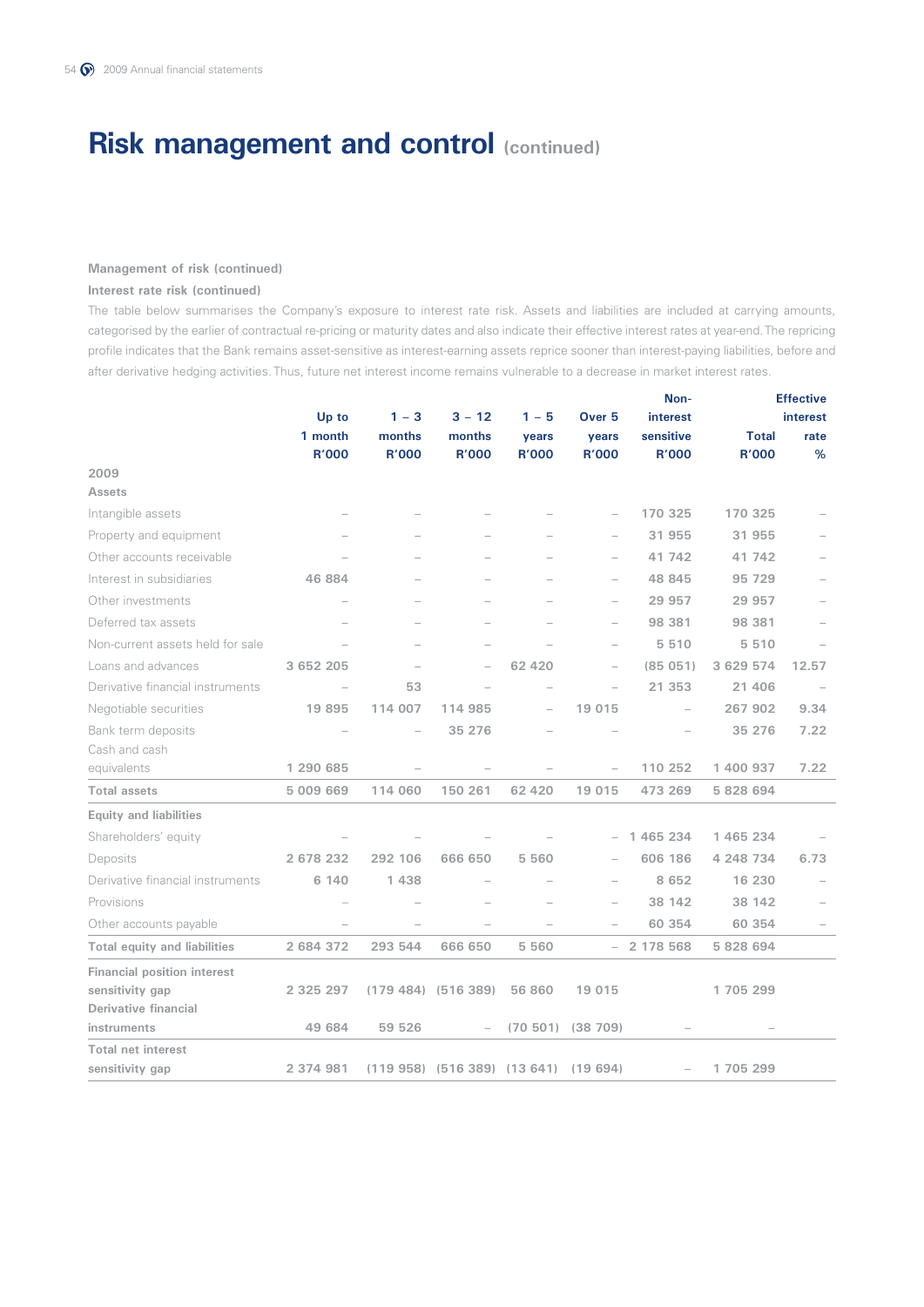# Risk management and control (continued)

**Management of risk (continued)**

**Interest rate risk (continued)**

The table below summarises the Company's exposure to interest rate risk. Assets and liabilities are included at carrying amounts, categorised by the earlier of contractual re-pricing or maturity dates and also indicate their effective interest rates at year-end. The repricing profile indicates that the Bank remains asset-sensitive as interest-earning assets reprice sooner than interest-paying liabilities, before and after derivative hedging activities. Thus, future net interest income remains vulnerable to a decrease in market interest rates.

| | Up to 1 month R'000 | 1 – 3 months R'000 | 3 – 12 months R'000 | 1 – 5 years R'000 | Over 5 years R'000 | Non-interest sensitive R'000 | Total R'000 | Effective interest rate % |
|---|---|---|---|---|---|---|---|---|
| **2009** | | | | | | | | |
| **Assets** | | | | | | | | |
| Intangible assets | – | – | – | – | – | 170 325 | 170 325 | – |
| Property and equipment | – | – | – | – | – | 31 955 | 31 955 | – |
| Other accounts receivable | – | – | – | – | – | 41 742 | 41 742 | – |
| Interest in subsidiaries | 46 884 | – | – | – | – | 48 845 | 95 729 | – |
| Other investments | – | – | – | – | – | 29 957 | 29 957 | – |
| Deferred tax assets | – | – | – | – | – | 98 381 | 98 381 | – |
| Non-current assets held for sale | – | – | – | – | – | 5 510 | 5 510 | – |
| Loans and advances | 3 652 205 | – | – | 62 420 | – | (85 051) | 3 629 574 | 12.57 |
| Derivative financial instruments | – | 53 | – | – | – | 21 353 | 21 406 | – |
| Negotiable securities | 19 895 | 114 007 | 114 985 | – | 19 015 | – | 267 902 | 9.34 |
| Bank term deposits | – | – | 35 276 | – | – | – | 35 276 | 7.22 |
| Cash and cash equivalents | 1 290 685 | – | – | – | – | 110 252 | 1 400 937 | 7.22 |
| **Total assets** | **5 009 669** | **114 060** | **150 261** | **62 420** | **19 015** | **473 269** | **5 828 694** | |
| **Equity and liabilities** | | | | | | | | |
| Shareholders' equity | – | – | – | – | – | 1 465 234 | 1 465 234 | – |
| Deposits | 2 678 232 | 292 106 | 666 650 | 5 560 | – | 606 186 | 4 248 734 | 6.73 |
| Derivative financial instruments | 6 140 | 1 438 | – | – | – | 8 652 | 16 230 | – |
| Provisions | – | – | – | – | – | 38 142 | 38 142 | – |
| Other accounts payable | – | – | – | – | – | 60 354 | 60 354 | – |
| **Total equity and liabilities** | **2 684 372** | **293 544** | **666 650** | **5 560** | **–** | **2 178 568** | **5 828 694** | |
| **Financial position interest sensitivity gap** | **2 325 297** | **(179 484)** | **(516 389)** | **56 860** | **19 015** | | **1 705 299** | |
| **Derivative financial instruments** | **49 684** | **59 526** | **–** | **(70 501)** | **(38 709)** | **–** | **–** | |
| **Total net interest sensitivity gap** | **2 374 981** | **(119 958)** | **(516 389)** | **(13 641)** | **(19 694)** | **–** | **1 705 299** | |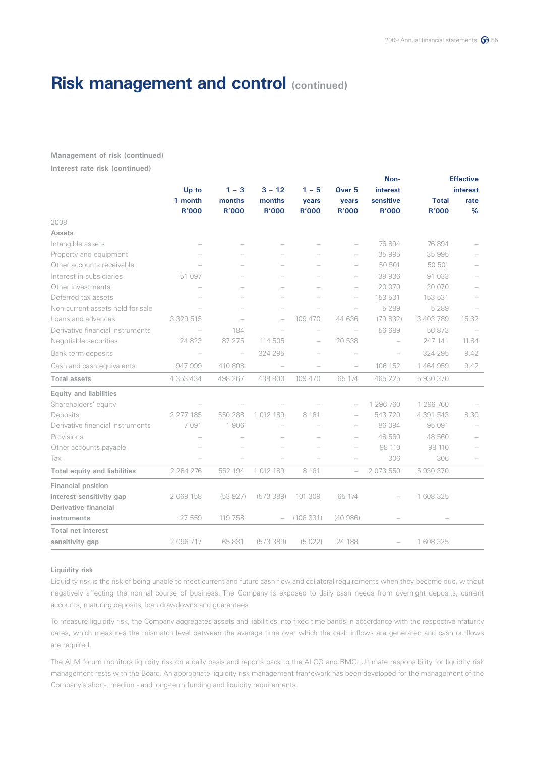# Risk management and control (continued)

**Management of risk (continued)**

**Interest rate risk (continued)**

| | Up to 1 month R'000 | 1 – 3 months R'000 | 3 – 12 months R'000 | 1 – 5 years R'000 | Over 5 years R'000 | Non-interest sensitive R'000 | Total R'000 | Effective interest rate % |
|---|---|---|---|---|---|---|---|---|
| 2008 | | | | | | | | |
| **Assets** | | | | | | | | |
| Intangible assets | – | – | – | – | – | 76 894 | 76 894 | – |
| Property and equipment | – | – | – | – | – | 35 995 | 35 995 | – |
| Other accounts receivable | – | – | – | – | – | 50 501 | 50 501 | – |
| Interest in subsidiaries | 51 097 | – | – | – | – | 39 936 | 91 033 | – |
| Other investments | – | – | – | – | – | 20 070 | 20 070 | – |
| Deferred tax assets | – | – | – | – | – | 153 531 | 153 531 | – |
| Non-current assets held for sale | – | – | – | – | – | 5 289 | 5 289 | – |
| Loans and advances | 3 329 515 | – | – | 109 470 | 44 636 | (79 832) | 3 403 789 | 15.32 |
| Derivative financial instruments | – | 184 | – | – | – | 56 689 | 56 873 | – |
| Negotiable securities | 24 823 | 87 275 | 114 505 | – | 20 538 | – | 247 141 | 11.84 |
| Bank term deposits | – | – | 324 295 | – | – | – | 324 295 | 9.42 |
| Cash and cash equivalents | 947 999 | 410 808 | – | – | – | 106 152 | 1 464 959 | 9.42 |
| **Total assets** | 4 353 434 | 498 267 | 438 800 | 109 470 | 65 174 | 465 225 | 5 930 370 | |
| **Equity and liabilities** | | | | | | | | |
| Shareholders' equity | – | – | – | – | – | 1 296 760 | 1 296 760 | – |
| Deposits | 2 277 185 | 550 288 | 1 012 189 | 8 161 | – | 543 720 | 4 391 543 | 8.30 |
| Derivative financial instruments | 7 091 | 1 906 | – | – | – | 86 094 | 95 091 | – |
| Provisions | – | – | – | – | – | 48 560 | 48 560 | – |
| Other accounts payable | – | – | – | – | – | 98 110 | 98 110 | – |
| Tax | – | – | – | – | – | 306 | 306 | – |
| **Total equity and liabilities** | 2 284 276 | 552 194 | 1 012 189 | 8 161 | – | 2 073 550 | 5 930 370 | |
| **Financial position interest sensitivity gap** | 2 069 158 | (53 927) | (573 389) | 101 309 | 65 174 | – | 1 608 325 | |
| **Derivative financial instruments** | 27 559 | 119 758 | – | (106 331) | (40 986) | – | – | |
| **Total net interest sensitivity gap** | 2 096 717 | 65 831 | (573 389) | (5 022) | 24 188 | – | 1 608 325 | |

**Liquidity risk**

Liquidity risk is the risk of being unable to meet current and future cash flow and collateral requirements when they become due, without negatively affecting the normal course of business. The Company is exposed to daily cash needs from overnight deposits, current accounts, maturing deposits, loan drawdowns and guarantees

To measure liquidity risk, the Company aggregates assets and liabilities into fixed time bands in accordance with the respective maturity dates, which measures the mismatch level between the average time over which the cash inflows are generated and cash outflows are required.

The ALM forum monitors liquidity risk on a daily basis and reports back to the ALCO and RMC. Ultimate responsibility for liquidity risk management rests with the Board. An appropriate liquidity risk management framework has been developed for the management of the Company's short-, medium- and long-term funding and liquidity requirements.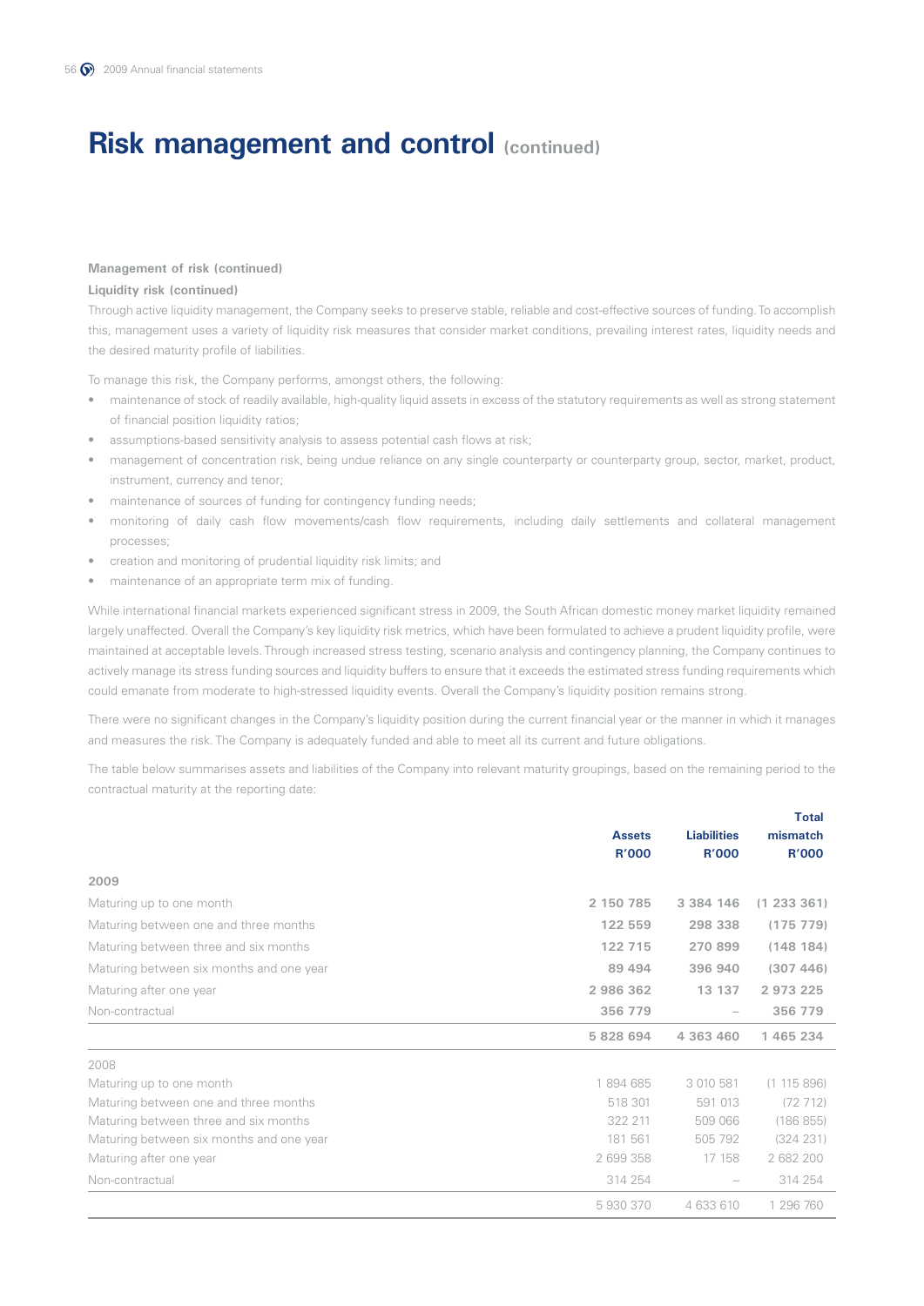# Risk management and control (continued)

**Management of risk (continued)**

**Liquidity risk (continued)**

Through active liquidity management, the Company seeks to preserve stable, reliable and cost-effective sources of funding. To accomplish this, management uses a variety of liquidity risk measures that consider market conditions, prevailing interest rates, liquidity needs and the desired maturity profile of liabilities.

To manage this risk, the Company performs, amongst others, the following:

- maintenance of stock of readily available, high-quality liquid assets in excess of the statutory requirements as well as strong statement of financial position liquidity ratios;
- assumptions-based sensitivity analysis to assess potential cash flows at risk;
- management of concentration risk, being undue reliance on any single counterparty or counterparty group, sector, market, product, instrument, currency and tenor;
- maintenance of sources of funding for contingency funding needs;
- monitoring of daily cash flow movements/cash flow requirements, including daily settlements and collateral management processes;
- creation and monitoring of prudential liquidity risk limits; and
- maintenance of an appropriate term mix of funding.

While international financial markets experienced significant stress in 2009, the South African domestic money market liquidity remained largely unaffected. Overall the Company's key liquidity risk metrics, which have been formulated to achieve a prudent liquidity profile, were maintained at acceptable levels. Through increased stress testing, scenario analysis and contingency planning, the Company continues to actively manage its stress funding sources and liquidity buffers to ensure that it exceeds the estimated stress funding requirements which could emanate from moderate to high-stressed liquidity events. Overall the Company's liquidity position remains strong.

There were no significant changes in the Company's liquidity position during the current financial year or the manner in which it manages and measures the risk. The Company is adequately funded and able to meet all its current and future obligations.

The table below summarises assets and liabilities of the Company into relevant maturity groupings, based on the remaining period to the contractual maturity at the reporting date:

| | Assets R'000 | Liabilities R'000 | Total mismatch R'000 |
|---|---|---|---|
| **2009** | | | |
| Maturing up to one month | **2 150 785** | **3 384 146** | **(1 233 361)** |
| Maturing between one and three months | **122 559** | **298 338** | **(175 779)** |
| Maturing between three and six months | **122 715** | **270 899** | **(148 184)** |
| Maturing between six months and one year | **89 494** | **396 940** | **(307 446)** |
| Maturing after one year | **2 986 362** | **13 137** | **2 973 225** |
| Non-contractual | **356 779** | – | **356 779** |
| | **5 828 694** | **4 363 460** | **1 465 234** |
| 2008 | | | |
| Maturing up to one month | 1 894 685 | 3 010 581 | (1 115 896) |
| Maturing between one and three months | 518 301 | 591 013 | (72 712) |
| Maturing between three and six months | 322 211 | 509 066 | (186 855) |
| Maturing between six months and one year | 181 561 | 505 792 | (324 231) |
| Maturing after one year | 2 699 358 | 17 158 | 2 682 200 |
| Non-contractual | 314 254 | – | 314 254 |
| | 5 930 370 | 4 633 610 | 1 296 760 |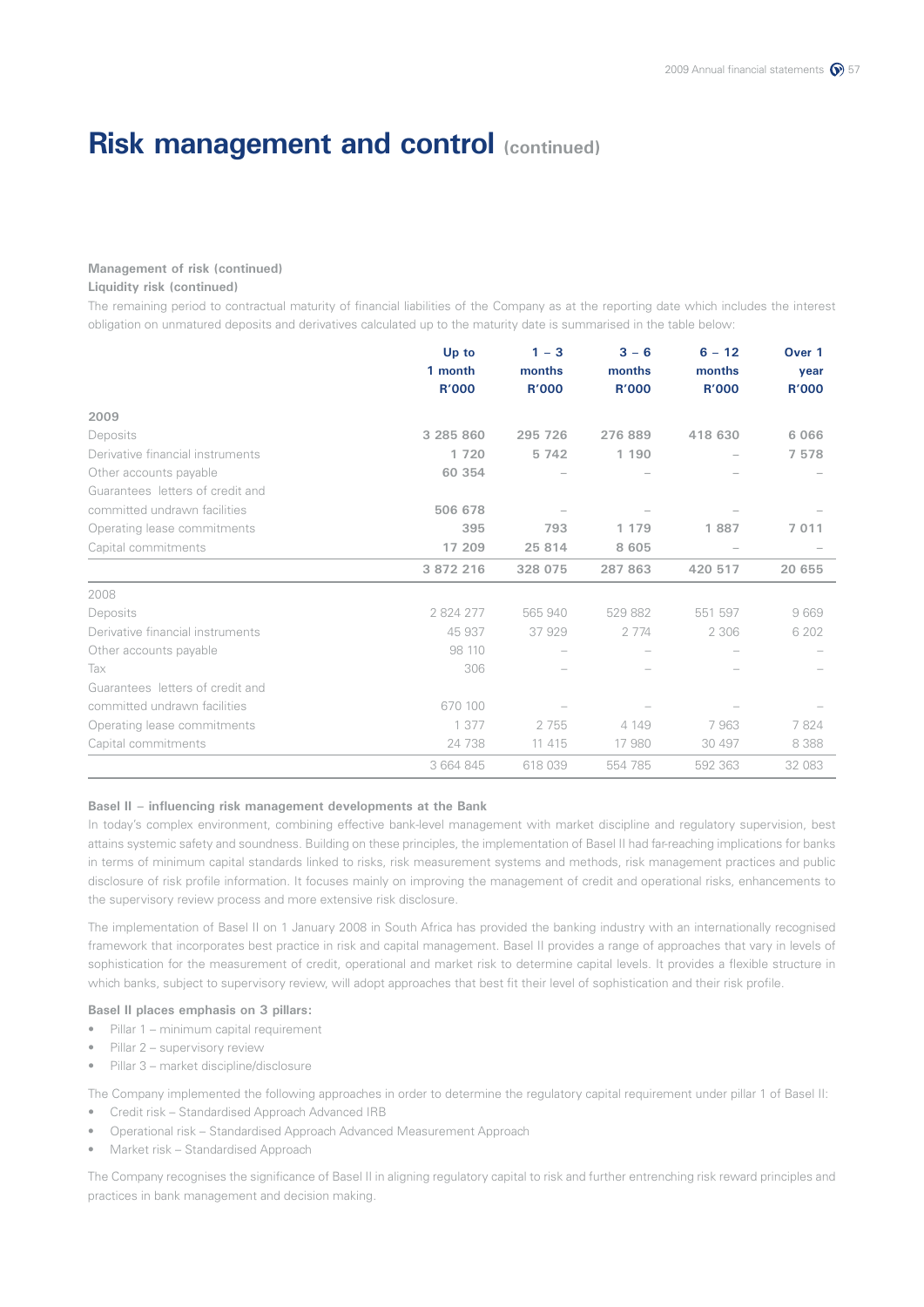# Risk management and control (continued)

**Management of risk (continued)**

**Liquidity risk (continued)**

The remaining period to contractual maturity of financial liabilities of the Company as at the reporting date which includes the interest obligation on unmatured deposits and derivatives calculated up to the maturity date is summarised in the table below:

| | Up to 1 month R'000 | 1 – 3 months R'000 | 3 – 6 months R'000 | 6 – 12 months R'000 | Over 1 year R'000 |
|---|---|---|---|---|---|
| **2009** | | | | | |
| Deposits | **3 285 860** | **295 726** | **276 889** | **418 630** | **6 066** |
| Derivative financial instruments | **1 720** | **5 742** | **1 190** | – | **7 578** |
| Other accounts payable | **60 354** | – | – | – | – |
| Guarantees letters of credit and committed undrawn facilities | **506 678** | – | – | – | – |
| Operating lease commitments | **395** | **793** | **1 179** | **1 887** | **7 011** |
| Capital commitments | **17 209** | **25 814** | **8 605** | – | – |
| | **3 872 216** | **328 075** | **287 863** | **420 517** | **20 655** |
| 2008 | | | | | |
| Deposits | 2 824 277 | 565 940 | 529 882 | 551 597 | 9 669 |
| Derivative financial instruments | 45 937 | 37 929 | 2 774 | 2 306 | 6 202 |
| Other accounts payable | 98 110 | – | – | – | – |
| Tax | 306 | – | – | – | – |
| Guarantees letters of credit and committed undrawn facilities | 670 100 | – | – | – | – |
| Operating lease commitments | 1 377 | 2 755 | 4 149 | 7 963 | 7 824 |
| Capital commitments | 24 738 | 11 415 | 17 980 | 30 497 | 8 388 |
| | 3 664 845 | 618 039 | 554 785 | 592 363 | 32 083 |

**Basel II – influencing risk management developments at the Bank**

In today's complex environment, combining effective bank-level management with market discipline and regulatory supervision, best attains systemic safety and soundness. Building on these principles, the implementation of Basel II had far-reaching implications for banks in terms of minimum capital standards linked to risks, risk measurement systems and methods, risk management practices and public disclosure of risk profile information. It focuses mainly on improving the management of credit and operational risks, enhancements to the supervisory review process and more extensive risk disclosure.

The implementation of Basel II on 1 January 2008 in South Africa has provided the banking industry with an internationally recognised framework that incorporates best practice in risk and capital management. Basel II provides a range of approaches that vary in levels of sophistication for the measurement of credit, operational and market risk to determine capital levels. It provides a flexible structure in which banks, subject to supervisory review, will adopt approaches that best fit their level of sophistication and their risk profile.

**Basel II places emphasis on 3 pillars:**

- Pillar 1 – minimum capital requirement
- Pillar 2 – supervisory review
- Pillar 3 – market discipline/disclosure

The Company implemented the following approaches in order to determine the regulatory capital requirement under pillar 1 of Basel II:

- Credit risk – Standardised Approach Advanced IRB
- Operational risk – Standardised Approach Advanced Measurement Approach
- Market risk – Standardised Approach

The Company recognises the significance of Basel II in aligning regulatory capital to risk and further entrenching risk reward principles and practices in bank management and decision making.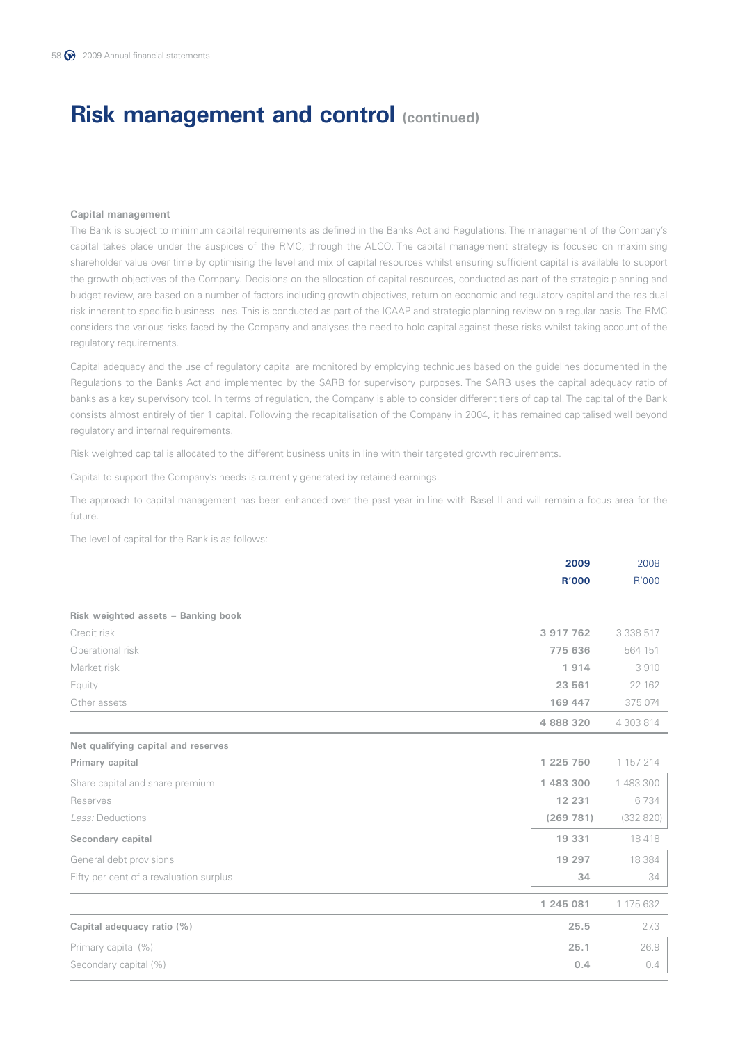# Risk management and control (continued)

**Capital management**

The Bank is subject to minimum capital requirements as defined in the Banks Act and Regulations. The management of the Company's capital takes place under the auspices of the RMC, through the ALCO. The capital management strategy is focused on maximising shareholder value over time by optimising the level and mix of capital resources whilst ensuring sufficient capital is available to support the growth objectives of the Company. Decisions on the allocation of capital resources, conducted as part of the strategic planning and budget review, are based on a number of factors including growth objectives, return on economic and regulatory capital and the residual risk inherent to specific business lines. This is conducted as part of the ICAAP and strategic planning review on a regular basis. The RMC considers the various risks faced by the Company and analyses the need to hold capital against these risks whilst taking account of the regulatory requirements.

Capital adequacy and the use of regulatory capital are monitored by employing techniques based on the guidelines documented in the Regulations to the Banks Act and implemented by the SARB for supervisory purposes. The SARB uses the capital adequacy ratio of banks as a key supervisory tool. In terms of regulation, the Company is able to consider different tiers of capital. The capital of the Bank consists almost entirely of tier 1 capital. Following the recapitalisation of the Company in 2004, it has remained capitalised well beyond regulatory and internal requirements.

Risk weighted capital is allocated to the different business units in line with their targeted growth requirements.

Capital to support the Company's needs is currently generated by retained earnings.

The approach to capital management has been enhanced over the past year in line with Basel II and will remain a focus area for the future.

The level of capital for the Bank is as follows:

| | 2009 R'000 | 2008 R'000 |
|---|---|---|
| **Risk weighted assets – Banking book** | | |
| Credit risk | **3 917 762** | 3 338 517 |
| Operational risk | **775 636** | 564 151 |
| Market risk | **1 914** | 3 910 |
| Equity | **23 561** | 22 162 |
| Other assets | **169 447** | 375 074 |
| | **4 888 320** | 4 303 814 |
| **Net qualifying capital and reserves** | | |
| **Primary capital** | **1 225 750** | 1 157 214 |
| Share capital and share premium | **1 483 300** | 1 483 300 |
| Reserves | **12 231** | 6 734 |
| *Less:* Deductions | **(269 781)** | (332 820) |
| **Secondary capital** | **19 331** | 18 418 |
| General debt provisions | **19 297** | 18 384 |
| Fifty per cent of a revaluation surplus | **34** | 34 |
| | **1 245 081** | 1 175 632 |
| **Capital adequacy ratio (%)** | **25.5** | 27.3 |
| Primary capital (%) | **25.1** | 26.9 |
| Secondary capital (%) | **0.4** | 0.4 |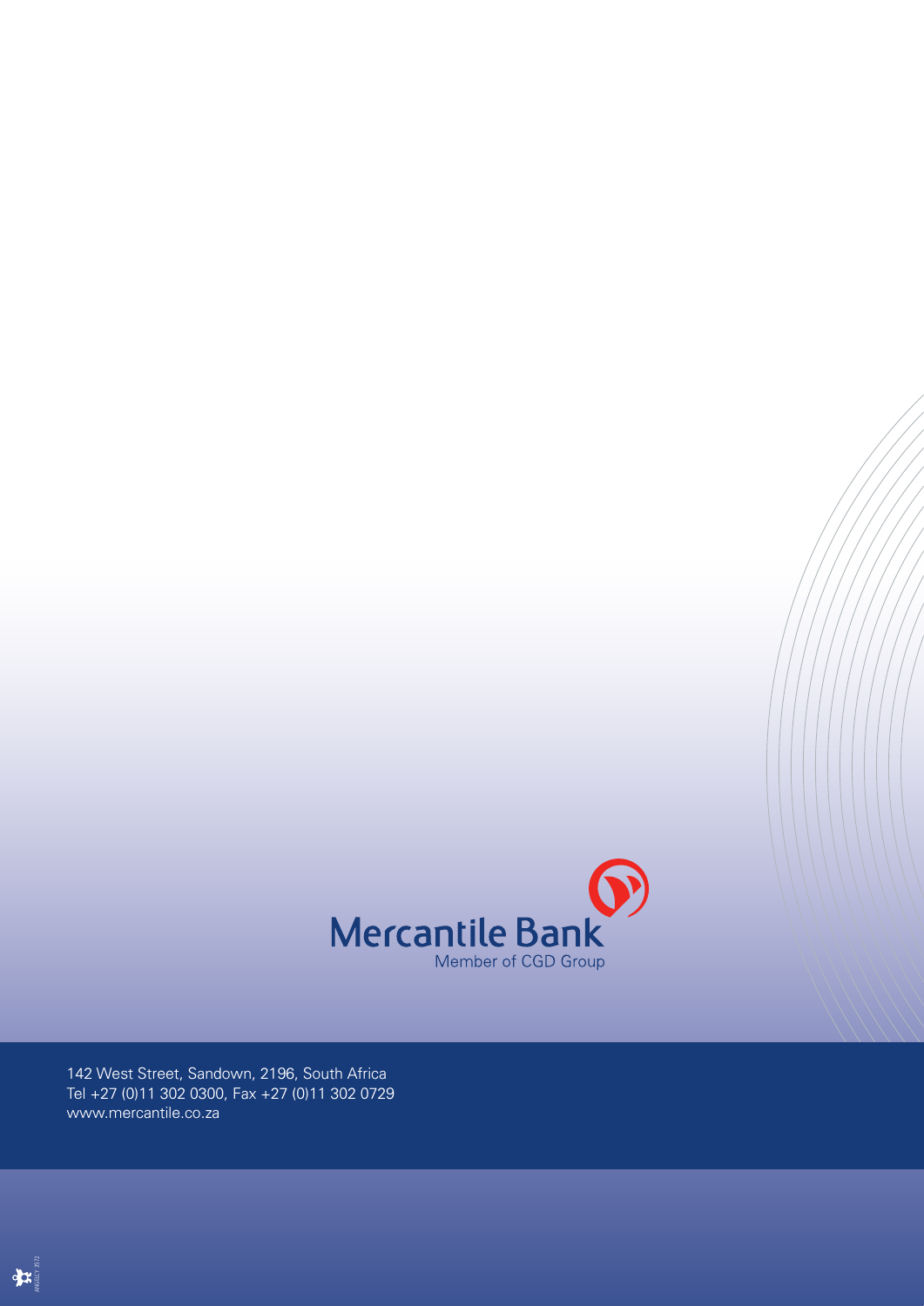Mercantile Bank
Member of CGD Group

142 West Street, Sandown, 2196, South Africa
Tel +27 (0)11 302 0300, Fax +27 (0)11 302 0729
www.mercantile.co.za